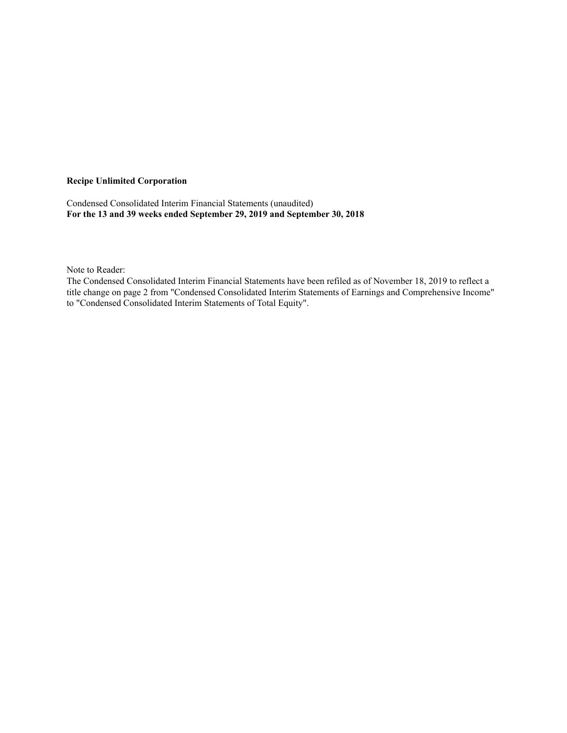**Recipe Unlimited Corporation**

Condensed Consolidated Interim Financial Statements (unaudited)
**For the 13 and 39 weeks ended September 29, 2019 and September 30, 2018**

Note to Reader:
The Condensed Consolidated Interim Financial Statements have been refiled as of November 18, 2019 to reflect a title change on page 2 from "Condensed Consolidated Interim Statements of Earnings and Comprehensive Income" to "Condensed Consolidated Interim Statements of Total Equity".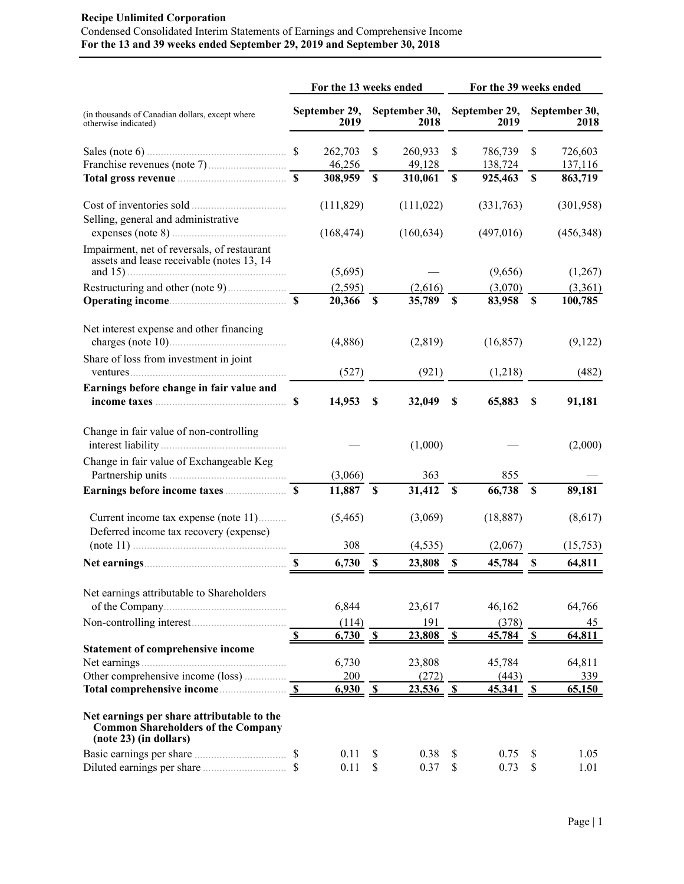**Recipe Unlimited Corporation**

Condensed Consolidated Interim Statements of Earnings and Comprehensive Income

**For the 13 and 39 weeks ended September 29, 2019 and September 30, 2018**

| (in thousands of Canadian dollars, except where otherwise indicated) | For the 13 weeks ended | | For the 39 weeks ended | |
|---|---|---|---|---|
| | **September 29, 2019** | **September 30, 2018** | **September 29, 2019** | **September 30, 2018** |
| Sales (note 6) | $ 262,703 | $ 260,933 | $ 786,739 | $ 726,603 |
| Franchise revenues (note 7) | 46,256 | 49,128 | 138,724 | 137,116 |
| **Total gross revenue** | **$ 308,959** | **$ 310,061** | **$ 925,463** | **$ 863,719** |
| Cost of inventories sold | (111,829) | (111,022) | (331,763) | (301,958) |
| Selling, general and administrative expenses (note 8) | (168,474) | (160,634) | (497,016) | (456,348) |
| Impairment, net of reversals, of restaurant assets and lease receivable (notes 13, 14 and 15) | (5,695) | — | (9,656) | (1,267) |
| Restructuring and other (note 9) | (2,595) | (2,616) | (3,070) | (3,361) |
| **Operating income** | **$ 20,366** | **$ 35,789** | **$ 83,958** | **$ 100,785** |
| Net interest expense and other financing charges (note 10) | (4,886) | (2,819) | (16,857) | (9,122) |
| Share of loss from investment in joint ventures | (527) | (921) | (1,218) | (482) |
| **Earnings before change in fair value and income taxes** | **$ 14,953** | **$ 32,049** | **$ 65,883** | **$ 91,181** |
| Change in fair value of non-controlling interest liability | — | (1,000) | — | (2,000) |
| Change in fair value of Exchangeable Keg Partnership units | (3,066) | 363 | 855 | — |
| **Earnings before income taxes** | **$ 11,887** | **$ 31,412** | **$ 66,738** | **$ 89,181** |
| Current income tax expense (note 11) | (5,465) | (3,069) | (18,887) | (8,617) |
| Deferred income tax recovery (expense) (note 11) | 308 | (4,535) | (2,067) | (15,753) |
| **Net earnings** | **$ 6,730** | **$ 23,808** | **$ 45,784** | **$ 64,811** |
| Net earnings attributable to Shareholders of the Company | 6,844 | 23,617 | 46,162 | 64,766 |
| Non-controlling interest | (114) | 191 | (378) | 45 |
| | $ 6,730 | $ 23,808 | $ 45,784 | $ 64,811 |
| **Statement of comprehensive income** | | | | |
| Net earnings | 6,730 | 23,808 | 45,784 | 64,811 |
| Other comprehensive income (loss) | 200 | (272) | (443) | 339 |
| **Total comprehensive income** | $ 6,930 | $ 23,536 | $ 45,341 | $ 65,150 |
| **Net earnings per share attributable to the Common Shareholders of the Company (note 23) (in dollars)** | | | | |
| Basic earnings per share | $ 0.11 | $ 0.38 | $ 0.75 | $ 1.05 |
| Diluted earnings per share | $ 0.11 | $ 0.37 | $ 0.73 | $ 1.01 |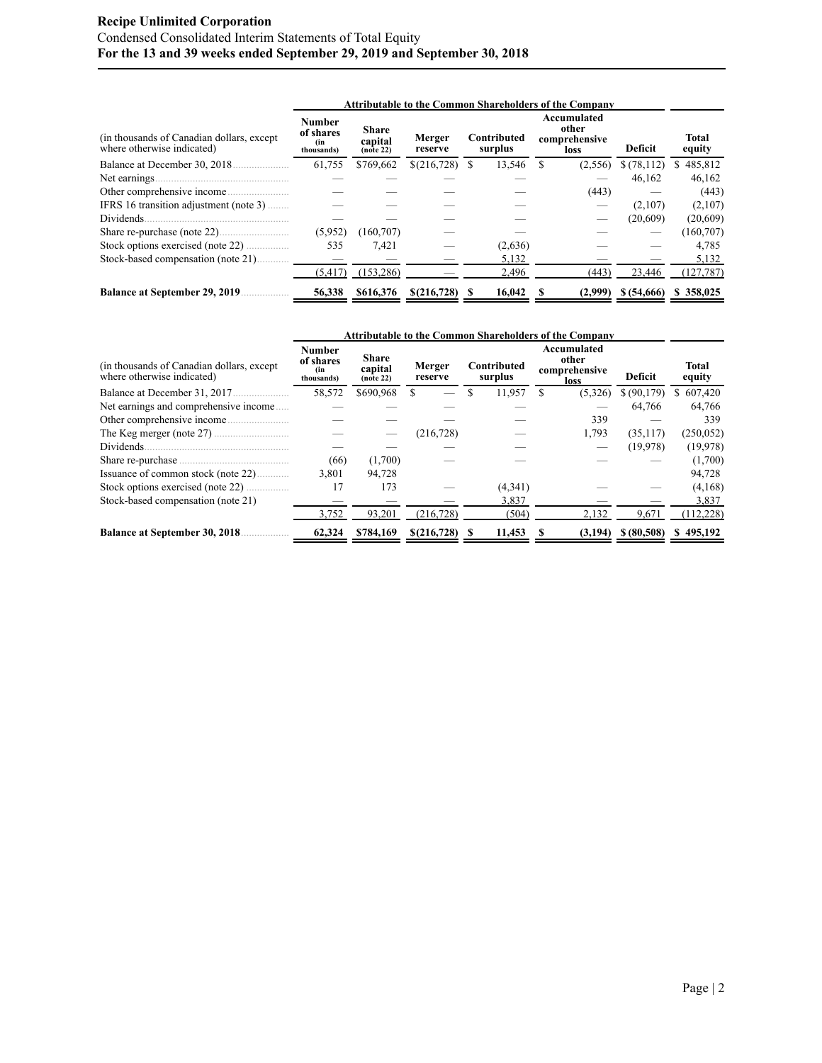**Recipe Unlimited Corporation**
Condensed Consolidated Interim Statements of Total Equity
**For the 13 and 39 weeks ended September 29, 2019 and September 30, 2018**

| | Attributable to the Common Shareholders of the Company | | | | | | |
|---|---|---|---|---|---|---|---|
| (in thousands of Canadian dollars, except where otherwise indicated) | Number of shares (in thousands) | Share capital (note 22) | Merger reserve | Contributed surplus | Accumulated other comprehensive loss | Deficit | Total equity |
| Balance at December 30, 2018 | 61,755 | $769,662 | $(216,728) | $ 13,546 | $ (2,556) | $ (78,112) | $ 485,812 |
| Net earnings | — | — | — | — | — | 46,162 | 46,162 |
| Other comprehensive income | — | — | — | — | (443) | — | (443) |
| IFRS 16 transition adjustment (note 3) | — | — | — | — | — | (2,107) | (2,107) |
| Dividends | — | — | — | — | — | (20,609) | (20,609) |
| Share re-purchase (note 22) | (5,952) | (160,707) | — | — | — | — | (160,707) |
| Stock options exercised (note 22) | 535 | 7,421 | — | (2,636) | — | — | 4,785 |
| Stock-based compensation (note 21) | — | — | — | 5,132 | — | — | 5,132 |
| | (5,417) | (153,286) | — | 2,496 | (443) | 23,446 | (127,787) |
| **Balance at September 29, 2019** | **56,338** | **$616,376** | **$(216,728)** | **$ 16,042** | **$ (2,999)** | **$ (54,666)** | **$ 358,025** |

| | Attributable to the Common Shareholders of the Company | | | | | | |
|---|---|---|---|---|---|---|---|
| (in thousands of Canadian dollars, except where otherwise indicated) | Number of shares (in thousands) | Share capital (note 22) | Merger reserve | Contributed surplus | Accumulated other comprehensive loss | Deficit | Total equity |
| Balance at December 31, 2017 | 58,572 | $690,968 | $ — | $ 11,957 | $ (5,326) | $ (90,179) | $ 607,420 |
| Net earnings and comprehensive income | — | — | — | — | — | 64,766 | 64,766 |
| Other comprehensive income | — | — | — | — | 339 | — | 339 |
| The Keg merger (note 27) | — | — | (216,728) | — | 1,793 | (35,117) | (250,052) |
| Dividends | — | — | — | — | — | (19,978) | (19,978) |
| Share re-purchase | (66) | (1,700) | — | — | — | — | (1,700) |
| Issuance of common stock (note 22) | 3,801 | 94,728 | | | | | 94,728 |
| Stock options exercised (note 22) | 17 | 173 | — | (4,341) | — | — | (4,168) |
| Stock-based compensation (note 21) | — | — | — | 3,837 | — | — | 3,837 |
| | 3,752 | 93,201 | (216,728) | (504) | 2,132 | 9,671 | (112,228) |
| **Balance at September 30, 2018** | **62,324** | **$784,169** | **$(216,728)** | **$ 11,453** | **$ (3,194)** | **$ (80,508)** | **$ 495,192** |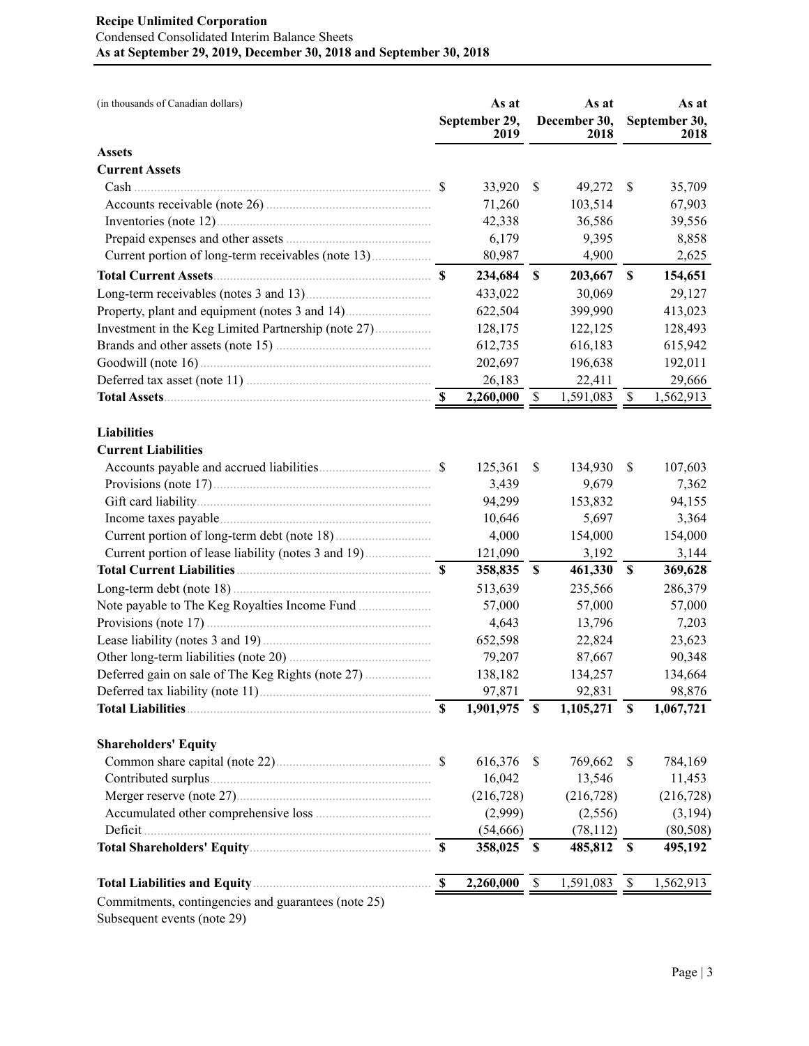**Recipe Unlimited Corporation**
Condensed Consolidated Interim Balance Sheets
**As at September 29, 2019, December 30, 2018 and September 30, 2018**

| (in thousands of Canadian dollars) | As at September 29, 2019 | As at December 30, 2018 | As at September 30, 2018 |
|---|---|---|---|
| **Assets** | | | |
| **Current Assets** | | | |
| Cash | $ 33,920 | $ 49,272 | $ 35,709 |
| Accounts receivable (note 26) | 71,260 | 103,514 | 67,903 |
| Inventories (note 12) | 42,338 | 36,586 | 39,556 |
| Prepaid expenses and other assets | 6,179 | 9,395 | 8,858 |
| Current portion of long-term receivables (note 13) | 80,987 | 4,900 | 2,625 |
| **Total Current Assets** | **$ 234,684** | **$ 203,667** | **$ 154,651** |
| Long-term receivables (notes 3 and 13) | 433,022 | 30,069 | 29,127 |
| Property, plant and equipment (notes 3 and 14) | 622,504 | 399,990 | 413,023 |
| Investment in the Keg Limited Partnership (note 27) | 128,175 | 122,125 | 128,493 |
| Brands and other assets (note 15) | 612,735 | 616,183 | 615,942 |
| Goodwill (note 16) | 202,697 | 196,638 | 192,011 |
| Deferred tax asset (note 11) | 26,183 | 22,411 | 29,666 |
| **Total Assets** | **$ 2,260,000** | $ 1,591,083 | $ 1,562,913 |
| **Liabilities** | | | |
| **Current Liabilities** | | | |
| Accounts payable and accrued liabilities | $ 125,361 | $ 134,930 | $ 107,603 |
| Provisions (note 17) | 3,439 | 9,679 | 7,362 |
| Gift card liability | 94,299 | 153,832 | 94,155 |
| Income taxes payable | 10,646 | 5,697 | 3,364 |
| Current portion of long-term debt (note 18) | 4,000 | 154,000 | 154,000 |
| Current portion of lease liability (notes 3 and 19) | 121,090 | 3,192 | 3,144 |
| **Total Current Liabilities** | **$ 358,835** | **$ 461,330** | **$ 369,628** |
| Long-term debt (note 18) | 513,639 | 235,566 | 286,379 |
| Note payable to The Keg Royalties Income Fund | 57,000 | 57,000 | 57,000 |
| Provisions (note 17) | 4,643 | 13,796 | 7,203 |
| Lease liability (notes 3 and 19) | 652,598 | 22,824 | 23,623 |
| Other long-term liabilities (note 20) | 79,207 | 87,667 | 90,348 |
| Deferred gain on sale of The Keg Rights (note 27) | 138,182 | 134,257 | 134,664 |
| Deferred tax liability (note 11) | 97,871 | 92,831 | 98,876 |
| **Total Liabilities** | **$ 1,901,975** | **$ 1,105,271** | **$ 1,067,721** |
| **Shareholders' Equity** | | | |
| Common share capital (note 22) | $ 616,376 | $ 769,662 | $ 784,169 |
| Contributed surplus | 16,042 | 13,546 | 11,453 |
| Merger reserve (note 27) | (216,728) | (216,728) | (216,728) |
| Accumulated other comprehensive loss | (2,999) | (2,556) | (3,194) |
| Deficit | (54,666) | (78,112) | (80,508) |
| **Total Shareholders' Equity** | **$ 358,025** | **$ 485,812** | **$ 495,192** |
| **Total Liabilities and Equity** | **$ 2,260,000** | $ 1,591,083 | $ 1,562,913 |

Commitments, contingencies and guarantees (note 25)
Subsequent events (note 29)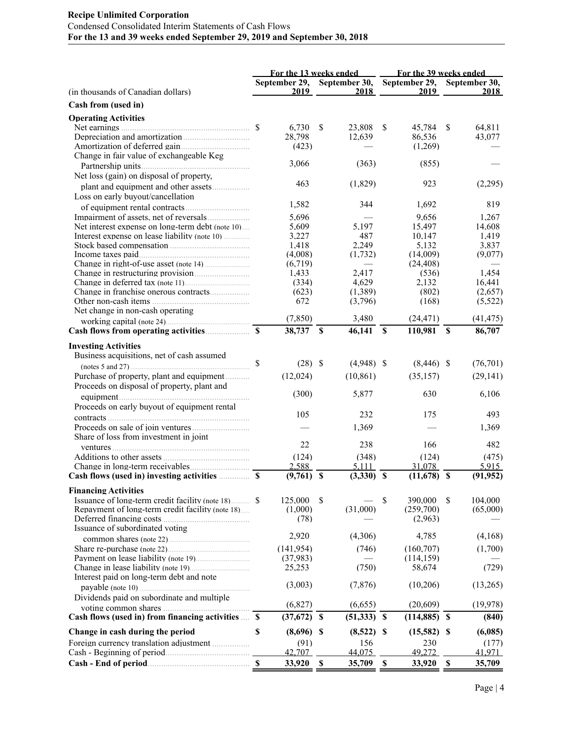**Recipe Unlimited Corporation**
Condensed Consolidated Interim Statements of Cash Flows
**For the 13 and 39 weeks ended September 29, 2019 and September 30, 2018**

| (in thousands of Canadian dollars) | For the 13 weeks ended September 29, 2019 | For the 13 weeks ended September 30, 2018 | For the 39 weeks ended September 29, 2019 | For the 39 weeks ended September 30, 2018 |
|---|---|---|---|---|
| **Cash from (used in)** | | | | |
| **Operating Activities** | | | | |
| Net earnings | $ 6,730 | $ 23,808 | $ 45,784 | $ 64,811 |
| Depreciation and amortization | 28,798 | 12,639 | 86,536 | 43,077 |
| Amortization of deferred gain | (423) | — | (1,269) | — |
| Change in fair value of exchangeable Keg Partnership units | 3,066 | (363) | (855) | — |
| Net loss (gain) on disposal of property, plant and equipment and other assets | 463 | (1,829) | 923 | (2,295) |
| Loss on early buyout/cancellation of equipment rental contracts | 1,582 | 344 | 1,692 | 819 |
| Impairment of assets, net of reversals | 5,696 | — | 9,656 | 1,267 |
| Net interest expense on long-term debt (note 10) | 5,609 | 5,197 | 15,497 | 14,608 |
| Interest expense on lease liability (note 10) | 3,227 | 487 | 10,147 | 1,419 |
| Stock based compensation | 1,418 | 2,249 | 5,132 | 3,837 |
| Income taxes paid | (4,008) | (1,732) | (14,009) | (9,077) |
| Change in right-of-use asset (note 14) | (6,719) | — | (24,408) | — |
| Change in restructuring provision | 1,433 | 2,417 | (536) | 1,454 |
| Change in deferred tax (note 11) | (334) | 4,629 | 2,132 | 16,441 |
| Change in franchise onerous contracts | (623) | (1,389) | (802) | (2,657) |
| Other non-cash items | 672 | (3,796) | (168) | (5,522) |
| Net change in non-cash operating working capital (note 24) | (7,850) | 3,480 | (24,471) | (41,475) |
| **Cash flows from operating activities** | **$ 38,737** | **$ 46,141** | **$ 110,981** | **$ 86,707** |
| **Investing Activities** | | | | |
| Business acquisitions, net of cash assumed (notes 5 and 27) | $ (28) | $ (4,948) | $ (8,446) | $ (76,701) |
| Purchase of property, plant and equipment | (12,024) | (10,861) | (35,157) | (29,141) |
| Proceeds on disposal of property, plant and equipment | (300) | 5,877 | 630 | 6,106 |
| Proceeds on early buyout of equipment rental contracts | 105 | 232 | 175 | 493 |
| Proceeds on sale of join ventures | — | 1,369 | — | 1,369 |
| Share of loss from investment in joint ventures | 22 | 238 | 166 | 482 |
| Additions to other assets | (124) | (348) | (124) | (475) |
| Change in long-term receivables | 2,588 | 5,111 | 31,078 | 5,915 |
| **Cash flows (used in) investing activities** | **$ (9,761)** | **$ (3,330)** | **$ (11,678)** | **$ (91,952)** |
| **Financing Activities** | | | | |
| Issuance of long-term credit facility (note 18) | $ 125,000 | $ — | $ 390,000 | $ 104,000 |
| Repayment of long-term credit facility (note 18) | (1,000) | (31,000) | (259,700) | (65,000) |
| Deferred financing costs | (78) | — | (2,963) | — |
| Issuance of subordinated voting common shares (note 22) | 2,920 | (4,306) | 4,785 | (4,168) |
| Share re-purchase (note 22) | (141,954) | (746) | (160,707) | (1,700) |
| Payment on lease liability (note 19) | (37,983) | — | (114,159) | — |
| Change in lease liability (note 19) | 25,253 | (750) | 58,674 | (729) |
| Interest paid on long-term debt and note payable (note 10) | (3,003) | (7,876) | (10,206) | (13,265) |
| Dividends paid on subordinate and multiple voting common shares | (6,827) | (6,655) | (20,609) | (19,978) |
| **Cash flows (used in) from financing activities** | **$ (37,672)** | **$ (51,333)** | **$ (114,885)** | **$ (840)** |
| **Change in cash during the period** | **$ (8,696)** | **$ (8,522)** | **$ (15,582)** | **$ (6,085)** |
| Foreign currency translation adjustment | (91) | 156 | 230 | (177) |
| Cash - Beginning of period | 42,707 | 44,075 | 49,272 | 41,971 |
| **Cash - End of period** | **$ 33,920** | **$ 35,709** | **$ 33,920** | **$ 35,709** |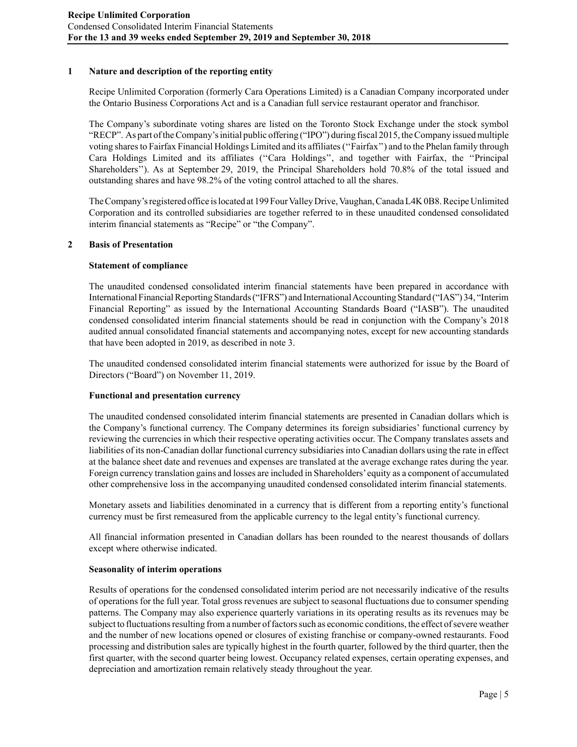## 1 Nature and description of the reporting entity

Recipe Unlimited Corporation (formerly Cara Operations Limited) is a Canadian Company incorporated under the Ontario Business Corporations Act and is a Canadian full service restaurant operator and franchisor.

The Company's subordinate voting shares are listed on the Toronto Stock Exchange under the stock symbol "RECP". As part of the Company's initial public offering ("IPO") during fiscal 2015, the Company issued multiple voting shares to Fairfax Financial Holdings Limited and its affiliates (''Fairfax'') and to the Phelan family through Cara Holdings Limited and its affiliates (''Cara Holdings'', and together with Fairfax, the ''Principal Shareholders''). As at September 29, 2019, the Principal Shareholders hold 70.8% of the total issued and outstanding shares and have 98.2% of the voting control attached to all the shares.

The Company's registered office is located at 199 Four Valley Drive, Vaughan, Canada L4K 0B8. Recipe Unlimited Corporation and its controlled subsidiaries are together referred to in these unaudited condensed consolidated interim financial statements as "Recipe" or "the Company".

## 2 Basis of Presentation

### Statement of compliance

The unaudited condensed consolidated interim financial statements have been prepared in accordance with International Financial Reporting Standards ("IFRS") and International Accounting Standard ("IAS") 34, "Interim Financial Reporting" as issued by the International Accounting Standards Board ("IASB"). The unaudited condensed consolidated interim financial statements should be read in conjunction with the Company's 2018 audited annual consolidated financial statements and accompanying notes, except for new accounting standards that have been adopted in 2019, as described in note 3.

The unaudited condensed consolidated interim financial statements were authorized for issue by the Board of Directors ("Board") on November 11, 2019.

### Functional and presentation currency

The unaudited condensed consolidated interim financial statements are presented in Canadian dollars which is the Company's functional currency. The Company determines its foreign subsidiaries' functional currency by reviewing the currencies in which their respective operating activities occur. The Company translates assets and liabilities of its non-Canadian dollar functional currency subsidiaries into Canadian dollars using the rate in effect at the balance sheet date and revenues and expenses are translated at the average exchange rates during the year. Foreign currency translation gains and losses are included in Shareholders' equity as a component of accumulated other comprehensive loss in the accompanying unaudited condensed consolidated interim financial statements.

Monetary assets and liabilities denominated in a currency that is different from a reporting entity's functional currency must be first remeasured from the applicable currency to the legal entity's functional currency.

All financial information presented in Canadian dollars has been rounded to the nearest thousands of dollars except where otherwise indicated.

### Seasonality of interim operations

Results of operations for the condensed consolidated interim period are not necessarily indicative of the results of operations for the full year. Total gross revenues are subject to seasonal fluctuations due to consumer spending patterns. The Company may also experience quarterly variations in its operating results as its revenues may be subject to fluctuations resulting from a number of factors such as economic conditions, the effect of severe weather and the number of new locations opened or closures of existing franchise or company-owned restaurants. Food processing and distribution sales are typically highest in the fourth quarter, followed by the third quarter, then the first quarter, with the second quarter being lowest. Occupancy related expenses, certain operating expenses, and depreciation and amortization remain relatively steady throughout the year.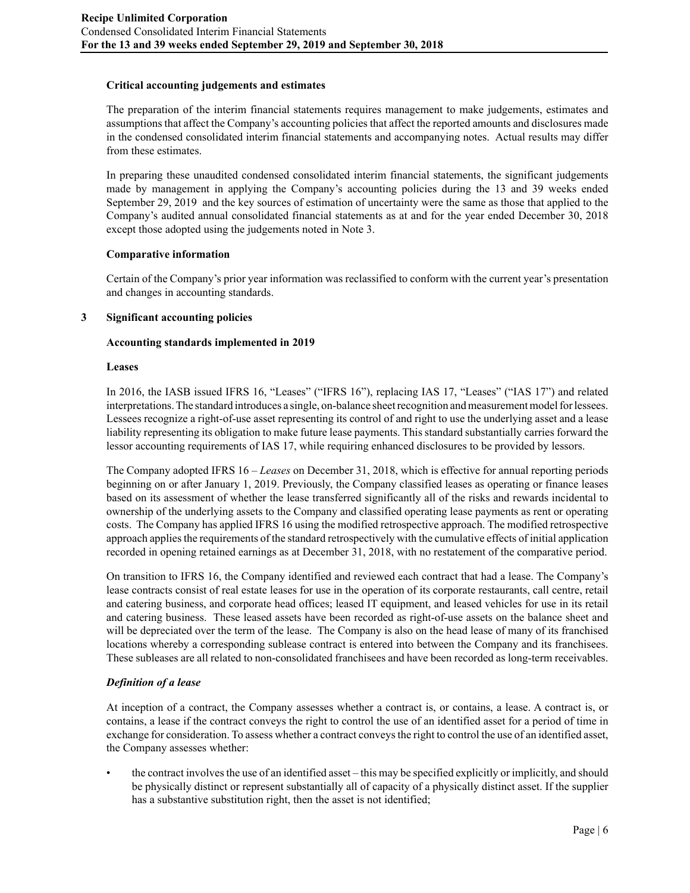**Critical accounting judgements and estimates**

The preparation of the interim financial statements requires management to make judgements, estimates and assumptions that affect the Company's accounting policies that affect the reported amounts and disclosures made in the condensed consolidated interim financial statements and accompanying notes. Actual results may differ from these estimates.

In preparing these unaudited condensed consolidated interim financial statements, the significant judgements made by management in applying the Company's accounting policies during the 13 and 39 weeks ended September 29, 2019 and the key sources of estimation of uncertainty were the same as those that applied to the Company's audited annual consolidated financial statements as at and for the year ended December 30, 2018 except those adopted using the judgements noted in Note 3.

**Comparative information**

Certain of the Company's prior year information was reclassified to conform with the current year's presentation and changes in accounting standards.

## 3 Significant accounting policies

**Accounting standards implemented in 2019**

**Leases**

In 2016, the IASB issued IFRS 16, "Leases" ("IFRS 16"), replacing IAS 17, "Leases" ("IAS 17") and related interpretations. The standard introduces a single, on-balance sheet recognition and measurement model for lessees. Lessees recognize a right-of-use asset representing its control of and right to use the underlying asset and a lease liability representing its obligation to make future lease payments. This standard substantially carries forward the lessor accounting requirements of IAS 17, while requiring enhanced disclosures to be provided by lessors.

The Company adopted IFRS 16 – *Leases* on December 31, 2018, which is effective for annual reporting periods beginning on or after January 1, 2019. Previously, the Company classified leases as operating or finance leases based on its assessment of whether the lease transferred significantly all of the risks and rewards incidental to ownership of the underlying assets to the Company and classified operating lease payments as rent or operating costs. The Company has applied IFRS 16 using the modified retrospective approach. The modified retrospective approach applies the requirements of the standard retrospectively with the cumulative effects of initial application recorded in opening retained earnings as at December 31, 2018, with no restatement of the comparative period.

On transition to IFRS 16, the Company identified and reviewed each contract that had a lease. The Company's lease contracts consist of real estate leases for use in the operation of its corporate restaurants, call centre, retail and catering business, and corporate head offices; leased IT equipment, and leased vehicles for use in its retail and catering business. These leased assets have been recorded as right-of-use assets on the balance sheet and will be depreciated over the term of the lease. The Company is also on the head lease of many of its franchised locations whereby a corresponding sublease contract is entered into between the Company and its franchisees. These subleases are all related to non-consolidated franchisees and have been recorded as long-term receivables.

***Definition of a lease***

At inception of a contract, the Company assesses whether a contract is, or contains, a lease. A contract is, or contains, a lease if the contract conveys the right to control the use of an identified asset for a period of time in exchange for consideration. To assess whether a contract conveys the right to control the use of an identified asset, the Company assesses whether:

- the contract involves the use of an identified asset – this may be specified explicitly or implicitly, and should be physically distinct or represent substantially all of capacity of a physically distinct asset. If the supplier has a substantive substitution right, then the asset is not identified;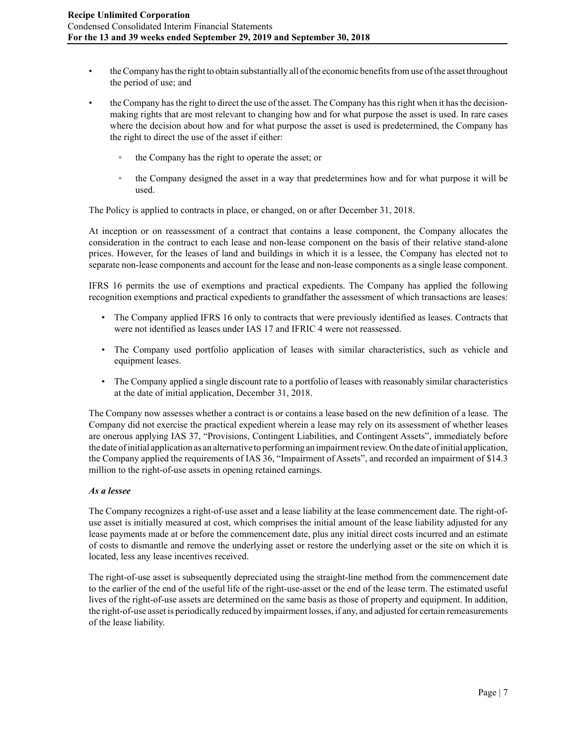- the Company has the right to obtain substantially all of the economic benefits from use of the asset throughout the period of use; and
- the Company has the right to direct the use of the asset. The Company has this right when it has the decision-making rights that are most relevant to changing how and for what purpose the asset is used. In rare cases where the decision about how and for what purpose the asset is used is predetermined, the Company has the right to direct the use of the asset if either:
  - the Company has the right to operate the asset; or
  - the Company designed the asset in a way that predetermines how and for what purpose it will be used.

The Policy is applied to contracts in place, or changed, on or after December 31, 2018.

At inception or on reassessment of a contract that contains a lease component, the Company allocates the consideration in the contract to each lease and non-lease component on the basis of their relative stand-alone prices. However, for the leases of land and buildings in which it is a lessee, the Company has elected not to separate non-lease components and account for the lease and non-lease components as a single lease component.

IFRS 16 permits the use of exemptions and practical expedients. The Company has applied the following recognition exemptions and practical expedients to grandfather the assessment of which transactions are leases:

- The Company applied IFRS 16 only to contracts that were previously identified as leases. Contracts that were not identified as leases under IAS 17 and IFRIC 4 were not reassessed.
- The Company used portfolio application of leases with similar characteristics, such as vehicle and equipment leases.
- The Company applied a single discount rate to a portfolio of leases with reasonably similar characteristics at the date of initial application, December 31, 2018.

The Company now assesses whether a contract is or contains a lease based on the new definition of a lease. The Company did not exercise the practical expedient wherein a lease may rely on its assessment of whether leases are onerous applying IAS 37, "Provisions, Contingent Liabilities, and Contingent Assets", immediately before the date of initial application as an alternative to performing an impairment review. On the date of initial application, the Company applied the requirements of IAS 36, "Impairment of Assets", and recorded an impairment of $14.3 million to the right-of-use assets in opening retained earnings.

***As a lessee***

The Company recognizes a right-of-use asset and a lease liability at the lease commencement date. The right-of-use asset is initially measured at cost, which comprises the initial amount of the lease liability adjusted for any lease payments made at or before the commencement date, plus any initial direct costs incurred and an estimate of costs to dismantle and remove the underlying asset or restore the underlying asset or the site on which it is located, less any lease incentives received.

The right-of-use asset is subsequently depreciated using the straight-line method from the commencement date to the earlier of the end of the useful life of the right-use-asset or the end of the lease term. The estimated useful lives of the right-of-use assets are determined on the same basis as those of property and equipment. In addition, the right-of-use asset is periodically reduced by impairment losses, if any, and adjusted for certain remeasurements of the lease liability.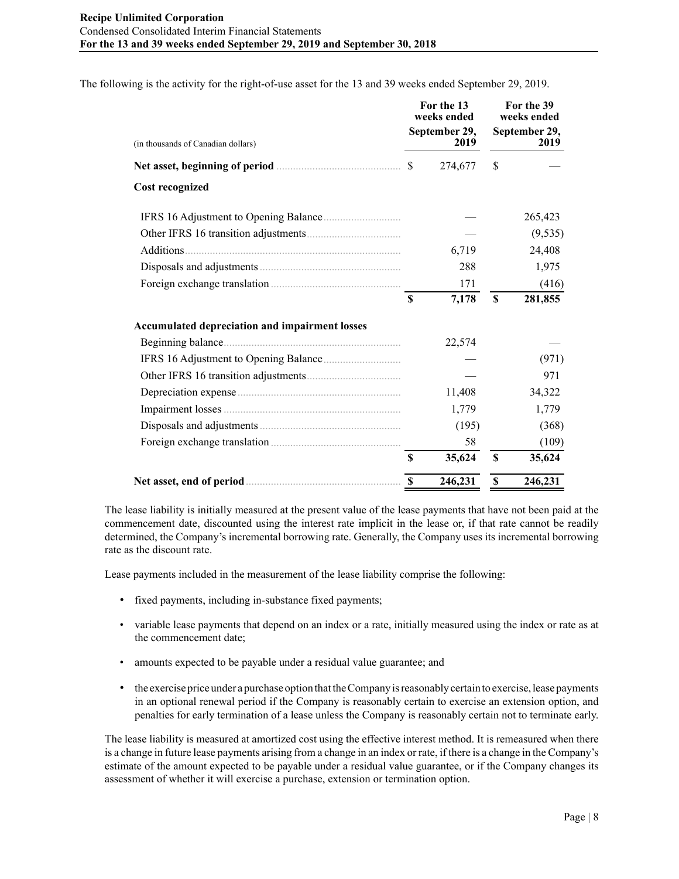The following is the activity for the right-of-use asset for the 13 and 39 weeks ended September 29, 2019.

| (in thousands of Canadian dollars) | For the 13 weeks ended September 29, 2019 | For the 39 weeks ended September 29, 2019 |
|---|---|---|
| **Net asset, beginning of period** | $ 274,677 | $ — |
| **Cost recognized** | | |
| IFRS 16 Adjustment to Opening Balance | — | 265,423 |
| Other IFRS 16 transition adjustments | — | (9,535) |
| Additions | 6,719 | 24,408 |
| Disposals and adjustments | 288 | 1,975 |
| Foreign exchange translation | 171 | (416) |
| | **$ 7,178** | **$ 281,855** |
| **Accumulated depreciation and impairment losses** | | |
| Beginning balance | 22,574 | — |
| IFRS 16 Adjustment to Opening Balance | — | (971) |
| Other IFRS 16 transition adjustments | — | 971 |
| Depreciation expense | 11,408 | 34,322 |
| Impairment losses | 1,779 | 1,779 |
| Disposals and adjustments | (195) | (368) |
| Foreign exchange translation | 58 | (109) |
| | **$ 35,624** | **$ 35,624** |
| **Net asset, end of period** | **$ 246,231** | **$ 246,231** |

The lease liability is initially measured at the present value of the lease payments that have not been paid at the commencement date, discounted using the interest rate implicit in the lease or, if that rate cannot be readily determined, the Company's incremental borrowing rate. Generally, the Company uses its incremental borrowing rate as the discount rate.

Lease payments included in the measurement of the lease liability comprise the following:

- fixed payments, including in-substance fixed payments;
- variable lease payments that depend on an index or a rate, initially measured using the index or rate as at the commencement date;
- amounts expected to be payable under a residual value guarantee; and
- the exercise price under a purchase option that the Company is reasonably certain to exercise, lease payments in an optional renewal period if the Company is reasonably certain to exercise an extension option, and penalties for early termination of a lease unless the Company is reasonably certain not to terminate early.

The lease liability is measured at amortized cost using the effective interest method. It is remeasured when there is a change in future lease payments arising from a change in an index or rate, if there is a change in the Company's estimate of the amount expected to be payable under a residual value guarantee, or if the Company changes its assessment of whether it will exercise a purchase, extension or termination option.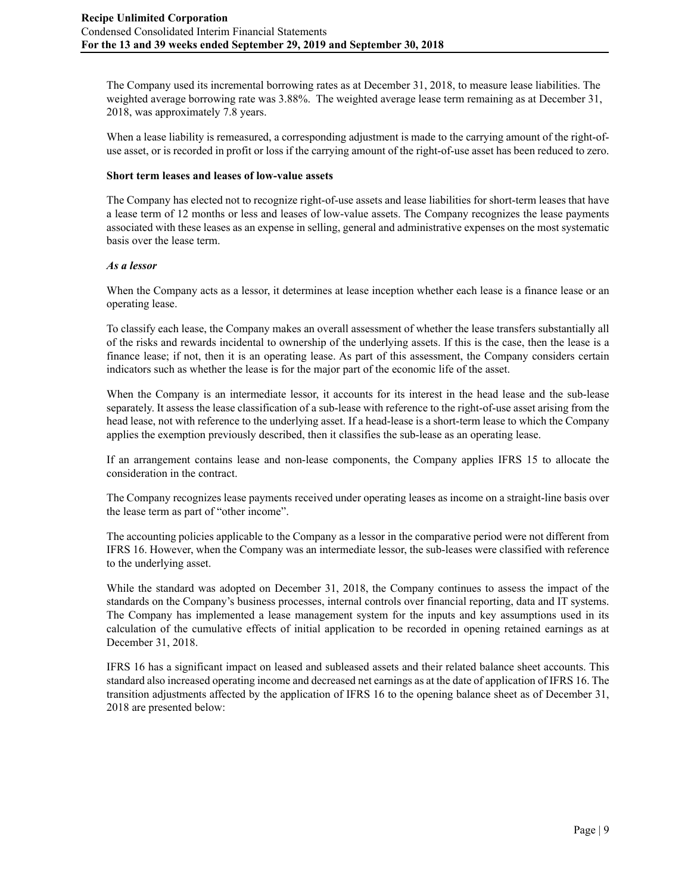The Company used its incremental borrowing rates as at December 31, 2018, to measure lease liabilities. The weighted average borrowing rate was 3.88%. The weighted average lease term remaining as at December 31, 2018, was approximately 7.8 years.

When a lease liability is remeasured, a corresponding adjustment is made to the carrying amount of the right-of-use asset, or is recorded in profit or loss if the carrying amount of the right-of-use asset has been reduced to zero.

**Short term leases and leases of low-value assets**

The Company has elected not to recognize right-of-use assets and lease liabilities for short-term leases that have a lease term of 12 months or less and leases of low-value assets. The Company recognizes the lease payments associated with these leases as an expense in selling, general and administrative expenses on the most systematic basis over the lease term.

***As a lessor***

When the Company acts as a lessor, it determines at lease inception whether each lease is a finance lease or an operating lease.

To classify each lease, the Company makes an overall assessment of whether the lease transfers substantially all of the risks and rewards incidental to ownership of the underlying assets. If this is the case, then the lease is a finance lease; if not, then it is an operating lease. As part of this assessment, the Company considers certain indicators such as whether the lease is for the major part of the economic life of the asset.

When the Company is an intermediate lessor, it accounts for its interest in the head lease and the sub-lease separately. It assess the lease classification of a sub-lease with reference to the right-of-use asset arising from the head lease, not with reference to the underlying asset. If a head-lease is a short-term lease to which the Company applies the exemption previously described, then it classifies the sub-lease as an operating lease.

If an arrangement contains lease and non-lease components, the Company applies IFRS 15 to allocate the consideration in the contract.

The Company recognizes lease payments received under operating leases as income on a straight-line basis over the lease term as part of "other income".

The accounting policies applicable to the Company as a lessor in the comparative period were not different from IFRS 16. However, when the Company was an intermediate lessor, the sub-leases were classified with reference to the underlying asset.

While the standard was adopted on December 31, 2018, the Company continues to assess the impact of the standards on the Company's business processes, internal controls over financial reporting, data and IT systems. The Company has implemented a lease management system for the inputs and key assumptions used in its calculation of the cumulative effects of initial application to be recorded in opening retained earnings as at December 31, 2018.

IFRS 16 has a significant impact on leased and subleased assets and their related balance sheet accounts. This standard also increased operating income and decreased net earnings as at the date of application of IFRS 16. The transition adjustments affected by the application of IFRS 16 to the opening balance sheet as of December 31, 2018 are presented below: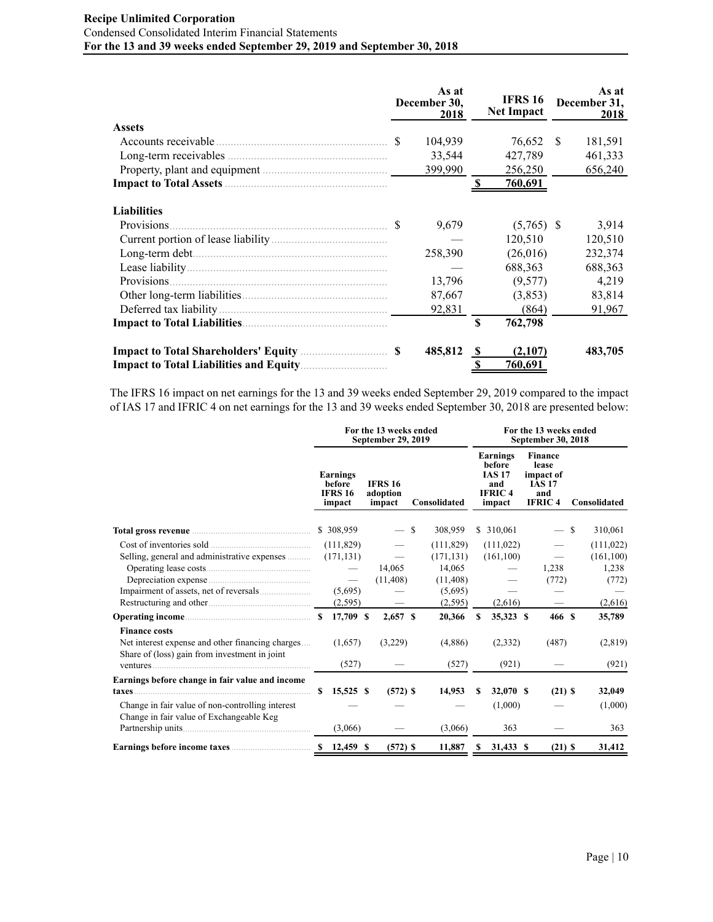|  | As at December 30, 2018 | IFRS 16 Net Impact | As at December 31, 2018 |
|---|---|---|---|
| **Assets** |  |  |  |
| Accounts receivable | $ 104,939 | 76,652 | $ 181,591 |
| Long-term receivables | 33,544 | 427,789 | 461,333 |
| Property, plant and equipment | 399,990 | 256,250 | 656,240 |
| **Impact to Total Assets** |  | **$ 760,691** |  |
| **Liabilities** |  |  |  |
| Provisions | $ 9,679 | (5,765) | $ 3,914 |
| Current portion of lease liability | — | 120,510 | 120,510 |
| Long-term debt | 258,390 | (26,016) | 232,374 |
| Lease liability | — | 688,363 | 688,363 |
| Provisions | 13,796 | (9,577) | 4,219 |
| Other long-term liabilities | 87,667 | (3,853) | 83,814 |
| Deferred tax liability | 92,831 | (864) | 91,967 |
| **Impact to Total Liabilities** |  | **$ 762,798** |  |
| **Impact to Total Shareholders' Equity** | **$ 485,812** | **$ (2,107)** | **483,705** |
| **Impact to Total Liabilities and Equity** |  | **$ 760,691** |  |

The IFRS 16 impact on net earnings for the 13 and 39 weeks ended September 29, 2019 compared to the impact of IAS 17 and IFRIC 4 on net earnings for the 13 and 39 weeks ended September 30, 2018 are presented below:

|  | For the 13 weeks ended September 29, 2019 |  |  | For the 13 weeks ended September 30, 2018 |  |  |
|---|---|---|---|---|---|---|
|  | Earnings before IFRS 16 impact | IFRS 16 adoption impact | Consolidated | Earnings before IAS 17 and IFRIC 4 impact | Finance lease impact of IAS 17 and IFRIC 4 | Consolidated |
| **Total gross revenue** | $ 308,959 | — | $ 308,959 | $ 310,061 | — | $ 310,061 |
| Cost of inventories sold | (111,829) | — | (111,829) | (111,022) | — | (111,022) |
| Selling, general and administrative expenses | (171,131) | — | (171,131) | (161,100) | — | (161,100) |
| Operating lease costs | — | 14,065 | 14,065 | — | 1,238 | 1,238 |
| Depreciation expense | — | (11,408) | (11,408) | — | (772) | (772) |
| Impairment of assets, net of reversals | (5,695) | — | (5,695) | — | — | — |
| Restructuring and other | (2,595) | — | (2,595) | (2,616) | — | (2,616) |
| **Operating income** | **$ 17,709** | **$ 2,657** | **$ 20,366** | **$ 35,323** | **$ 466** | **$ 35,789** |
| **Finance costs** |  |  |  |  |  |  |
| Net interest expense and other financing charges | (1,657) | (3,229) | (4,886) | (2,332) | (487) | (2,819) |
| Share of (loss) gain from investment in joint ventures | (527) | — | (527) | (921) | — | (921) |
| **Earnings before change in fair value and income taxes** | **$ 15,525** | **$ (572)** | **$ 14,953** | **$ 32,070** | **$ (21)** | **$ 32,049** |
| Change in fair value of non-controlling interest | — | — | — | (1,000) | — | (1,000) |
| Change in fair value of Exchangeable Keg Partnership units | (3,066) | — | (3,066) | 363 | — | 363 |
| **Earnings before income taxes** | **$ 12,459** | **$ (572)** | **$ 11,887** | **$ 31,433** | **$ (21)** | **$ 31,412** |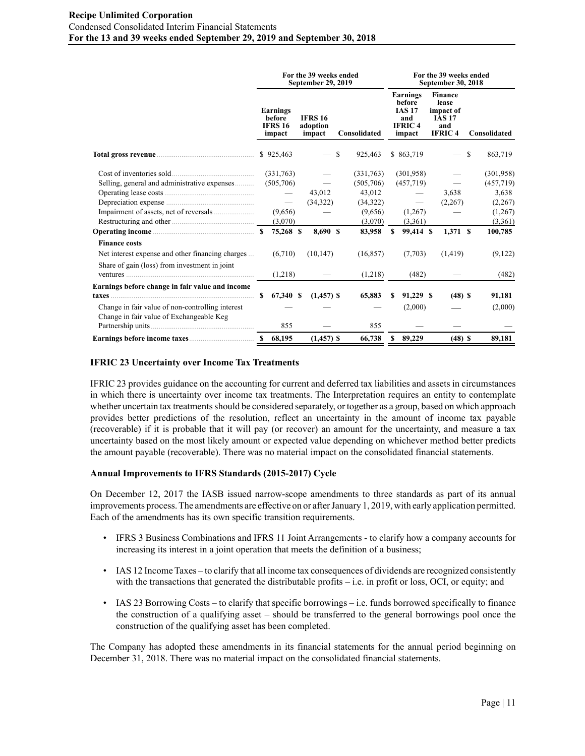| | For the 39 weeks ended September 29, 2019 | | | For the 39 weeks ended September 30, 2018 | | |
|---|---|---|---|---|---|---|
| | Earnings before IFRS 16 impact | IFRS 16 adoption impact | Consolidated | Earnings before IAS 17 and IFRIC 4 impact | Finance lease impact of IAS 17 and IFRIC 4 | Consolidated |
| **Total gross revenue** | $ 925,463 | — | $ 925,463 | $ 863,719 | — | $ 863,719 |
| Cost of inventories sold | (331,763) | — | (331,763) | (301,958) | — | (301,958) |
| Selling, general and administrative expenses | (505,706) | — | (505,706) | (457,719) | — | (457,719) |
| Operating lease costs | — | 43,012 | 43,012 | — | 3,638 | 3,638 |
| Depreciation expense | — | (34,322) | (34,322) | — | (2,267) | (2,267) |
| Impairment of assets, net of reversals | (9,656) | — | (9,656) | (1,267) | — | (1,267) |
| Restructuring and other | (3,070) | | (3,070) | (3,361) | | (3,361) |
| **Operating income** | **$ 75,268** | **$ 8,690** | **$ 83,958** | **$ 99,414** | **$ 1,371** | **$ 100,785** |
| **Finance costs** | | | | | | |
| Net interest expense and other financing charges | (6,710) | (10,147) | (16,857) | (7,703) | (1,419) | (9,122) |
| Share of gain (loss) from investment in joint ventures | (1,218) | — | (1,218) | (482) | — | (482) |
| **Earnings before change in fair value and income taxes** | **$ 67,340** | **$ (1,457)** | **$ 65,883** | **$ 91,229** | **$ (48)** | **$ 91,181** |
| Change in fair value of non-controlling interest | — | — | — | (2,000) | — | (2,000) |
| Change in fair value of Exchangeable Keg Partnership units | 855 | — | 855 | — | — | — |
| **Earnings before income taxes** | **$ 68,195** | **(1,457) $** | **66,738** | **$ 89,229** | **(48) $** | **89,181** |

### IFRIC 23 Uncertainty over Income Tax Treatments

IFRIC 23 provides guidance on the accounting for current and deferred tax liabilities and assets in circumstances in which there is uncertainty over income tax treatments. The Interpretation requires an entity to contemplate whether uncertain tax treatments should be considered separately, or together as a group, based on which approach provides better predictions of the resolution, reflect an uncertainty in the amount of income tax payable (recoverable) if it is probable that it will pay (or recover) an amount for the uncertainty, and measure a tax uncertainty based on the most likely amount or expected value depending on whichever method better predicts the amount payable (recoverable). There was no material impact on the consolidated financial statements.

### Annual Improvements to IFRS Standards (2015-2017) Cycle

On December 12, 2017 the IASB issued narrow-scope amendments to three standards as part of its annual improvements process. The amendments are effective on or after January 1, 2019, with early application permitted. Each of the amendments has its own specific transition requirements.

- IFRS 3 Business Combinations and IFRS 11 Joint Arrangements - to clarify how a company accounts for increasing its interest in a joint operation that meets the definition of a business;
- IAS 12 Income Taxes – to clarify that all income tax consequences of dividends are recognized consistently with the transactions that generated the distributable profits – i.e. in profit or loss, OCI, or equity; and
- IAS 23 Borrowing Costs – to clarify that specific borrowings – i.e. funds borrowed specifically to finance the construction of a qualifying asset – should be transferred to the general borrowings pool once the construction of the qualifying asset has been completed.

The Company has adopted these amendments in its financial statements for the annual period beginning on December 31, 2018. There was no material impact on the consolidated financial statements.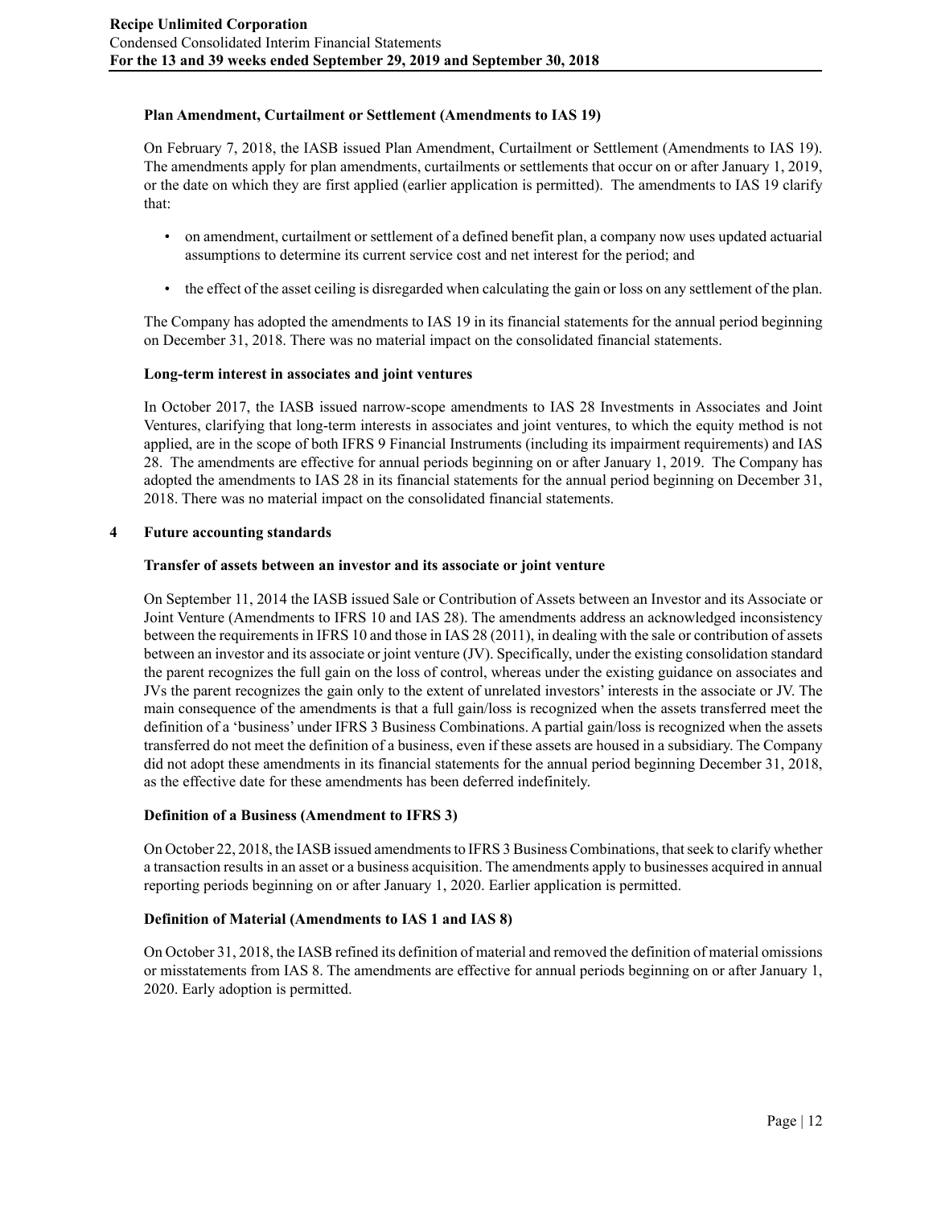**Plan Amendment, Curtailment or Settlement (Amendments to IAS 19)**

On February 7, 2018, the IASB issued Plan Amendment, Curtailment or Settlement (Amendments to IAS 19). The amendments apply for plan amendments, curtailments or settlements that occur on or after January 1, 2019, or the date on which they are first applied (earlier application is permitted). The amendments to IAS 19 clarify that:

- on amendment, curtailment or settlement of a defined benefit plan, a company now uses updated actuarial assumptions to determine its current service cost and net interest for the period; and
- the effect of the asset ceiling is disregarded when calculating the gain or loss on any settlement of the plan.

The Company has adopted the amendments to IAS 19 in its financial statements for the annual period beginning on December 31, 2018. There was no material impact on the consolidated financial statements.

**Long-term interest in associates and joint ventures**

In October 2017, the IASB issued narrow-scope amendments to IAS 28 Investments in Associates and Joint Ventures, clarifying that long-term interests in associates and joint ventures, to which the equity method is not applied, are in the scope of both IFRS 9 Financial Instruments (including its impairment requirements) and IAS 28. The amendments are effective for annual periods beginning on or after January 1, 2019. The Company has adopted the amendments to IAS 28 in its financial statements for the annual period beginning on December 31, 2018. There was no material impact on the consolidated financial statements.

## 4 Future accounting standards

**Transfer of assets between an investor and its associate or joint venture**

On September 11, 2014 the IASB issued Sale or Contribution of Assets between an Investor and its Associate or Joint Venture (Amendments to IFRS 10 and IAS 28). The amendments address an acknowledged inconsistency between the requirements in IFRS 10 and those in IAS 28 (2011), in dealing with the sale or contribution of assets between an investor and its associate or joint venture (JV). Specifically, under the existing consolidation standard the parent recognizes the full gain on the loss of control, whereas under the existing guidance on associates and JVs the parent recognizes the gain only to the extent of unrelated investors' interests in the associate or JV. The main consequence of the amendments is that a full gain/loss is recognized when the assets transferred meet the definition of a 'business' under IFRS 3 Business Combinations. A partial gain/loss is recognized when the assets transferred do not meet the definition of a business, even if these assets are housed in a subsidiary. The Company did not adopt these amendments in its financial statements for the annual period beginning December 31, 2018, as the effective date for these amendments has been deferred indefinitely.

**Definition of a Business (Amendment to IFRS 3)**

On October 22, 2018, the IASB issued amendments to IFRS 3 Business Combinations, that seek to clarify whether a transaction results in an asset or a business acquisition. The amendments apply to businesses acquired in annual reporting periods beginning on or after January 1, 2020. Earlier application is permitted.

**Definition of Material (Amendments to IAS 1 and IAS 8)**

On October 31, 2018, the IASB refined its definition of material and removed the definition of material omissions or misstatements from IAS 8. The amendments are effective for annual periods beginning on or after January 1, 2020. Early adoption is permitted.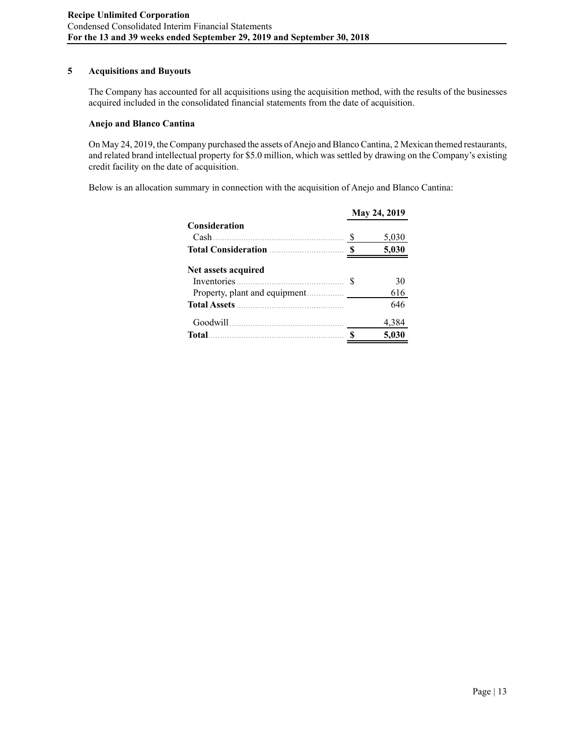## 5 Acquisitions and Buyouts

The Company has accounted for all acquisitions using the acquisition method, with the results of the businesses acquired included in the consolidated financial statements from the date of acquisition.

### Anejo and Blanco Cantina

On May 24, 2019, the Company purchased the assets of Anejo and Blanco Cantina, 2 Mexican themed restaurants, and related brand intellectual property for $5.0 million, which was settled by drawing on the Company's existing credit facility on the date of acquisition.

Below is an allocation summary in connection with the acquisition of Anejo and Blanco Cantina:

| | May 24, 2019 |
|---|---|
| **Consideration** | |
| Cash | $ 5,030 |
| **Total Consideration** | **$ 5,030** |
| **Net assets acquired** | |
| Inventories | $ 30 |
| Property, plant and equipment | 616 |
| **Total Assets** | 646 |
| Goodwill | 4,384 |
| **Total** | **$ 5,030** |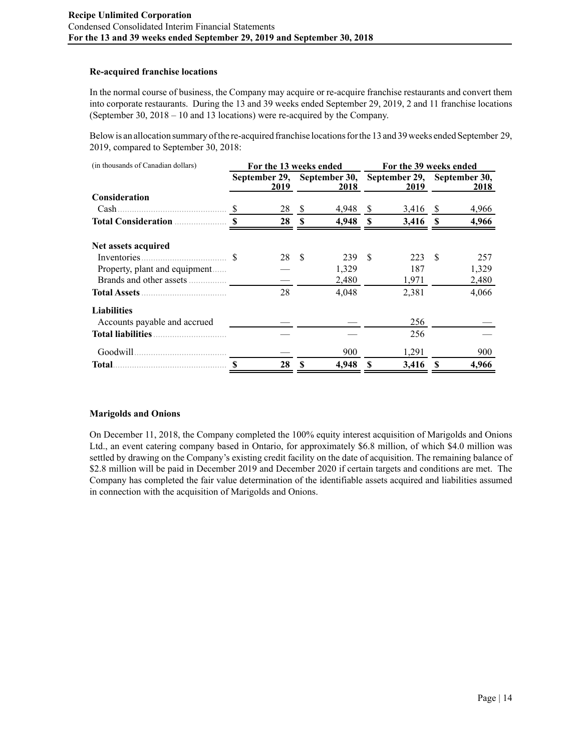### Re-acquired franchise locations

In the normal course of business, the Company may acquire or re-acquire franchise restaurants and convert them into corporate restaurants. During the 13 and 39 weeks ended September 29, 2019, 2 and 11 franchise locations (September 30, 2018 – 10 and 13 locations) were re-acquired by the Company.

Below is an allocation summary of the re-acquired franchise locations for the 13 and 39 weeks ended September 29, 2019, compared to September 30, 2018:

| (in thousands of Canadian dollars) | For the 13 weeks ended | | For the 39 weeks ended | |
|---|---|---|---|---|
| | September 29, 2019 | September 30, 2018 | September 29, 2019 | September 30, 2018 |
| **Consideration** | | | | |
| Cash | $ 28 | $ 4,948 | $ 3,416 | $ 4,966 |
| **Total Consideration** | **$ 28** | **$ 4,948** | **$ 3,416** | **$ 4,966** |
| **Net assets acquired** | | | | |
| Inventories | $ 28 | $ 239 | $ 223 | $ 257 |
| Property, plant and equipment | — | 1,329 | 187 | 1,329 |
| Brands and other assets | — | 2,480 | 1,971 | 2,480 |
| **Total Assets** | 28 | 4,048 | 2,381 | 4,066 |
| **Liabilities** | | | | |
| Accounts payable and accrued | — | — | 256 | — |
| **Total liabilities** | — | — | 256 | — |
| Goodwill | — | 900 | 1,291 | 900 |
| **Total** | **$ 28** | **$ 4,948** | **$ 3,416** | **$ 4,966** |

### Marigolds and Onions

On December 11, 2018, the Company completed the 100% equity interest acquisition of Marigolds and Onions Ltd., an event catering company based in Ontario, for approximately $6.8 million, of which $4.0 million was settled by drawing on the Company's existing credit facility on the date of acquisition. The remaining balance of $2.8 million will be paid in December 2019 and December 2020 if certain targets and conditions are met. The Company has completed the fair value determination of the identifiable assets acquired and liabilities assumed in connection with the acquisition of Marigolds and Onions.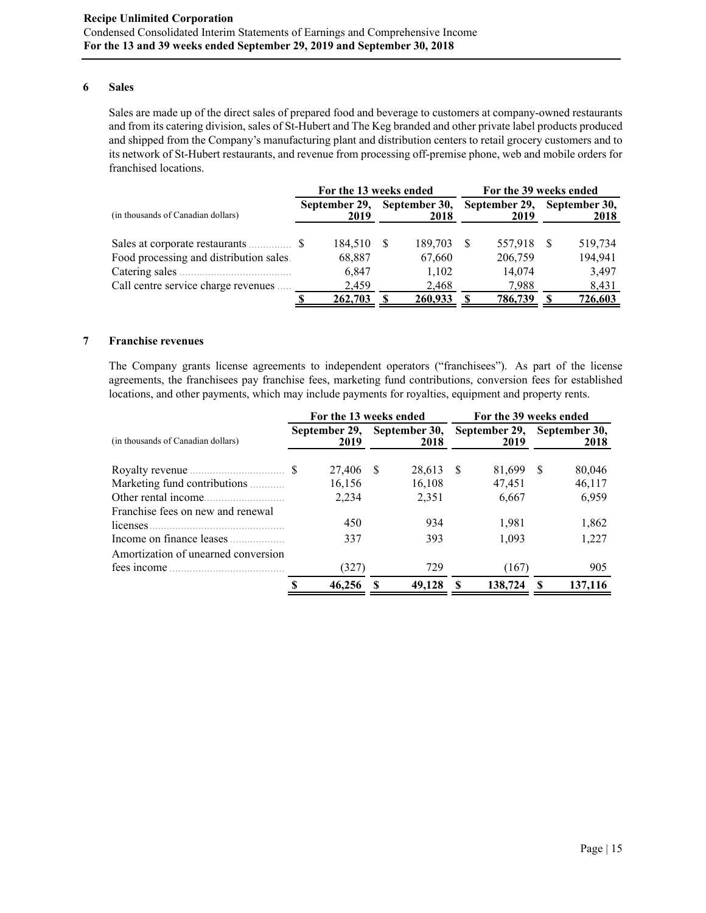## 6 Sales

Sales are made up of the direct sales of prepared food and beverage to customers at company-owned restaurants and from its catering division, sales of St-Hubert and The Keg branded and other private label products produced and shipped from the Company's manufacturing plant and distribution centers to retail grocery customers and to its network of St-Hubert restaurants, and revenue from processing off-premise phone, web and mobile orders for franchised locations.

| (in thousands of Canadian dollars) | For the 13 weeks ended | | For the 39 weeks ended | |
|---|---|---|---|---|
| | September 29, 2019 | September 30, 2018 | September 29, 2019 | September 30, 2018 |
| Sales at corporate restaurants | $ 184,510 | $ 189,703 | $ 557,918 | $ 519,734 |
| Food processing and distribution sales | 68,887 | 67,660 | 206,759 | 194,941 |
| Catering sales | 6,847 | 1,102 | 14,074 | 3,497 |
| Call centre service charge revenues | 2,459 | 2,468 | 7,988 | 8,431 |
| | $ 262,703 | $ 260,933 | $ 786,739 | $ 726,603 |

## 7 Franchise revenues

The Company grants license agreements to independent operators ("franchisees"). As part of the license agreements, the franchisees pay franchise fees, marketing fund contributions, conversion fees for established locations, and other payments, which may include payments for royalties, equipment and property rents.

| (in thousands of Canadian dollars) | For the 13 weeks ended | | For the 39 weeks ended | |
|---|---|---|---|---|
| | September 29, 2019 | September 30, 2018 | September 29, 2019 | September 30, 2018 |
| Royalty revenue | $ 27,406 | $ 28,613 | $ 81,699 | $ 80,046 |
| Marketing fund contributions | 16,156 | 16,108 | 47,451 | 46,117 |
| Other rental income | 2,234 | 2,351 | 6,667 | 6,959 |
| Franchise fees on new and renewal licenses | 450 | 934 | 1,981 | 1,862 |
| Income on finance leases | 337 | 393 | 1,093 | 1,227 |
| Amortization of unearned conversion fees income | (327) | 729 | (167) | 905 |
| | $ 46,256 | $ 49,128 | $ 138,724 | $ 137,116 |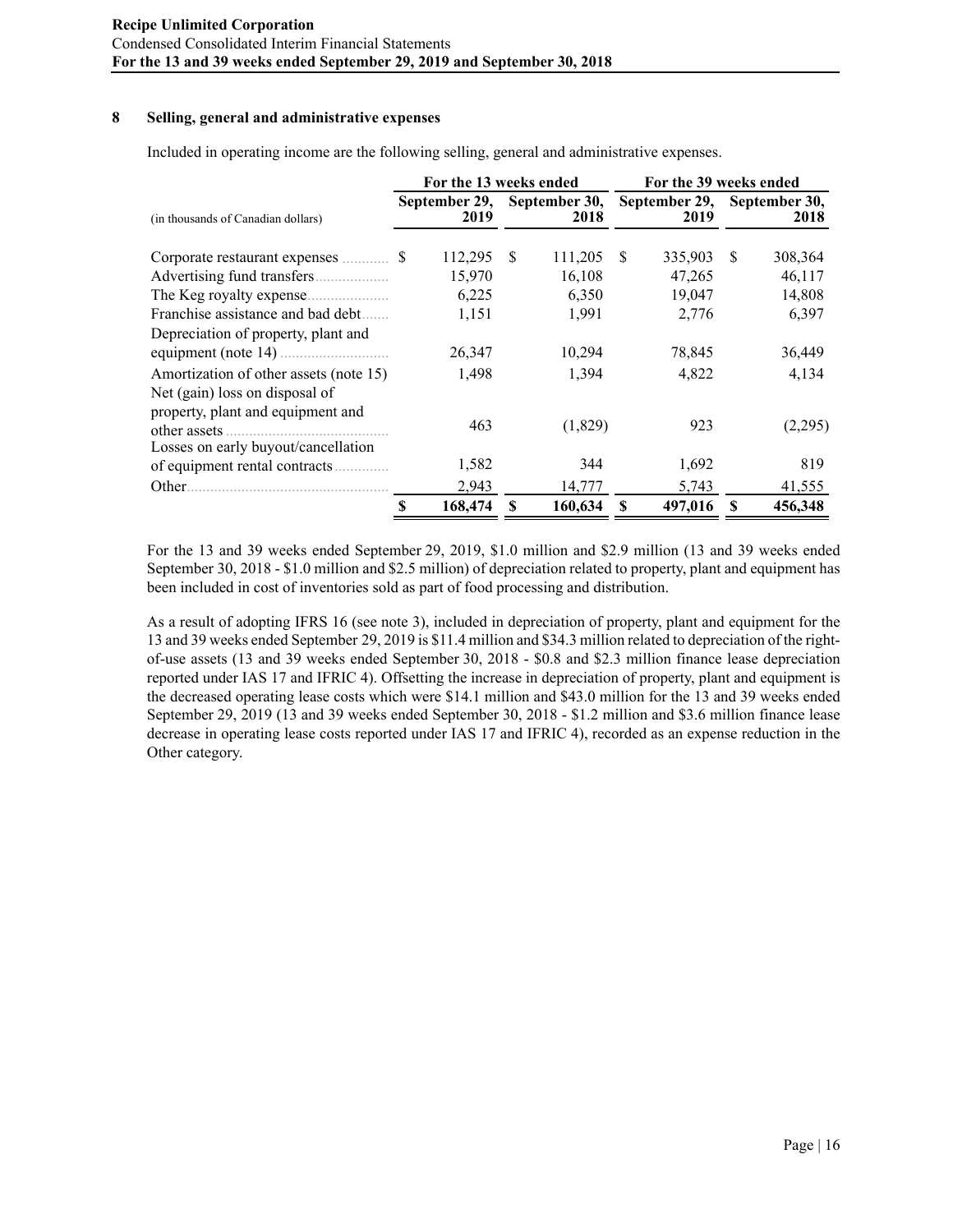## 8 Selling, general and administrative expenses

Included in operating income are the following selling, general and administrative expenses.

| (in thousands of Canadian dollars) | For the 13 weeks ended | | For the 39 weeks ended | |
|---|---|---|---|---|
| | September 29, 2019 | September 30, 2018 | September 29, 2019 | September 30, 2018 |
| Corporate restaurant expenses | $ 112,295 | $ 111,205 | $ 335,903 | $ 308,364 |
| Advertising fund transfers | 15,970 | 16,108 | 47,265 | 46,117 |
| The Keg royalty expense | 6,225 | 6,350 | 19,047 | 14,808 |
| Franchise assistance and bad debt | 1,151 | 1,991 | 2,776 | 6,397 |
| Depreciation of property, plant and equipment (note 14) | 26,347 | 10,294 | 78,845 | 36,449 |
| Amortization of other assets (note 15) | 1,498 | 1,394 | 4,822 | 4,134 |
| Net (gain) loss on disposal of property, plant and equipment and other assets | 463 | (1,829) | 923 | (2,295) |
| Losses on early buyout/cancellation of equipment rental contracts | 1,582 | 344 | 1,692 | 819 |
| Other | 2,943 | 14,777 | 5,743 | 41,555 |
| | **$ 168,474** | **$ 160,634** | **$ 497,016** | **$ 456,348** |

For the 13 and 39 weeks ended September 29, 2019, $1.0 million and $2.9 million (13 and 39 weeks ended September 30, 2018 - $1.0 million and $2.5 million) of depreciation related to property, plant and equipment has been included in cost of inventories sold as part of food processing and distribution.

As a result of adopting IFRS 16 (see note 3), included in depreciation of property, plant and equipment for the 13 and 39 weeks ended September 29, 2019 is $11.4 million and $34.3 million related to depreciation of the right-of-use assets (13 and 39 weeks ended September 30, 2018 - $0.8 and $2.3 million finance lease depreciation reported under IAS 17 and IFRIC 4). Offsetting the increase in depreciation of property, plant and equipment is the decreased operating lease costs which were $14.1 million and $43.0 million for the 13 and 39 weeks ended September 29, 2019 (13 and 39 weeks ended September 30, 2018 - $1.2 million and $3.6 million finance lease decrease in operating lease costs reported under IAS 17 and IFRIC 4), recorded as an expense reduction in the Other category.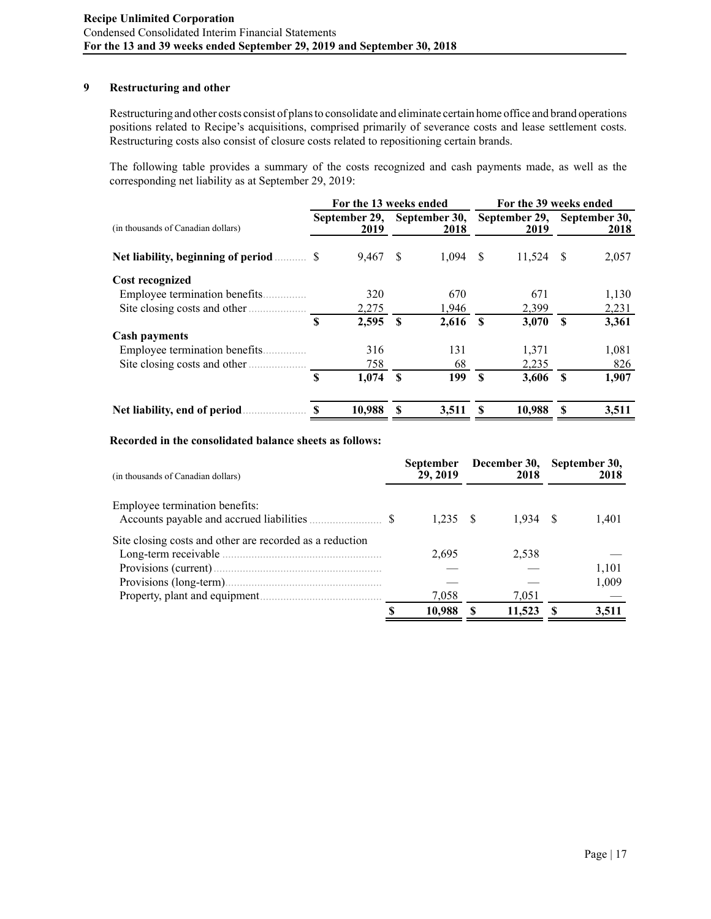## 9 Restructuring and other

Restructuring and other costs consist of plans to consolidate and eliminate certain home office and brand operations positions related to Recipe's acquisitions, comprised primarily of severance costs and lease settlement costs. Restructuring costs also consist of closure costs related to repositioning certain brands.

The following table provides a summary of the costs recognized and cash payments made, as well as the corresponding net liability as at September 29, 2019:

| (in thousands of Canadian dollars) | For the 13 weeks ended September 29, 2019 | For the 13 weeks ended September 30, 2018 | For the 39 weeks ended September 29, 2019 | For the 39 weeks ended September 30, 2018 |
|---|---|---|---|---|
| **Net liability, beginning of period** | $ 9,467 | $ 1,094 | $ 11,524 | $ 2,057 |
| **Cost recognized** | | | | |
| Employee termination benefits | 320 | 670 | 671 | 1,130 |
| Site closing costs and other | 2,275 | 1,946 | 2,399 | 2,231 |
| | **$ 2,595** | **$ 2,616** | **$ 3,070** | **$ 3,361** |
| **Cash payments** | | | | |
| Employee termination benefits | 316 | 131 | 1,371 | 1,081 |
| Site closing costs and other | 758 | 68 | 2,235 | 826 |
| | **$ 1,074** | **$ 199** | **$ 3,606** | **$ 1,907** |
| **Net liability, end of period** | **$ 10,988** | **$ 3,511** | **$ 10,988** | **$ 3,511** |

**Recorded in the consolidated balance sheets as follows:**

| (in thousands of Canadian dollars) | September 29, 2019 | December 30, 2018 | September 30, 2018 |
|---|---|---|---|
| Employee termination benefits: | | | |
| Accounts payable and accrued liabilities | $ 1,235 | $ 1,934 | $ 1,401 |
| Site closing costs and other are recorded as a reduction | | | |
| Long-term receivable | 2,695 | 2,538 | — |
| Provisions (current) | — | — | 1,101 |
| Provisions (long-term) | — | — | 1,009 |
| Property, plant and equipment | 7,058 | 7,051 | — |
| | **$ 10,988** | **$ 11,523** | **$ 3,511** |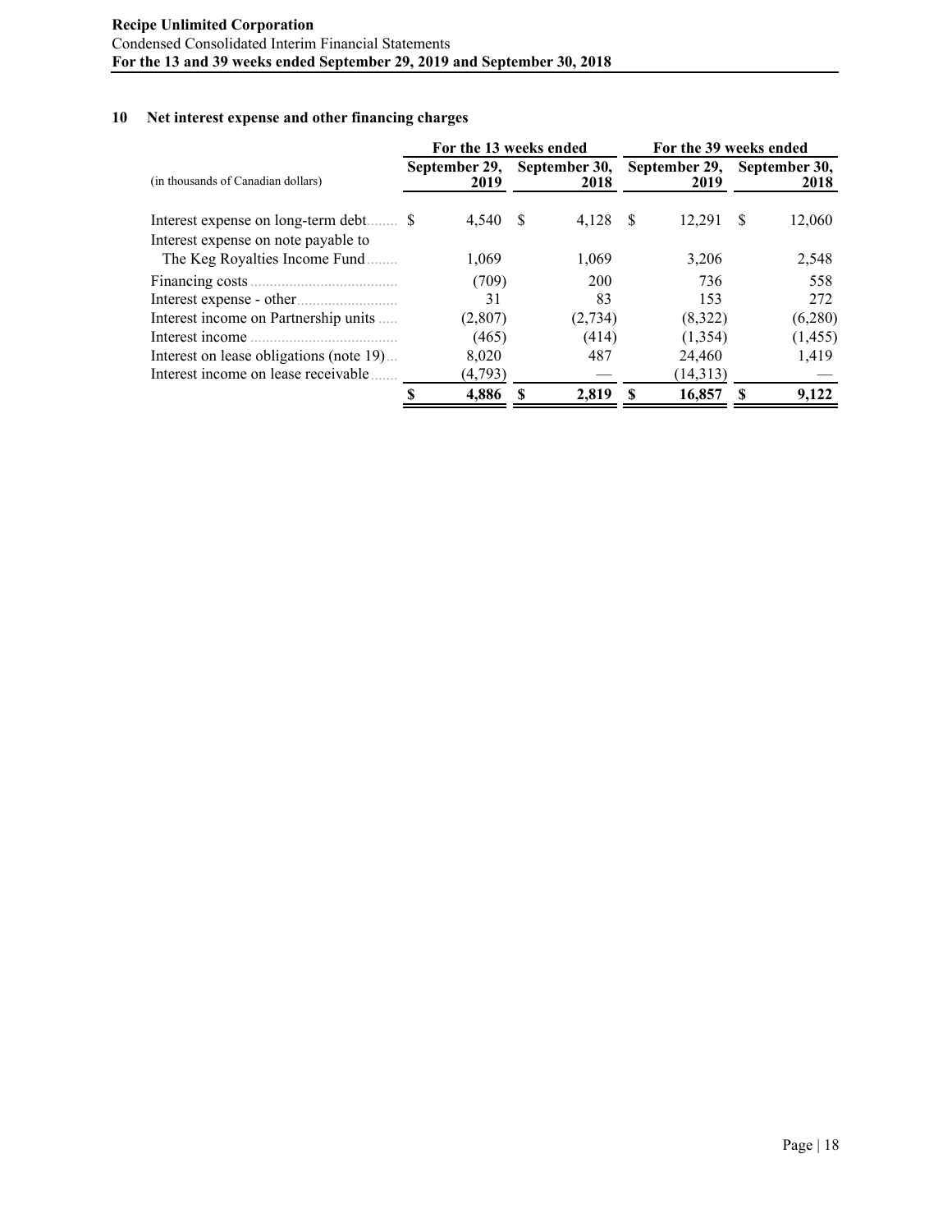## 10 Net interest expense and other financing charges

| (in thousands of Canadian dollars) | For the 13 weeks ended September 29, 2019 | For the 13 weeks ended September 30, 2018 | For the 39 weeks ended September 29, 2019 | For the 39 weeks ended September 30, 2018 |
|---|---|---|---|---|
| Interest expense on long-term debt | $ 4,540 | $ 4,128 | $ 12,291 | $ 12,060 |
| Interest expense on note payable to The Keg Royalties Income Fund | 1,069 | 1,069 | 3,206 | 2,548 |
| Financing costs | (709) | 200 | 736 | 558 |
| Interest expense - other | 31 | 83 | 153 | 272 |
| Interest income on Partnership units | (2,807) | (2,734) | (8,322) | (6,280) |
| Interest income | (465) | (414) | (1,354) | (1,455) |
| Interest on lease obligations (note 19) | 8,020 | 487 | 24,460 | 1,419 |
| Interest income on lease receivable | (4,793) | — | (14,313) | — |
| | **$ 4,886** | **$ 2,819** | **$ 16,857** | **$ 9,122** |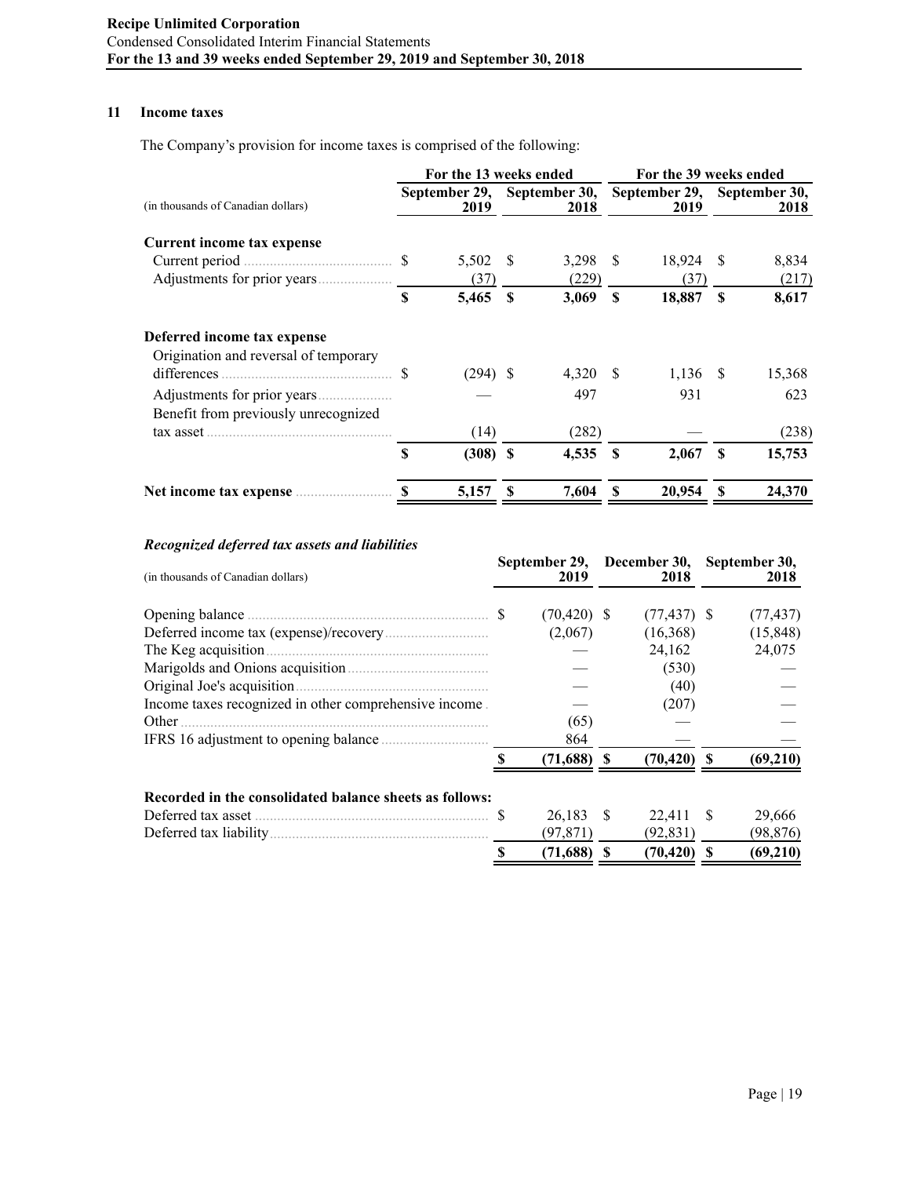## 11 Income taxes

The Company's provision for income taxes is comprised of the following:

| (in thousands of Canadian dollars) | For the 13 weeks ended September 29, 2019 | For the 13 weeks ended September 30, 2018 | For the 39 weeks ended September 29, 2019 | For the 39 weeks ended September 30, 2018 |
|---|---|---|---|---|
| **Current income tax expense** | | | | |
| Current period | $ 5,502 | $ 3,298 | $ 18,924 | $ 8,834 |
| Adjustments for prior years | (37) | (229) | (37) | (217) |
| | **$ 5,465** | **$ 3,069** | **$ 18,887** | **$ 8,617** |
| **Deferred income tax expense** | | | | |
| Origination and reversal of temporary differences | $ (294) | $ 4,320 | $ 1,136 | $ 15,368 |
| Adjustments for prior years | — | 497 | 931 | 623 |
| Benefit from previously unrecognized tax asset | (14) | (282) | — | (238) |
| | **$ (308)** | **$ 4,535** | **$ 2,067** | **$ 15,753** |
| **Net income tax expense** | **$ 5,157** | **$ 7,604** | **$ 20,954** | **$ 24,370** |

### *Recognized deferred tax assets and liabilities*

| (in thousands of Canadian dollars) | September 29, 2019 | December 30, 2018 | September 30, 2018 |
|---|---|---|---|
| Opening balance | $ (70,420) | $ (77,437) | $ (77,437) |
| Deferred income tax (expense)/recovery | (2,067) | (16,368) | (15,848) |
| The Keg acquisition | — | 24,162 | 24,075 |
| Marigolds and Onions acquisition | — | (530) | — |
| Original Joe's acquisition | — | (40) | — |
| Income taxes recognized in other comprehensive income | — | (207) | — |
| Other | (65) | — | — |
| IFRS 16 adjustment to opening balance | 864 | — | — |
| | **$ (71,688)** | **$ (70,420)** | **$ (69,210)** |
| **Recorded in the consolidated balance sheets as follows:** | | | |
| Deferred tax asset | $ 26,183 | $ 22,411 | $ 29,666 |
| Deferred tax liability | (97,871) | (92,831) | (98,876) |
| | **$ (71,688)** | **$ (70,420)** | **$ (69,210)** |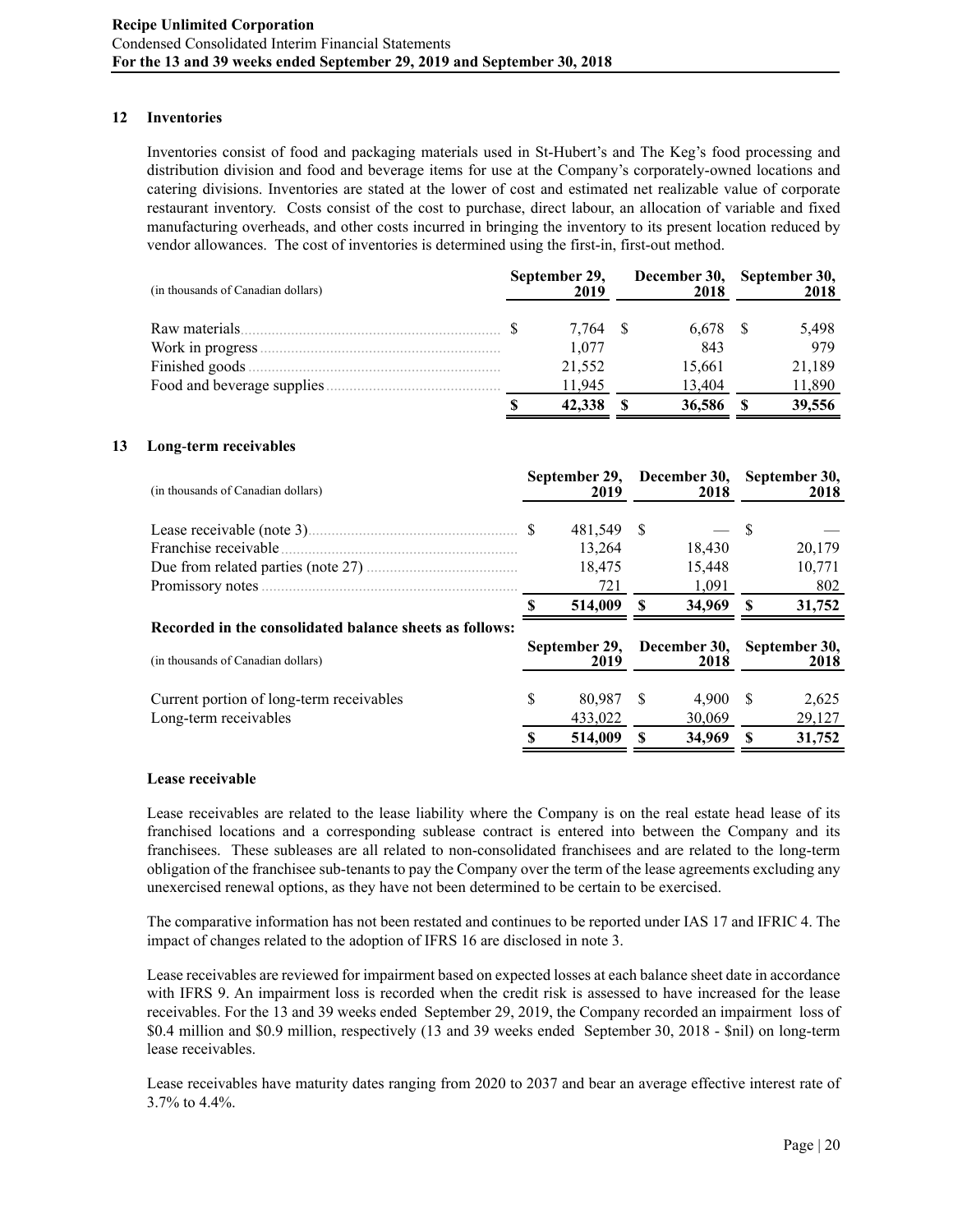## 12 Inventories

Inventories consist of food and packaging materials used in St-Hubert's and The Keg's food processing and distribution division and food and beverage items for use at the Company's corporately-owned locations and catering divisions. Inventories are stated at the lower of cost and estimated net realizable value of corporate restaurant inventory. Costs consist of the cost to purchase, direct labour, an allocation of variable and fixed manufacturing overheads, and other costs incurred in bringing the inventory to its present location reduced by vendor allowances. The cost of inventories is determined using the first-in, first-out method.

| (in thousands of Canadian dollars) | September 29, 2019 | December 30, 2018 | September 30, 2018 |
|---|---|---|---|
| Raw materials | $ 7,764 | $ 6,678 | $ 5,498 |
| Work in progress | 1,077 | 843 | 979 |
| Finished goods | 21,552 | 15,661 | 21,189 |
| Food and beverage supplies | 11,945 | 13,404 | 11,890 |
| | **$ 42,338** | **$ 36,586** | **$ 39,556** |

## 13 Long-term receivables

| (in thousands of Canadian dollars) | September 29, 2019 | December 30, 2018 | September 30, 2018 |
|---|---|---|---|
| Lease receivable (note 3) | $ 481,549 | $ — | $ — |
| Franchise receivable | 13,264 | 18,430 | 20,179 |
| Due from related parties (note 27) | 18,475 | 15,448 | 10,771 |
| Promissory notes | 721 | 1,091 | 802 |
| | **$ 514,009** | **$ 34,969** | **$ 31,752** |

**Recorded in the consolidated balance sheets as follows:**

| (in thousands of Canadian dollars) | September 29, 2019 | December 30, 2018 | September 30, 2018 |
|---|---|---|---|
| Current portion of long-term receivables | $ 80,987 | $ 4,900 | $ 2,625 |
| Long-term receivables | 433,022 | 30,069 | 29,127 |
| | **$ 514,009** | **$ 34,969** | **$ 31,752** |

### Lease receivable

Lease receivables are related to the lease liability where the Company is on the real estate head lease of its franchised locations and a corresponding sublease contract is entered into between the Company and its franchisees. These subleases are all related to non-consolidated franchisees and are related to the long-term obligation of the franchisee sub-tenants to pay the Company over the term of the lease agreements excluding any unexercised renewal options, as they have not been determined to be certain to be exercised.

The comparative information has not been restated and continues to be reported under IAS 17 and IFRIC 4. The impact of changes related to the adoption of IFRS 16 are disclosed in note 3.

Lease receivables are reviewed for impairment based on expected losses at each balance sheet date in accordance with IFRS 9. An impairment loss is recorded when the credit risk is assessed to have increased for the lease receivables. For the 13 and 39 weeks ended September 29, 2019, the Company recorded an impairment loss of $0.4 million and $0.9 million, respectively (13 and 39 weeks ended September 30, 2018 - $nil) on long-term lease receivables.

Lease receivables have maturity dates ranging from 2020 to 2037 and bear an average effective interest rate of 3.7% to 4.4%.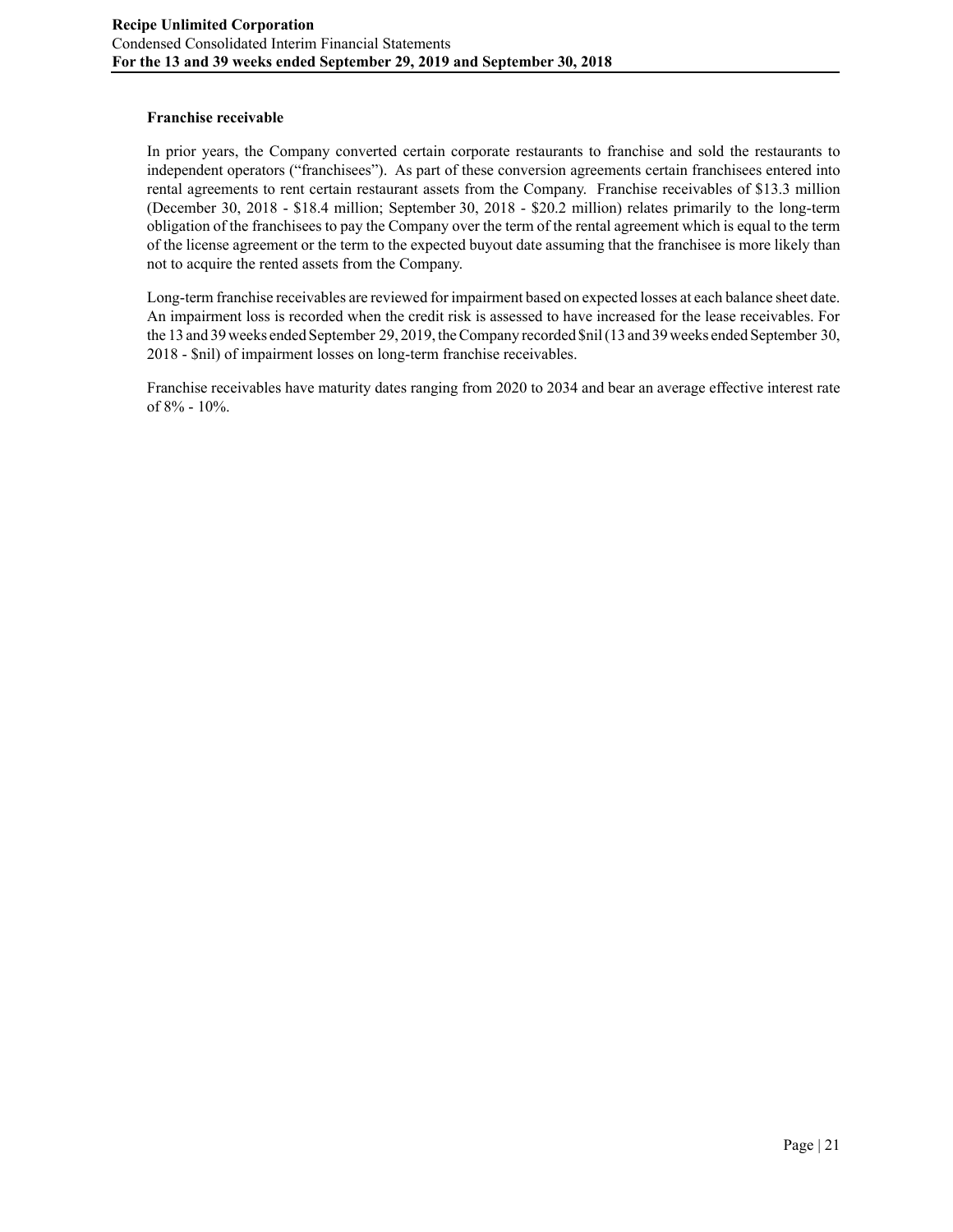**Franchise receivable**

In prior years, the Company converted certain corporate restaurants to franchise and sold the restaurants to independent operators ("franchisees"). As part of these conversion agreements certain franchisees entered into rental agreements to rent certain restaurant assets from the Company. Franchise receivables of $13.3 million (December 30, 2018 - $18.4 million; September 30, 2018 - $20.2 million) relates primarily to the long-term obligation of the franchisees to pay the Company over the term of the rental agreement which is equal to the term of the license agreement or the term to the expected buyout date assuming that the franchisee is more likely than not to acquire the rented assets from the Company.

Long-term franchise receivables are reviewed for impairment based on expected losses at each balance sheet date. An impairment loss is recorded when the credit risk is assessed to have increased for the lease receivables. For the 13 and 39 weeks ended September 29, 2019, the Company recorded $nil (13 and 39 weeks ended September 30, 2018 - $nil) of impairment losses on long-term franchise receivables.

Franchise receivables have maturity dates ranging from 2020 to 2034 and bear an average effective interest rate of 8% - 10%.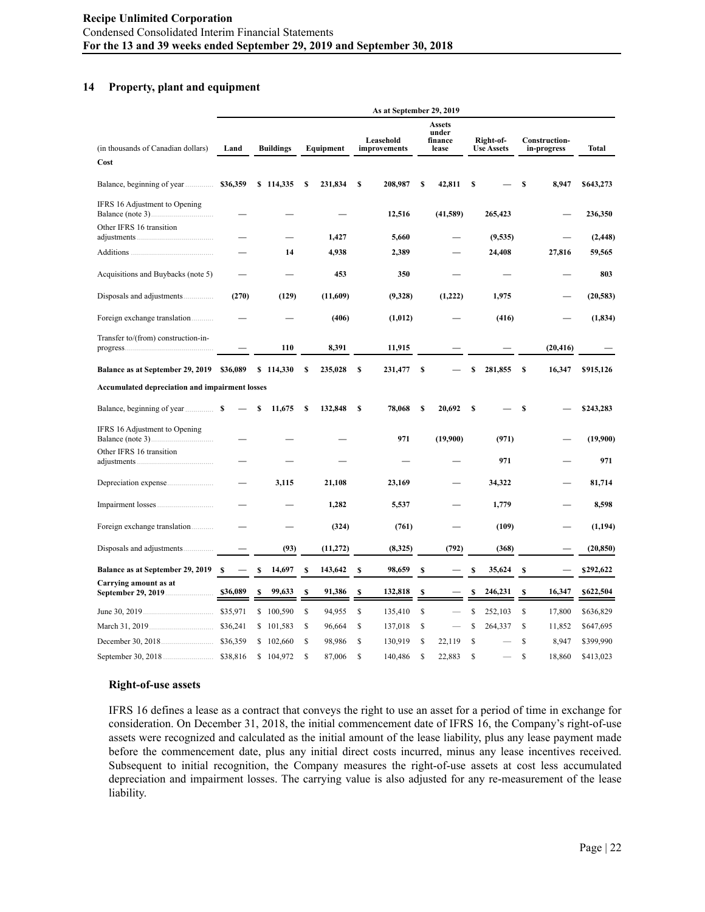## 14 Property, plant and equipment

| | As at September 29, 2019 | | | | | | | |
|---|---|---|---|---|---|---|---|---|
| (in thousands of Canadian dollars) | Land | Buildings | Equipment | Leasehold improvements | Assets under finance lease | Right-of-Use Assets | Construction-in-progress | Total |
| **Cost** | | | | | | | | |
| Balance, beginning of year | $36,359 | $ 114,335 | $ 231,834 | $ 208,987 | $ 42,811 | $ — | $ 8,947 | $643,273 |
| IFRS 16 Adjustment to Opening Balance (note 3) | — | — | — | 12,516 | (41,589) | 265,423 | — | 236,350 |
| Other IFRS 16 transition adjustments | — | — | 1,427 | 5,660 | — | (9,535) | — | (2,448) |
| Additions | — | 14 | 4,938 | 2,389 | — | 24,408 | 27,816 | 59,565 |
| Acquisitions and Buybacks (note 5) | — | — | 453 | 350 | — | — | — | 803 |
| Disposals and adjustments | (270) | (129) | (11,609) | (9,328) | (1,222) | 1,975 | — | (20,583) |
| Foreign exchange translation | — | — | (406) | (1,012) | — | (416) | — | (1,834) |
| Transfer to/(from) construction-in-progress | — | 110 | 8,391 | 11,915 | — | — | (20,416) | — |
| **Balance as at September 29, 2019** | $36,089 | $ 114,330 | $ 235,028 | $ 231,477 | $ — | $ 281,855 | $ 16,347 | $915,126 |
| **Accumulated depreciation and impairment losses** | | | | | | | | |
| Balance, beginning of year | $ — | $ 11,675 | $ 132,848 | $ 78,068 | $ 20,692 | $ — | $ — | $243,283 |
| IFRS 16 Adjustment to Opening Balance (note 3) | — | — | — | 971 | (19,900) | (971) | — | (19,900) |
| Other IFRS 16 transition adjustments | — | — | — | — | — | 971 | — | 971 |
| Depreciation expense | — | 3,115 | 21,108 | 23,169 | — | 34,322 | — | 81,714 |
| Impairment losses | — | — | 1,282 | 5,537 | — | 1,779 | — | 8,598 |
| Foreign exchange translation | — | — | (324) | (761) | — | (109) | — | (1,194) |
| Disposals and adjustments | — | (93) | (11,272) | (8,325) | (792) | (368) | — | (20,850) |
| **Balance as at September 29, 2019** | $ — | $ 14,697 | $ 143,642 | $ 98,659 | $ — | $ 35,624 | $ — | $292,622 |
| **Carrying amount as at September 29, 2019** | $36,089 | $ 99,633 | $ 91,386 | $ 132,818 | $ — | $ 246,231 | $ 16,347 | $622,504 |
| June 30, 2019 | $35,971 | $ 100,590 | $ 94,955 | $ 135,410 | $ — | $ 252,103 | $ 17,800 | $636,829 |
| March 31, 2019 | $36,241 | $ 101,583 | $ 96,664 | $ 137,018 | $ — | $ 264,337 | $ 11,852 | $647,695 |
| December 30, 2018 | $36,359 | $ 102,660 | $ 98,986 | $ 130,919 | $ 22,119 | $ — | $ 8,947 | $399,990 |
| September 30, 2018 | $38,816 | $ 104,972 | $ 87,006 | $ 140,486 | $ 22,883 | $ — | $ 18,860 | $413,023 |

### Right-of-use assets

IFRS 16 defines a lease as a contract that conveys the right to use an asset for a period of time in exchange for consideration. On December 31, 2018, the initial commencement date of IFRS 16, the Company's right-of-use assets were recognized and calculated as the initial amount of the lease liability, plus any lease payment made before the commencement date, plus any initial direct costs incurred, minus any lease incentives received. Subsequent to initial recognition, the Company measures the right-of-use assets at cost less accumulated depreciation and impairment losses. The carrying value is also adjusted for any re-measurement of the lease liability.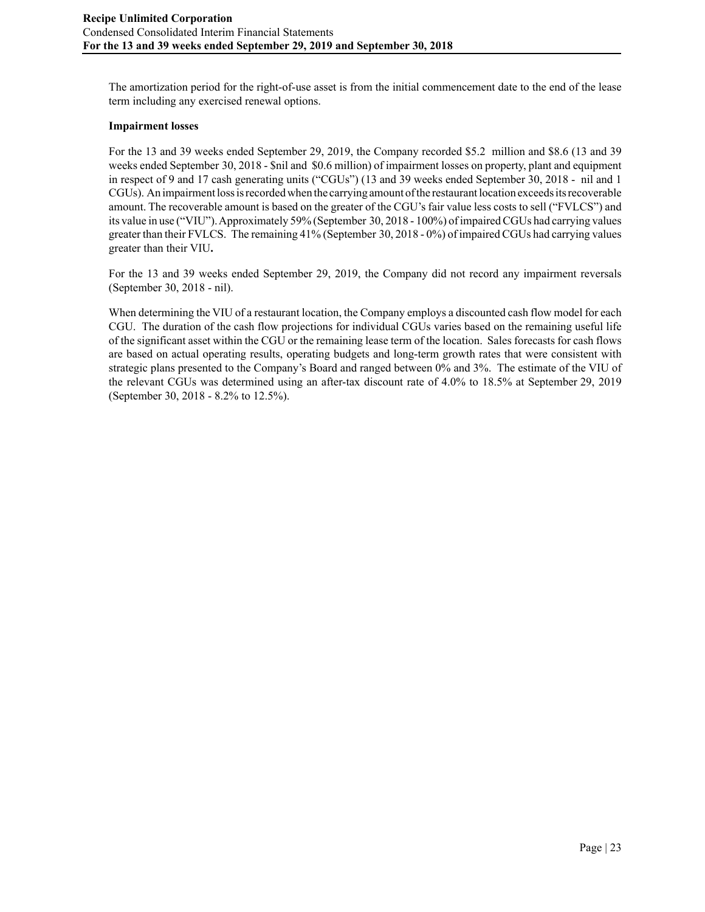The amortization period for the right-of-use asset is from the initial commencement date to the end of the lease term including any exercised renewal options.

**Impairment losses**

For the 13 and 39 weeks ended September 29, 2019, the Company recorded \$5.2 million and \$8.6 (13 and 39 weeks ended September 30, 2018 - \$nil and \$0.6 million) of impairment losses on property, plant and equipment in respect of 9 and 17 cash generating units ("CGUs") (13 and 39 weeks ended September 30, 2018 - nil and 1 CGUs). An impairment loss is recorded when the carrying amount of the restaurant location exceeds its recoverable amount. The recoverable amount is based on the greater of the CGU's fair value less costs to sell ("FVLCS") and its value in use ("VIU"). Approximately 59% (September 30, 2018 - 100%) of impaired CGUs had carrying values greater than their FVLCS. The remaining 41% (September 30, 2018 - 0%) of impaired CGUs had carrying values greater than their VIU**.**

For the 13 and 39 weeks ended September 29, 2019, the Company did not record any impairment reversals (September 30, 2018 - nil).

When determining the VIU of a restaurant location, the Company employs a discounted cash flow model for each CGU. The duration of the cash flow projections for individual CGUs varies based on the remaining useful life of the significant asset within the CGU or the remaining lease term of the location. Sales forecasts for cash flows are based on actual operating results, operating budgets and long-term growth rates that were consistent with strategic plans presented to the Company's Board and ranged between 0% and 3%. The estimate of the VIU of the relevant CGUs was determined using an after-tax discount rate of 4.0% to 18.5% at September 29, 2019 (September 30, 2018 - 8.2% to 12.5%).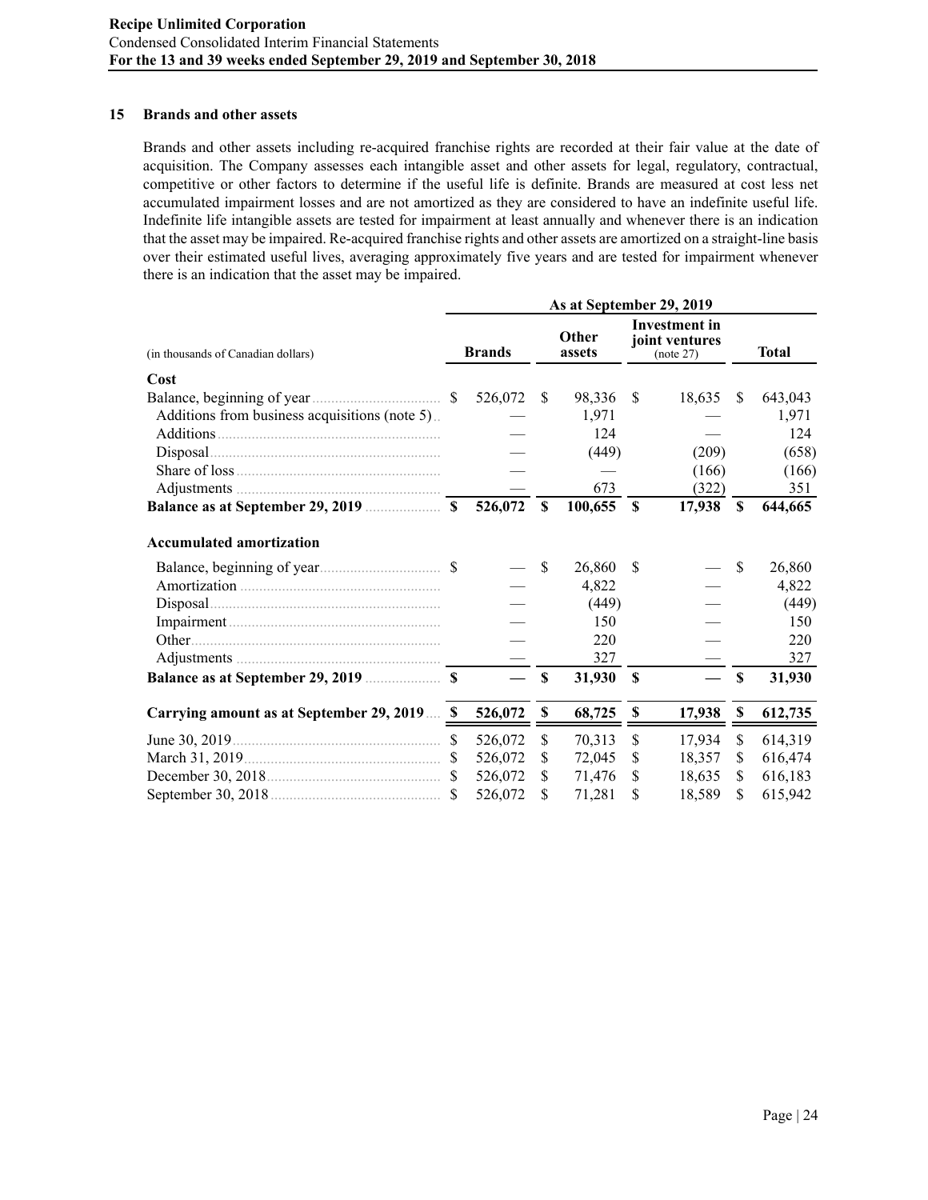## 15 Brands and other assets

Brands and other assets including re-acquired franchise rights are recorded at their fair value at the date of acquisition. The Company assesses each intangible asset and other assets for legal, regulatory, contractual, competitive or other factors to determine if the useful life is definite. Brands are measured at cost less net accumulated impairment losses and are not amortized as they are considered to have an indefinite useful life. Indefinite life intangible assets are tested for impairment at least annually and whenever there is an indication that the asset may be impaired. Re-acquired franchise rights and other assets are amortized on a straight-line basis over their estimated useful lives, averaging approximately five years and are tested for impairment whenever there is an indication that the asset may be impaired.

| | As at September 29, 2019 | | | |
|---|---|---|---|---|
| (in thousands of Canadian dollars) | Brands | Other assets | Investment in joint ventures (note 27) | Total |
| **Cost** | | | | |
| Balance, beginning of year | $ 526,072 | $ 98,336 | $ 18,635 | $ 643,043 |
| Additions from business acquisitions (note 5) | — | 1,971 | — | 1,971 |
| Additions | — | 124 | — | 124 |
| Disposal | — | (449) | (209) | (658) |
| Share of loss | — | — | (166) | (166) |
| Adjustments | — | 673 | (322) | 351 |
| **Balance as at September 29, 2019** | **$ 526,072** | **$ 100,655** | **$ 17,938** | **$ 644,665** |
| **Accumulated amortization** | | | | |
| Balance, beginning of year | $ — | $ 26,860 | $ — | $ 26,860 |
| Amortization | — | 4,822 | — | 4,822 |
| Disposal | — | (449) | — | (449) |
| Impairment | — | 150 | — | 150 |
| Other | — | 220 | — | 220 |
| Adjustments | — | 327 | — | 327 |
| **Balance as at September 29, 2019** | **$ —** | **$ 31,930** | **$ —** | **$ 31,930** |
| **Carrying amount as at September 29, 2019** | **$ 526,072** | **$ 68,725** | **$ 17,938** | **$ 612,735** |
| June 30, 2019 | $ 526,072 | $ 70,313 | $ 17,934 | $ 614,319 |
| March 31, 2019 | $ 526,072 | $ 72,045 | $ 18,357 | $ 616,474 |
| December 30, 2018 | $ 526,072 | $ 71,476 | $ 18,635 | $ 616,183 |
| September 30, 2018 | $ 526,072 | $ 71,281 | $ 18,589 | $ 615,942 |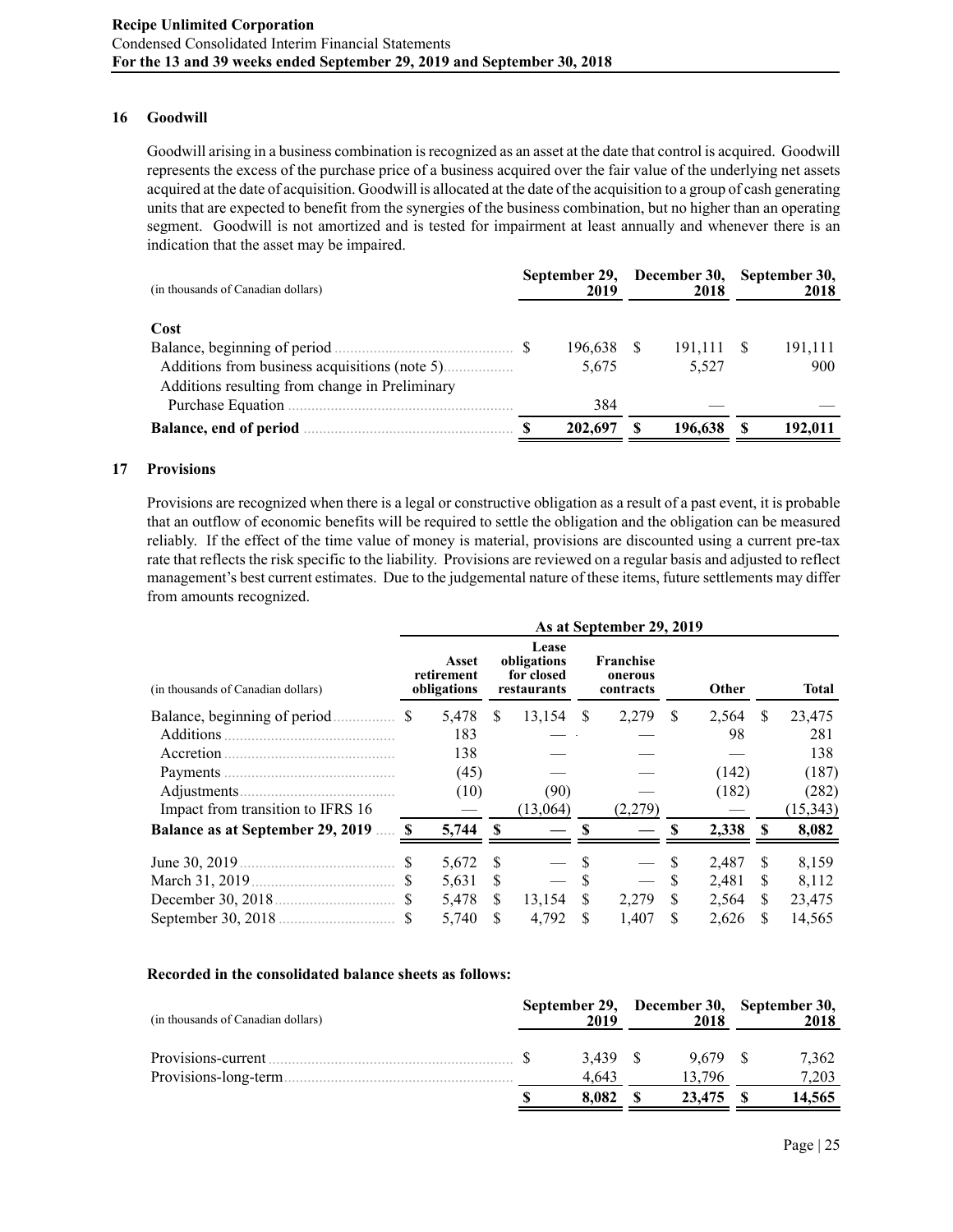## 16 Goodwill

Goodwill arising in a business combination is recognized as an asset at the date that control is acquired. Goodwill represents the excess of the purchase price of a business acquired over the fair value of the underlying net assets acquired at the date of acquisition. Goodwill is allocated at the date of the acquisition to a group of cash generating units that are expected to benefit from the synergies of the business combination, but no higher than an operating segment. Goodwill is not amortized and is tested for impairment at least annually and whenever there is an indication that the asset may be impaired.

| (in thousands of Canadian dollars) | September 29, 2019 | December 30, 2018 | September 30, 2018 |
|---|---|---|---|
| **Cost** | | | |
| Balance, beginning of period | $ 196,638 | $ 191,111 | $ 191,111 |
| Additions from business acquisitions (note 5) | 5,675 | 5,527 | 900 |
| Additions resulting from change in Preliminary Purchase Equation | 384 | — | — |
| **Balance, end of period** | **$ 202,697** | **$ 196,638** | **$ 192,011** |

## 17 Provisions

Provisions are recognized when there is a legal or constructive obligation as a result of a past event, it is probable that an outflow of economic benefits will be required to settle the obligation and the obligation can be measured reliably. If the effect of the time value of money is material, provisions are discounted using a current pre-tax rate that reflects the risk specific to the liability. Provisions are reviewed on a regular basis and adjusted to reflect management's best current estimates. Due to the judgemental nature of these items, future settlements may differ from amounts recognized.

| | As at September 29, 2019 | | | | |
|---|---|---|---|---|---|
| (in thousands of Canadian dollars) | Asset retirement obligations | Lease obligations for closed restaurants | Franchise onerous contracts | Other | Total |
| Balance, beginning of period | $ 5,478 | $ 13,154 | $ 2,279 | $ 2,564 | $ 23,475 |
| Additions | 183 | — | — | 98 | 281 |
| Accretion | 138 | — | — | — | 138 |
| Payments | (45) | — | — | (142) | (187) |
| Adjustments | (10) | (90) | — | (182) | (282) |
| Impact from transition to IFRS 16 | — | (13,064) | (2,279) | — | (15,343) |
| **Balance as at September 29, 2019** | **$ 5,744** | **$ —** | **$ —** | **$ 2,338** | **$ 8,082** |
| June 30, 2019 | $ 5,672 | $ — | $ — | $ 2,487 | $ 8,159 |
| March 31, 2019 | $ 5,631 | $ — | $ — | $ 2,481 | $ 8,112 |
| December 30, 2018 | $ 5,478 | $ 13,154 | $ 2,279 | $ 2,564 | $ 23,475 |
| September 30, 2018 | $ 5,740 | $ 4,792 | $ 1,407 | $ 2,626 | $ 14,565 |

**Recorded in the consolidated balance sheets as follows:**

| (in thousands of Canadian dollars) | September 29, 2019 | December 30, 2018 | September 30, 2018 |
|---|---|---|---|
| Provisions-current | $ 3,439 | $ 9,679 | $ 7,362 |
| Provisions-long-term | 4,643 | 13,796 | 7,203 |
| | **$ 8,082** | **$ 23,475** | **$ 14,565** |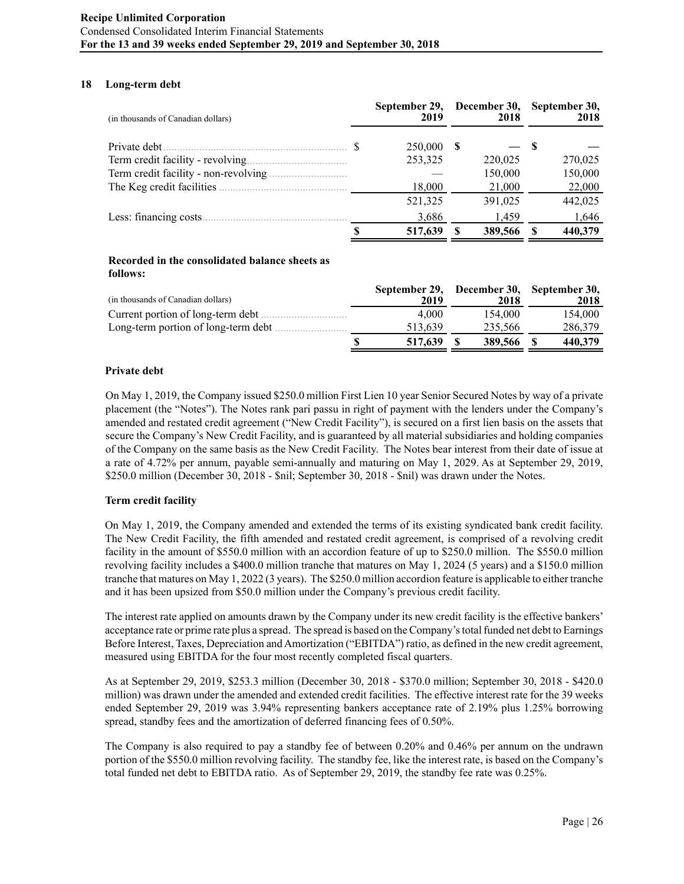## 18 Long-term debt

| (in thousands of Canadian dollars) | September 29, 2019 | December 30, 2018 | September 30, 2018 |
|---|---|---|---|
| Private debt | $ 250,000 | $ — | $ — |
| Term credit facility - revolving | 253,325 | 220,025 | 270,025 |
| Term credit facility - non-revolving | — | 150,000 | 150,000 |
| The Keg credit facilities | 18,000 | 21,000 | 22,000 |
| | 521,325 | 391,025 | 442,025 |
| Less: financing costs | 3,686 | 1,459 | 1,646 |
| | $ 517,639 | $ 389,566 | $ 440,379 |

**Recorded in the consolidated balance sheets as follows:**

| (in thousands of Canadian dollars) | September 29, 2019 | December 30, 2018 | September 30, 2018 |
|---|---|---|---|
| Current portion of long-term debt | 4,000 | 154,000 | 154,000 |
| Long-term portion of long-term debt | 513,639 | 235,566 | 286,379 |
| | $ 517,639 | $ 389,566 | $ 440,379 |

**Private debt**

On May 1, 2019, the Company issued $250.0 million First Lien 10 year Senior Secured Notes by way of a private placement (the "Notes"). The Notes rank pari passu in right of payment with the lenders under the Company's amended and restated credit agreement ("New Credit Facility"), is secured on a first lien basis on the assets that secure the Company's New Credit Facility, and is guaranteed by all material subsidiaries and holding companies of the Company on the same basis as the New Credit Facility. The Notes bear interest from their date of issue at a rate of 4.72% per annum, payable semi-annually and maturing on May 1, 2029. As at September 29, 2019, $250.0 million (December 30, 2018 - $nil; September 30, 2018 - $nil) was drawn under the Notes.

**Term credit facility**

On May 1, 2019, the Company amended and extended the terms of its existing syndicated bank credit facility. The New Credit Facility, the fifth amended and restated credit agreement, is comprised of a revolving credit facility in the amount of $550.0 million with an accordion feature of up to $250.0 million. The $550.0 million revolving facility includes a $400.0 million tranche that matures on May 1, 2024 (5 years) and a $150.0 million tranche that matures on May 1, 2022 (3 years). The $250.0 million accordion feature is applicable to either tranche and it has been upsized from $50.0 million under the Company's previous credit facility.

The interest rate applied on amounts drawn by the Company under its new credit facility is the effective bankers' acceptance rate or prime rate plus a spread. The spread is based on the Company's total funded net debt to Earnings Before Interest, Taxes, Depreciation and Amortization ("EBITDA") ratio, as defined in the new credit agreement, measured using EBITDA for the four most recently completed fiscal quarters.

As at September 29, 2019, $253.3 million (December 30, 2018 - $370.0 million; September 30, 2018 - $420.0 million) was drawn under the amended and extended credit facilities. The effective interest rate for the 39 weeks ended September 29, 2019 was 3.94% representing bankers acceptance rate of 2.19% plus 1.25% borrowing spread, standby fees and the amortization of deferred financing fees of 0.50%.

The Company is also required to pay a standby fee of between 0.20% and 0.46% per annum on the undrawn portion of the $550.0 million revolving facility. The standby fee, like the interest rate, is based on the Company's total funded net debt to EBITDA ratio. As of September 29, 2019, the standby fee rate was 0.25%.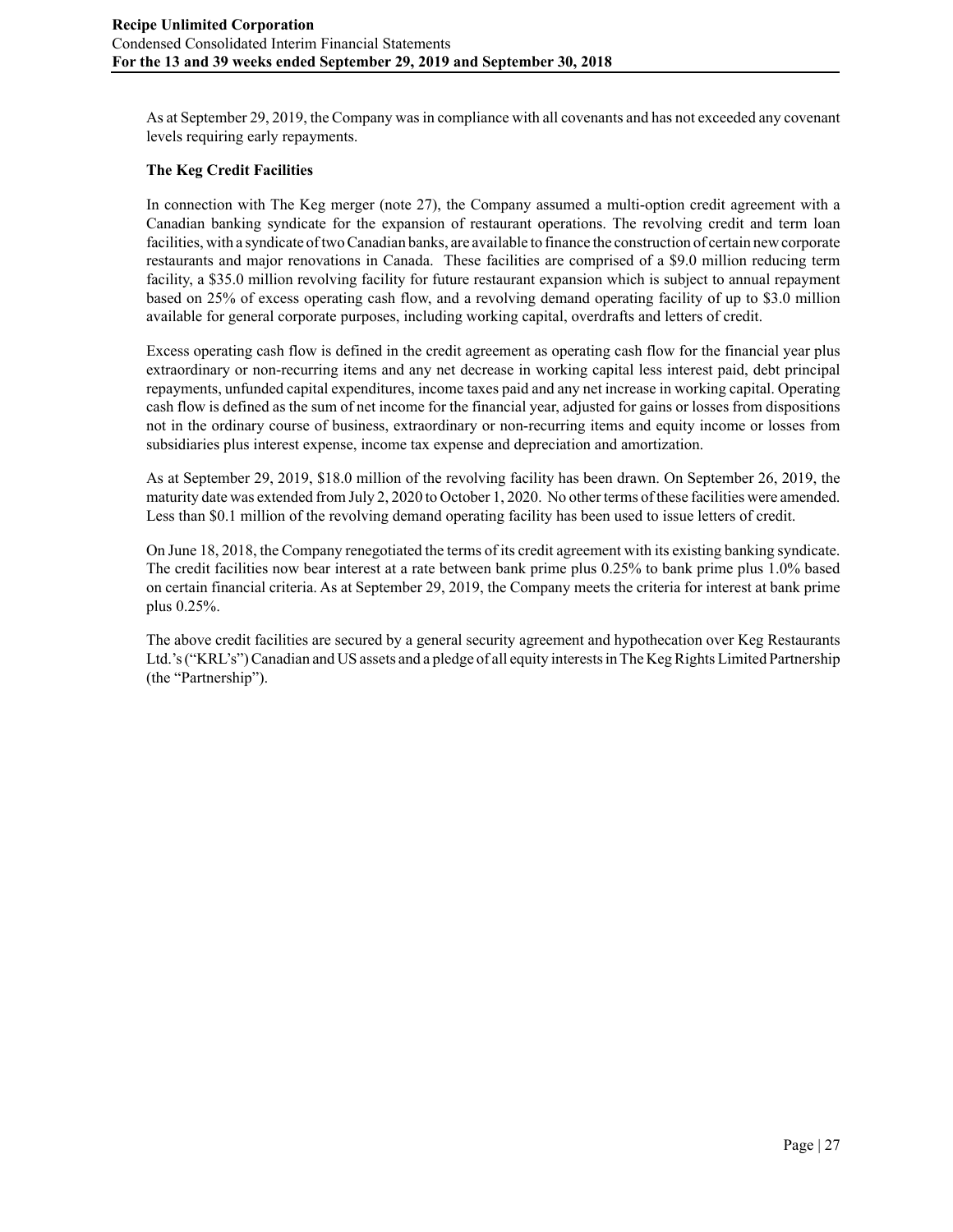As at September 29, 2019, the Company was in compliance with all covenants and has not exceeded any covenant levels requiring early repayments.

**The Keg Credit Facilities**

In connection with The Keg merger (note 27), the Company assumed a multi-option credit agreement with a Canadian banking syndicate for the expansion of restaurant operations. The revolving credit and term loan facilities, with a syndicate of two Canadian banks, are available to finance the construction of certain new corporate restaurants and major renovations in Canada. These facilities are comprised of a $9.0 million reducing term facility, a $35.0 million revolving facility for future restaurant expansion which is subject to annual repayment based on 25% of excess operating cash flow, and a revolving demand operating facility of up to $3.0 million available for general corporate purposes, including working capital, overdrafts and letters of credit.

Excess operating cash flow is defined in the credit agreement as operating cash flow for the financial year plus extraordinary or non-recurring items and any net decrease in working capital less interest paid, debt principal repayments, unfunded capital expenditures, income taxes paid and any net increase in working capital. Operating cash flow is defined as the sum of net income for the financial year, adjusted for gains or losses from dispositions not in the ordinary course of business, extraordinary or non-recurring items and equity income or losses from subsidiaries plus interest expense, income tax expense and depreciation and amortization.

As at September 29, 2019, $18.0 million of the revolving facility has been drawn. On September 26, 2019, the maturity date was extended from July 2, 2020 to October 1, 2020. No other terms of these facilities were amended. Less than $0.1 million of the revolving demand operating facility has been used to issue letters of credit.

On June 18, 2018, the Company renegotiated the terms of its credit agreement with its existing banking syndicate. The credit facilities now bear interest at a rate between bank prime plus 0.25% to bank prime plus 1.0% based on certain financial criteria. As at September 29, 2019, the Company meets the criteria for interest at bank prime plus 0.25%.

The above credit facilities are secured by a general security agreement and hypothecation over Keg Restaurants Ltd.'s ("KRL's") Canadian and US assets and a pledge of all equity interests in The Keg Rights Limited Partnership (the "Partnership").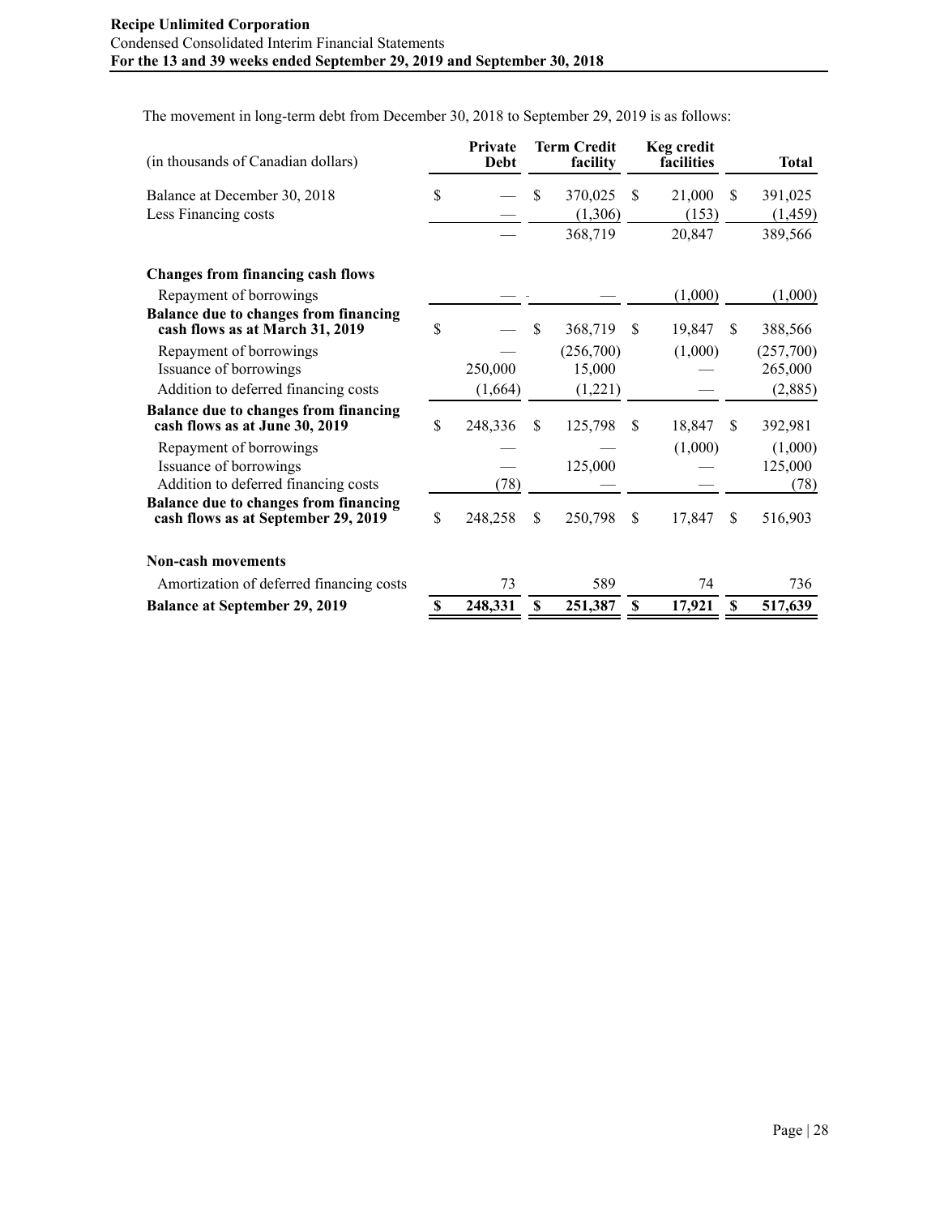The movement in long-term debt from December 30, 2018 to September 29, 2019 is as follows:

| (in thousands of Canadian dollars) | Private Debt | Term Credit facility | Keg credit facilities | Total |
|---|---|---|---|---|
| Balance at December 30, 2018 | $ — | $ 370,025 | $ 21,000 | $ 391,025 |
| Less Financing costs | — | (1,306) | (153) | (1,459) |
| | — | 368,719 | 20,847 | 389,566 |
| **Changes from financing cash flows** | | | | |
| Repayment of borrowings | — | — | (1,000) | (1,000) |
| **Balance due to changes from financing cash flows as at March 31, 2019** | $ — | $ 368,719 | $ 19,847 | $ 388,566 |
| Repayment of borrowings | — | (256,700) | (1,000) | (257,700) |
| Issuance of borrowings | 250,000 | 15,000 | — | 265,000 |
| Addition to deferred financing costs | (1,664) | (1,221) | — | (2,885) |
| **Balance due to changes from financing cash flows as at June 30, 2019** | $ 248,336 | $ 125,798 | $ 18,847 | $ 392,981 |
| Repayment of borrowings | — | — | (1,000) | (1,000) |
| Issuance of borrowings | — | 125,000 | — | 125,000 |
| Addition to deferred financing costs | (78) | — | — | (78) |
| **Balance due to changes from financing cash flows as at September 29, 2019** | $ 248,258 | $ 250,798 | $ 17,847 | $ 516,903 |
| **Non-cash movements** | | | | |
| Amortization of deferred financing costs | 73 | 589 | 74 | 736 |
| **Balance at September 29, 2019** | **$ 248,331** | **$ 251,387** | **$ 17,921** | **$ 517,639** |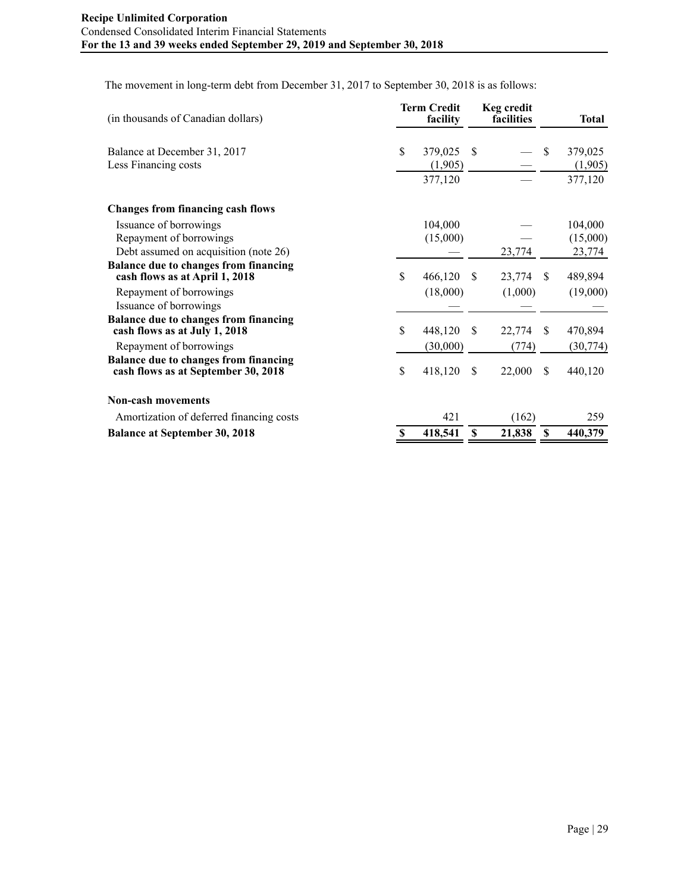The movement in long-term debt from December 31, 2017 to September 30, 2018 is as follows:

| (in thousands of Canadian dollars) | Term Credit facility | Keg credit facilities | Total |
|---|---|---|---|
| Balance at December 31, 2017 | $ 379,025 | $ — | $ 379,025 |
| Less Financing costs | (1,905) | — | (1,905) |
| | 377,120 | — | 377,120 |
| **Changes from financing cash flows** | | | |
| Issuance of borrowings | 104,000 | — | 104,000 |
| Repayment of borrowings | (15,000) | — | (15,000) |
| Debt assumed on acquisition (note 26) | — | 23,774 | 23,774 |
| **Balance due to changes from financing cash flows as at April 1, 2018** | $ 466,120 | $ 23,774 | $ 489,894 |
| Repayment of borrowings | (18,000) | (1,000) | (19,000) |
| Issuance of borrowings | — | — | — |
| **Balance due to changes from financing cash flows as at July 1, 2018** | $ 448,120 | $ 22,774 | $ 470,894 |
| Repayment of borrowings | (30,000) | (774) | (30,774) |
| **Balance due to changes from financing cash flows as at September 30, 2018** | $ 418,120 | $ 22,000 | $ 440,120 |
| **Non-cash movements** | | | |
| Amortization of deferred financing costs | 421 | (162) | 259 |
| **Balance at September 30, 2018** | **$ 418,541** | **$ 21,838** | **$ 440,379** |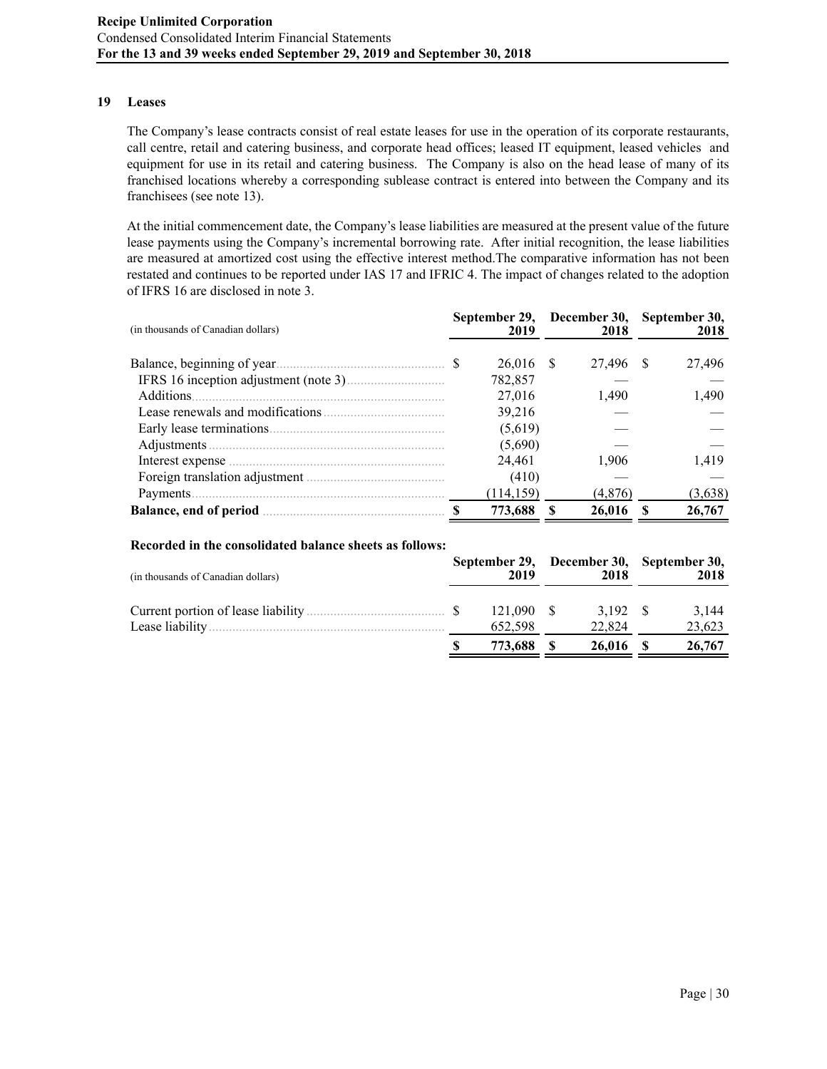## 19 Leases

The Company's lease contracts consist of real estate leases for use in the operation of its corporate restaurants, call centre, retail and catering business, and corporate head offices; leased IT equipment, leased vehicles and equipment for use in its retail and catering business. The Company is also on the head lease of many of its franchised locations whereby a corresponding sublease contract is entered into between the Company and its franchisees (see note 13).

At the initial commencement date, the Company's lease liabilities are measured at the present value of the future lease payments using the Company's incremental borrowing rate. After initial recognition, the lease liabilities are measured at amortized cost using the effective interest method.The comparative information has not been restated and continues to be reported under IAS 17 and IFRIC 4. The impact of changes related to the adoption of IFRS 16 are disclosed in note 3.

| (in thousands of Canadian dollars) | September 29, 2019 | December 30, 2018 | September 30, 2018 |
|---|---|---|---|
| Balance, beginning of year | $ 26,016 | $ 27,496 | $ 27,496 |
| IFRS 16 inception adjustment (note 3) | 782,857 | — | — |
| Additions | 27,016 | 1,490 | 1,490 |
| Lease renewals and modifications | 39,216 | — | — |
| Early lease terminations | (5,619) | — | — |
| Adjustments | (5,690) | — | — |
| Interest expense | 24,461 | 1,906 | 1,419 |
| Foreign translation adjustment | (410) | — | — |
| Payments | (114,159) | (4,876) | (3,638) |
| **Balance, end of period** | **$ 773,688** | **$ 26,016** | **$ 26,767** |

**Recorded in the consolidated balance sheets as follows:**

| (in thousands of Canadian dollars) | September 29, 2019 | December 30, 2018 | September 30, 2018 |
|---|---|---|---|
| Current portion of lease liability | $ 121,090 | $ 3,192 | $ 3,144 |
| Lease liability | 652,598 | 22,824 | 23,623 |
| | **$ 773,688** | **$ 26,016** | **$ 26,767** |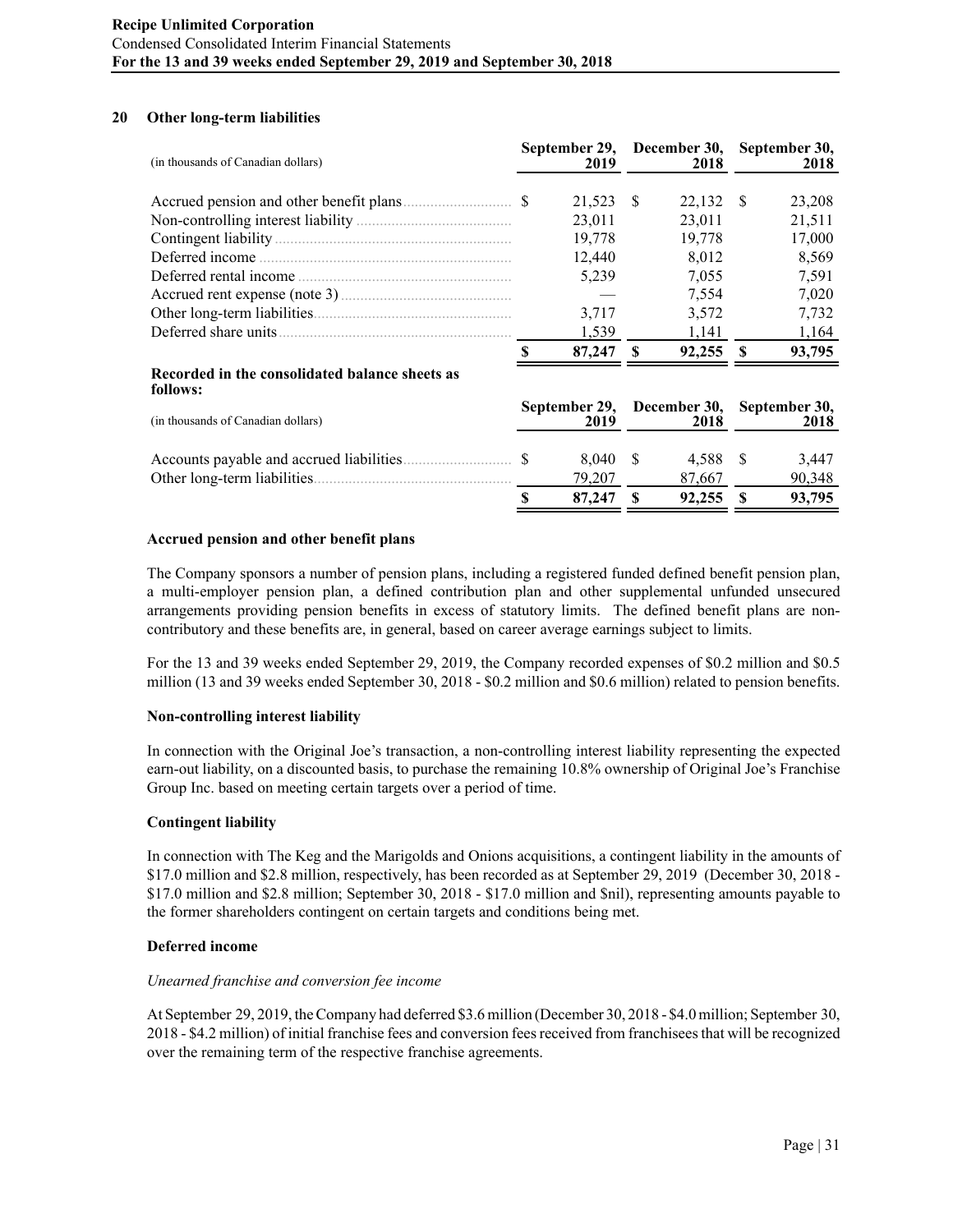## 20 Other long-term liabilities

| (in thousands of Canadian dollars) | September 29, 2019 | December 30, 2018 | September 30, 2018 |
|---|---|---|---|
| Accrued pension and other benefit plans | $ 21,523 | $ 22,132 | $ 23,208 |
| Non-controlling interest liability | 23,011 | 23,011 | 21,511 |
| Contingent liability | 19,778 | 19,778 | 17,000 |
| Deferred income | 12,440 | 8,012 | 8,569 |
| Deferred rental income | 5,239 | 7,055 | 7,591 |
| Accrued rent expense (note 3) | — | 7,554 | 7,020 |
| Other long-term liabilities | 3,717 | 3,572 | 7,732 |
| Deferred share units | 1,539 | 1,141 | 1,164 |
| | **$ 87,247** | **$ 92,255** | **$ 93,795** |

**Recorded in the consolidated balance sheets as follows:**

| (in thousands of Canadian dollars) | September 29, 2019 | December 30, 2018 | September 30, 2018 |
|---|---|---|---|
| Accounts payable and accrued liabilities | $ 8,040 | $ 4,588 | $ 3,447 |
| Other long-term liabilities | 79,207 | 87,667 | 90,348 |
| | **$ 87,247** | **$ 92,255** | **$ 93,795** |

**Accrued pension and other benefit plans**

The Company sponsors a number of pension plans, including a registered funded defined benefit pension plan, a multi-employer pension plan, a defined contribution plan and other supplemental unfunded unsecured arrangements providing pension benefits in excess of statutory limits. The defined benefit plans are non-contributory and these benefits are, in general, based on career average earnings subject to limits.

For the 13 and 39 weeks ended September 29, 2019, the Company recorded expenses of $0.2 million and $0.5 million (13 and 39 weeks ended September 30, 2018 - $0.2 million and $0.6 million) related to pension benefits.

**Non-controlling interest liability**

In connection with the Original Joe's transaction, a non-controlling interest liability representing the expected earn-out liability, on a discounted basis, to purchase the remaining 10.8% ownership of Original Joe's Franchise Group Inc. based on meeting certain targets over a period of time.

**Contingent liability**

In connection with The Keg and the Marigolds and Onions acquisitions, a contingent liability in the amounts of $17.0 million and $2.8 million, respectively, has been recorded as at September 29, 2019 (December 30, 2018 - $17.0 million and $2.8 million; September 30, 2018 - $17.0 million and $nil), representing amounts payable to the former shareholders contingent on certain targets and conditions being met.

**Deferred income**

*Unearned franchise and conversion fee income*

At September 29, 2019, the Company had deferred $3.6 million (December 30, 2018 - $4.0 million; September 30, 2018 - $4.2 million) of initial franchise fees and conversion fees received from franchisees that will be recognized over the remaining term of the respective franchise agreements.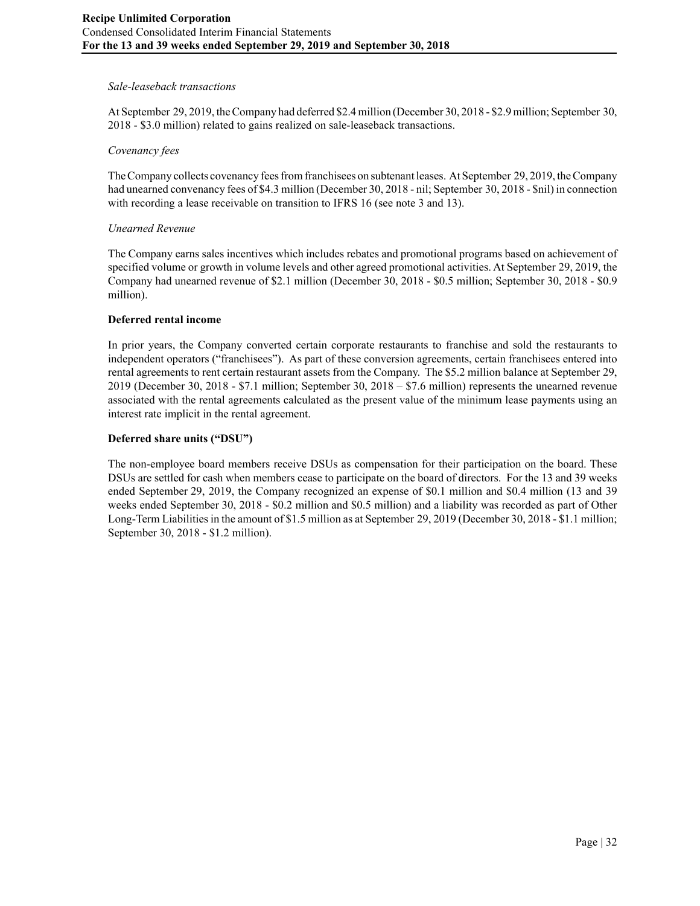*Sale-leaseback transactions*

At September 29, 2019, the Company had deferred $2.4 million (December 30, 2018 - $2.9 million; September 30, 2018 - $3.0 million) related to gains realized on sale-leaseback transactions.

*Covenancy fees*

The Company collects covenancy fees from franchisees on subtenant leases. At September 29, 2019, the Company had unearned convenancy fees of $4.3 million (December 30, 2018 - nil; September 30, 2018 - $nil) in connection with recording a lease receivable on transition to IFRS 16 (see note 3 and 13).

*Unearned Revenue*

The Company earns sales incentives which includes rebates and promotional programs based on achievement of specified volume or growth in volume levels and other agreed promotional activities. At September 29, 2019, the Company had unearned revenue of $2.1 million (December 30, 2018 - $0.5 million; September 30, 2018 - $0.9 million).

**Deferred rental income**

In prior years, the Company converted certain corporate restaurants to franchise and sold the restaurants to independent operators ("franchisees"). As part of these conversion agreements, certain franchisees entered into rental agreements to rent certain restaurant assets from the Company. The $5.2 million balance at September 29, 2019 (December 30, 2018 - $7.1 million; September 30, 2018 – $7.6 million) represents the unearned revenue associated with the rental agreements calculated as the present value of the minimum lease payments using an interest rate implicit in the rental agreement.

**Deferred share units ("DSU")**

The non-employee board members receive DSUs as compensation for their participation on the board. These DSUs are settled for cash when members cease to participate on the board of directors. For the 13 and 39 weeks ended September 29, 2019, the Company recognized an expense of $0.1 million and $0.4 million (13 and 39 weeks ended September 30, 2018 - $0.2 million and $0.5 million) and a liability was recorded as part of Other Long-Term Liabilities in the amount of $1.5 million as at September 29, 2019 (December 30, 2018 - $1.1 million; September 30, 2018 - $1.2 million).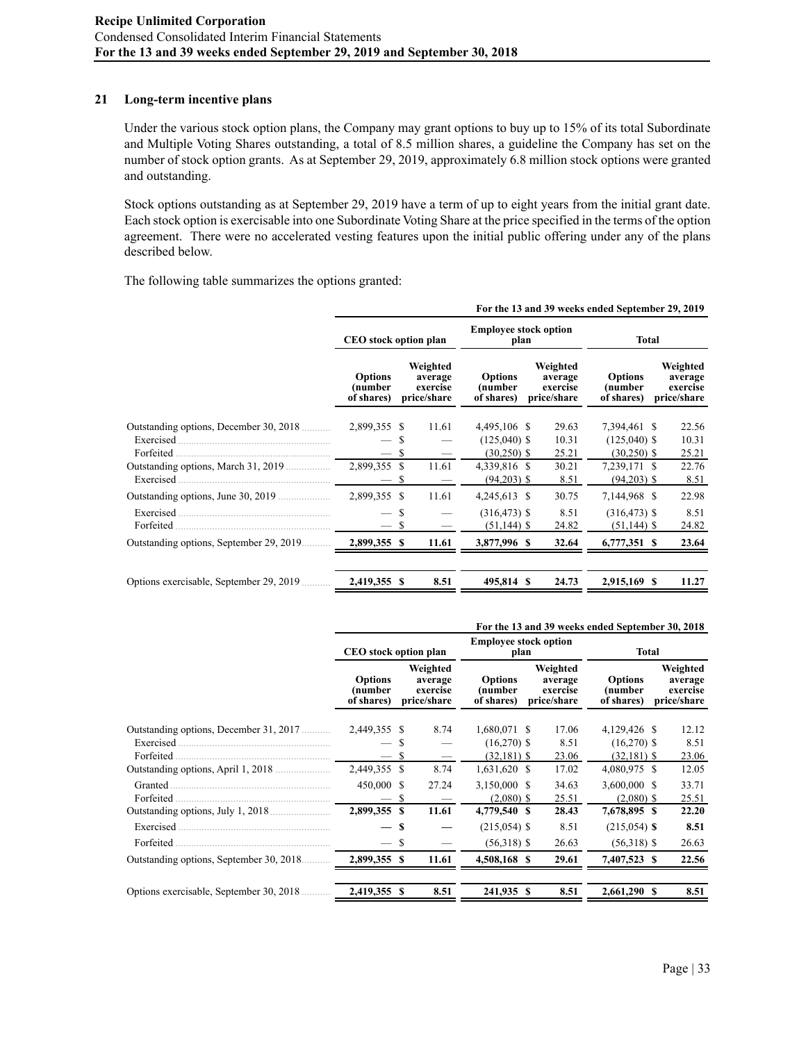## 21 Long-term incentive plans

Under the various stock option plans, the Company may grant options to buy up to 15% of its total Subordinate and Multiple Voting Shares outstanding, a total of 8.5 million shares, a guideline the Company has set on the number of stock option grants. As at September 29, 2019, approximately 6.8 million stock options were granted and outstanding.

Stock options outstanding as at September 29, 2019 have a term of up to eight years from the initial grant date. Each stock option is exercisable into one Subordinate Voting Share at the price specified in the terms of the option agreement. There were no accelerated vesting features upon the initial public offering under any of the plans described below.

The following table summarizes the options granted:

| | For the 13 and 39 weeks ended September 29, 2019 | | | | | |
|---|---|---|---|---|---|---|
| | CEO stock option plan | | Employee stock option plan | | Total | |
| | Options (number of shares) | Weighted average exercise price/share | Options (number of shares) | Weighted average exercise price/share | Options (number of shares) | Weighted average exercise price/share |
| Outstanding options, December 30, 2018 | 2,899,355 | $ 11.61 | 4,495,106 | $ 29.63 | 7,394,461 | $ 22.56 |
| Exercised | — | $ — | (125,040) | $ 10.31 | (125,040) | $ 10.31 |
| Forfeited | — | $ — | (30,250) | $ 25.21 | (30,250) | $ 25.21 |
| Outstanding options, March 31, 2019 | 2,899,355 | $ 11.61 | 4,339,816 | $ 30.21 | 7,239,171 | $ 22.76 |
| Exercised | — | $ — | (94,203) | $ 8.51 | (94,203) | $ 8.51 |
| Outstanding options, June 30, 2019 | 2,899,355 | $ 11.61 | 4,245,613 | $ 30.75 | 7,144,968 | $ 22.98 |
| Exercised | — | $ — | (316,473) | $ 8.51 | (316,473) | $ 8.51 |
| Forfeited | — | $ — | (51,144) | $ 24.82 | (51,144) | $ 24.82 |
| **Outstanding options, September 29, 2019** | **2,899,355** | **$ 11.61** | **3,877,996** | **$ 32.64** | **6,777,351** | **$ 23.64** |
| **Options exercisable, September 29, 2019** | **2,419,355** | **$ 8.51** | **495,814** | **$ 24.73** | **2,915,169** | **$ 11.27** |

| | For the 13 and 39 weeks ended September 30, 2018 | | | | | |
|---|---|---|---|---|---|---|
| | CEO stock option plan | | Employee stock option plan | | Total | |
| | Options (number of shares) | Weighted average exercise price/share | Options (number of shares) | Weighted average exercise price/share | Options (number of shares) | Weighted average exercise price/share |
| Outstanding options, December 31, 2017 | 2,449,355 | $ 8.74 | 1,680,071 | $ 17.06 | 4,129,426 | $ 12.12 |
| Exercised | — | $ — | (16,270) | $ 8.51 | (16,270) | $ 8.51 |
| Forfeited | — | $ — | (32,181) | $ 23.06 | (32,181) | $ 23.06 |
| Outstanding options, April 1, 2018 | 2,449,355 | $ 8.74 | 1,631,620 | $ 17.02 | 4,080,975 | $ 12.05 |
| Granted | 450,000 | $ 27.24 | 3,150,000 | $ 34.63 | 3,600,000 | $ 33.71 |
| Forfeited | — | $ — | (2,080) | $ 25.51 | (2,080) | $ 25.51 |
| **Outstanding options, July 1, 2018** | **2,899,355** | **$ 11.61** | **4,779,540** | **$ 28.43** | **7,678,895** | **$ 22.20** |
| Exercised | **—** | **$ —** | (215,054) | $ 8.51 | (215,054) | **$ 8.51** |
| Forfeited | — | $ — | (56,318) | $ 26.63 | (56,318) | $ 26.63 |
| **Outstanding options, September 30, 2018** | **2,899,355** | **$ 11.61** | **4,508,168** | **$ 29.61** | **7,407,523** | **$ 22.56** |
| **Options exercisable, September 30, 2018** | **2,419,355** | **$ 8.51** | **241,935** | **$ 8.51** | **2,661,290** | **$ 8.51** |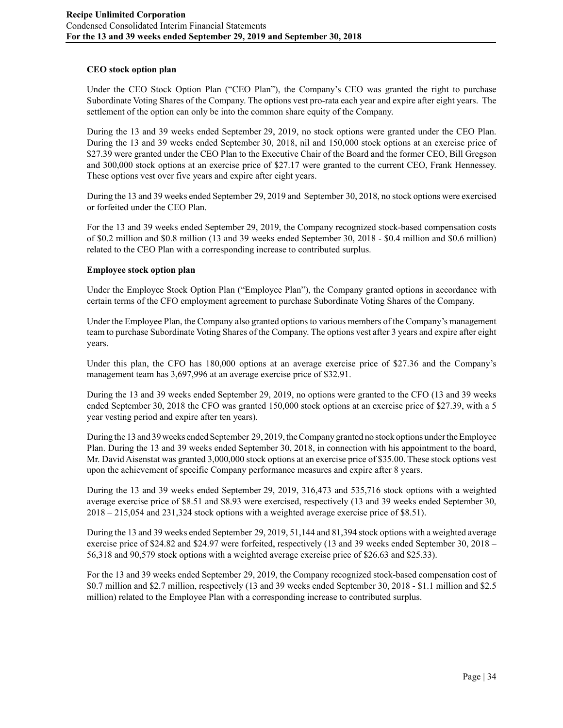**CEO stock option plan**

Under the CEO Stock Option Plan ("CEO Plan"), the Company's CEO was granted the right to purchase Subordinate Voting Shares of the Company. The options vest pro-rata each year and expire after eight years. The settlement of the option can only be into the common share equity of the Company.

During the 13 and 39 weeks ended September 29, 2019, no stock options were granted under the CEO Plan. During the 13 and 39 weeks ended September 30, 2018, nil and 150,000 stock options at an exercise price of $27.39 were granted under the CEO Plan to the Executive Chair of the Board and the former CEO, Bill Gregson and 300,000 stock options at an exercise price of $27.17 were granted to the current CEO, Frank Hennessey. These options vest over five years and expire after eight years.

During the 13 and 39 weeks ended September 29, 2019 and September 30, 2018, no stock options were exercised or forfeited under the CEO Plan.

For the 13 and 39 weeks ended September 29, 2019, the Company recognized stock-based compensation costs of $0.2 million and $0.8 million (13 and 39 weeks ended September 30, 2018 - $0.4 million and $0.6 million) related to the CEO Plan with a corresponding increase to contributed surplus.

**Employee stock option plan**

Under the Employee Stock Option Plan ("Employee Plan"), the Company granted options in accordance with certain terms of the CFO employment agreement to purchase Subordinate Voting Shares of the Company.

Under the Employee Plan, the Company also granted options to various members of the Company's management team to purchase Subordinate Voting Shares of the Company. The options vest after 3 years and expire after eight years.

Under this plan, the CFO has 180,000 options at an average exercise price of $27.36 and the Company's management team has 3,697,996 at an average exercise price of $32.91.

During the 13 and 39 weeks ended September 29, 2019, no options were granted to the CFO (13 and 39 weeks ended September 30, 2018 the CFO was granted 150,000 stock options at an exercise price of $27.39, with a 5 year vesting period and expire after ten years).

During the 13 and 39 weeks ended September 29, 2019, the Company granted no stock options under the Employee Plan. During the 13 and 39 weeks ended September 30, 2018, in connection with his appointment to the board, Mr. David Aisenstat was granted 3,000,000 stock options at an exercise price of $35.00. These stock options vest upon the achievement of specific Company performance measures and expire after 8 years.

During the 13 and 39 weeks ended September 29, 2019, 316,473 and 535,716 stock options with a weighted average exercise price of $8.51 and $8.93 were exercised, respectively (13 and 39 weeks ended September 30, 2018 – 215,054 and 231,324 stock options with a weighted average exercise price of $8.51).

During the 13 and 39 weeks ended September 29, 2019, 51,144 and 81,394 stock options with a weighted average exercise price of $24.82 and $24.97 were forfeited, respectively (13 and 39 weeks ended September 30, 2018 – 56,318 and 90,579 stock options with a weighted average exercise price of $26.63 and $25.33).

For the 13 and 39 weeks ended September 29, 2019, the Company recognized stock-based compensation cost of $0.7 million and $2.7 million, respectively (13 and 39 weeks ended September 30, 2018 - $1.1 million and $2.5 million) related to the Employee Plan with a corresponding increase to contributed surplus.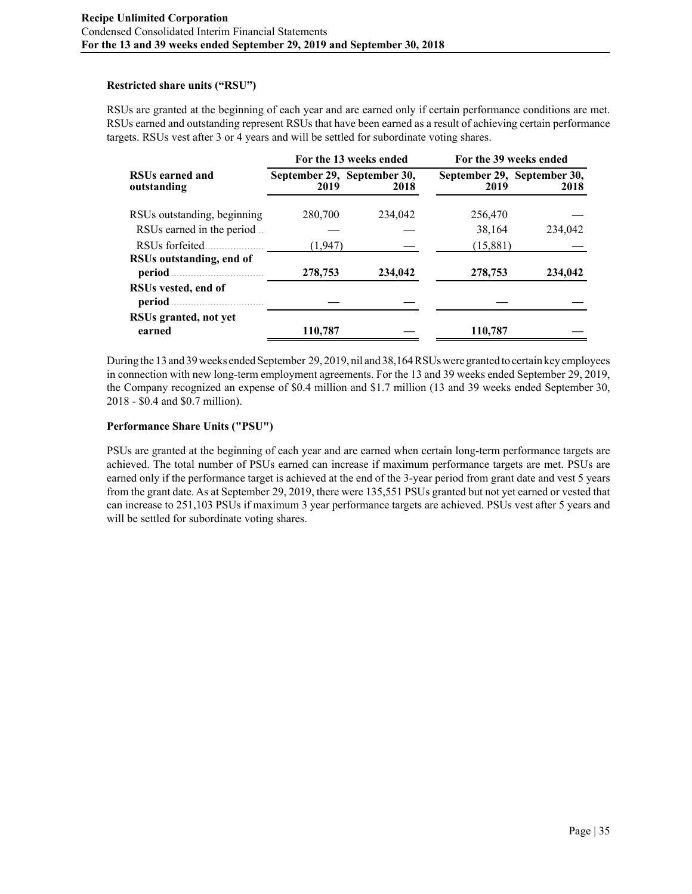### Restricted share units ("RSU")

RSUs are granted at the beginning of each year and are earned only if certain performance conditions are met. RSUs earned and outstanding represent RSUs that have been earned as a result of achieving certain performance targets. RSUs vest after 3 or 4 years and will be settled for subordinate voting shares.

| RSUs earned and outstanding | For the 13 weeks ended September 29, 2019 | For the 13 weeks ended September 30, 2018 | For the 39 weeks ended September 29, 2019 | For the 39 weeks ended September 30, 2018 |
|---|---|---|---|---|
| RSUs outstanding, beginning | 280,700 | 234,042 | 256,470 | — |
| RSUs earned in the period | — | — | 38,164 | 234,042 |
| RSUs forfeited | (1,947) | — | (15,881) | — |
| **RSUs outstanding, end of period** | **278,753** | **234,042** | **278,753** | **234,042** |
| **RSUs vested, end of period** | **—** | **—** | **—** | **—** |
| **RSUs granted, not yet earned** | **110,787** | **—** | **110,787** | **—** |

During the 13 and 39 weeks ended September 29, 2019, nil and 38,164 RSUs were granted to certain key employees in connection with new long-term employment agreements. For the 13 and 39 weeks ended September 29, 2019, the Company recognized an expense of $0.4 million and $1.7 million (13 and 39 weeks ended September 30, 2018 - $0.4 and $0.7 million).

### Performance Share Units ("PSU")

PSUs are granted at the beginning of each year and are earned when certain long-term performance targets are achieved. The total number of PSUs earned can increase if maximum performance targets are met. PSUs are earned only if the performance target is achieved at the end of the 3-year period from grant date and vest 5 years from the grant date. As at September 29, 2019, there were 135,551 PSUs granted but not yet earned or vested that can increase to 251,103 PSUs if maximum 3 year performance targets are achieved. PSUs vest after 5 years and will be settled for subordinate voting shares.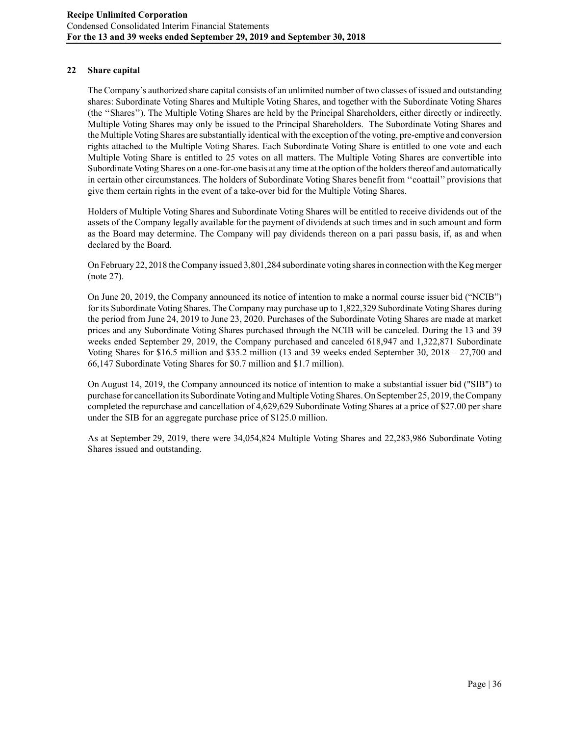## 22 Share capital

The Company's authorized share capital consists of an unlimited number of two classes of issued and outstanding shares: Subordinate Voting Shares and Multiple Voting Shares, and together with the Subordinate Voting Shares (the ''Shares''). The Multiple Voting Shares are held by the Principal Shareholders, either directly or indirectly. Multiple Voting Shares may only be issued to the Principal Shareholders. The Subordinate Voting Shares and the Multiple Voting Shares are substantially identical with the exception of the voting, pre-emptive and conversion rights attached to the Multiple Voting Shares. Each Subordinate Voting Share is entitled to one vote and each Multiple Voting Share is entitled to 25 votes on all matters. The Multiple Voting Shares are convertible into Subordinate Voting Shares on a one-for-one basis at any time at the option of the holders thereof and automatically in certain other circumstances. The holders of Subordinate Voting Shares benefit from ''coattail'' provisions that give them certain rights in the event of a take-over bid for the Multiple Voting Shares.

Holders of Multiple Voting Shares and Subordinate Voting Shares will be entitled to receive dividends out of the assets of the Company legally available for the payment of dividends at such times and in such amount and form as the Board may determine. The Company will pay dividends thereon on a pari passu basis, if, as and when declared by the Board.

On February 22, 2018 the Company issued 3,801,284 subordinate voting shares in connection with the Keg merger (note 27).

On June 20, 2019, the Company announced its notice of intention to make a normal course issuer bid ("NCIB") for its Subordinate Voting Shares. The Company may purchase up to 1,822,329 Subordinate Voting Shares during the period from June 24, 2019 to June 23, 2020. Purchases of the Subordinate Voting Shares are made at market prices and any Subordinate Voting Shares purchased through the NCIB will be canceled. During the 13 and 39 weeks ended September 29, 2019, the Company purchased and canceled 618,947 and 1,322,871 Subordinate Voting Shares for $16.5 million and $35.2 million (13 and 39 weeks ended September 30, 2018 – 27,700 and 66,147 Subordinate Voting Shares for $0.7 million and $1.7 million).

On August 14, 2019, the Company announced its notice of intention to make a substantial issuer bid ("SIB") to purchase for cancellation its Subordinate Voting and Multiple Voting Shares. On September 25, 2019, the Company completed the repurchase and cancellation of 4,629,629 Subordinate Voting Shares at a price of $27.00 per share under the SIB for an aggregate purchase price of $125.0 million.

As at September 29, 2019, there were 34,054,824 Multiple Voting Shares and 22,283,986 Subordinate Voting Shares issued and outstanding.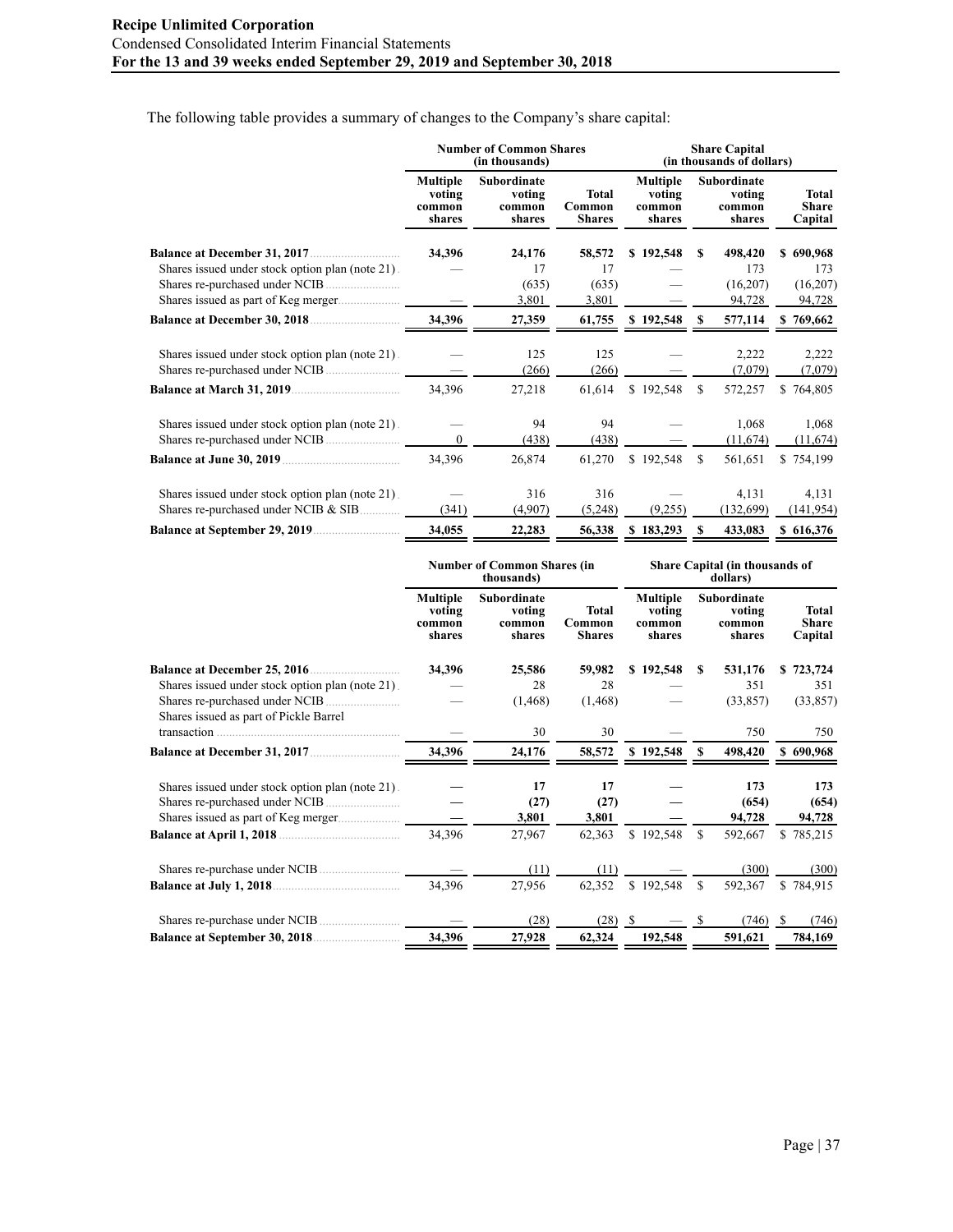The following table provides a summary of changes to the Company's share capital:

| | Number of Common Shares (in thousands) | | | Share Capital (in thousands of dollars) | | |
|---|---|---|---|---|---|---|
| | Multiple voting common shares | Subordinate voting common shares | Total Common Shares | Multiple voting common shares | Subordinate voting common shares | Total Share Capital |
| **Balance at December 31, 2017** | **34,396** | **24,176** | **58,572** | **$ 192,548** | **$ 498,420** | **$ 690,968** |
| Shares issued under stock option plan (note 21) | — | 17 | 17 | — | 173 | 173 |
| Shares re-purchased under NCIB | | (635) | (635) | — | (16,207) | (16,207) |
| Shares issued as part of Keg merger | — | 3,801 | 3,801 | — | 94,728 | 94,728 |
| **Balance at December 30, 2018** | **34,396** | **27,359** | **61,755** | **$ 192,548** | **$ 577,114** | **$ 769,662** |
| Shares issued under stock option plan (note 21) | — | 125 | 125 | — | 2,222 | 2,222 |
| Shares re-purchased under NCIB | — | (266) | (266) | — | (7,079) | (7,079) |
| **Balance at March 31, 2019** | 34,396 | 27,218 | 61,614 | $ 192,548 | $ 572,257 | $ 764,805 |
| Shares issued under stock option plan (note 21) | — | 94 | 94 | — | 1,068 | 1,068 |
| Shares re-purchased under NCIB | 0 | (438) | (438) | — | (11,674) | (11,674) |
| **Balance at June 30, 2019** | 34,396 | 26,874 | 61,270 | $ 192,548 | $ 561,651 | $ 754,199 |
| Shares issued under stock option plan (note 21) | — | 316 | 316 | — | 4,131 | 4,131 |
| Shares re-purchased under NCIB & SIB | (341) | (4,907) | (5,248) | (9,255) | (132,699) | (141,954) |
| **Balance at September 29, 2019** | **34,055** | **22,283** | **56,338** | **$ 183,293** | **$ 433,083** | **$ 616,376** |

| | Number of Common Shares (in thousands) | | | Share Capital (in thousands of dollars) | | |
|---|---|---|---|---|---|---|
| | Multiple voting common shares | Subordinate voting common shares | Total Common Shares | Multiple voting common shares | Subordinate voting common shares | Total Share Capital |
| **Balance at December 25, 2016** | **34,396** | **25,586** | **59,982** | **$ 192,548** | **$ 531,176** | **$ 723,724** |
| Shares issued under stock option plan (note 21) | — | 28 | 28 | — | 351 | 351 |
| Shares re-purchased under NCIB | — | (1,468) | (1,468) | — | (33,857) | (33,857) |
| Shares issued as part of Pickle Barrel transaction | — | 30 | 30 | — | 750 | 750 |
| **Balance at December 31, 2017** | **34,396** | **24,176** | **58,572** | **$ 192,548** | **$ 498,420** | **$ 690,968** |
| Shares issued under stock option plan (note 21) | **—** | **17** | **17** | **—** | **173** | **173** |
| Shares re-purchased under NCIB | **—** | **(27)** | **(27)** | **—** | **(654)** | **(654)** |
| Shares issued as part of Keg merger | **—** | **3,801** | **3,801** | **—** | **94,728** | **94,728** |
| **Balance at April 1, 2018** | 34,396 | 27,967 | 62,363 | $ 192,548 | $ 592,667 | $ 785,215 |
| Shares re-purchase under NCIB | — | (11) | (11) | — | (300) | (300) |
| **Balance at July 1, 2018** | 34,396 | 27,956 | 62,352 | $ 192,548 | $ 592,367 | $ 784,915 |
| Shares re-purchase under NCIB | — | (28) | (28) | $ — | $ (746) | $ (746) |
| **Balance at September 30, 2018** | **34,396** | **27,928** | **62,324** | **192,548** | **591,621** | **784,169** |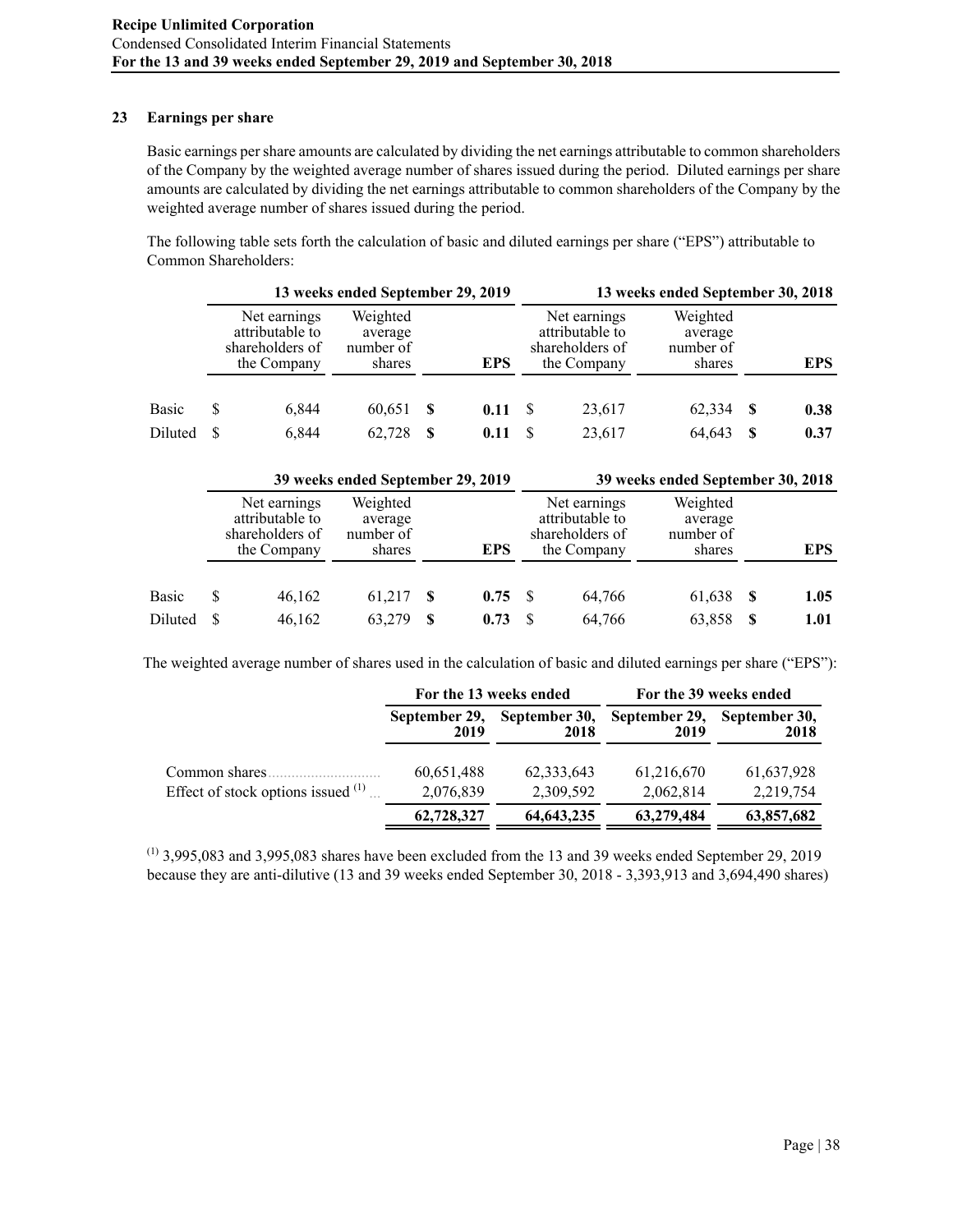## 23 Earnings per share

Basic earnings per share amounts are calculated by dividing the net earnings attributable to common shareholders of the Company by the weighted average number of shares issued during the period. Diluted earnings per share amounts are calculated by dividing the net earnings attributable to common shareholders of the Company by the weighted average number of shares issued during the period.

The following table sets forth the calculation of basic and diluted earnings per share ("EPS") attributable to Common Shareholders:

| | 13 weeks ended September 29, 2019 | | | 13 weeks ended September 30, 2018 | | |
|---|---|---|---|---|---|---|
| | Net earnings attributable to shareholders of the Company | Weighted average number of shares | EPS | Net earnings attributable to shareholders of the Company | Weighted average number of shares | EPS |
| Basic | $ 6,844 | 60,651 | **$ 0.11** | $ 23,617 | 62,334 | **$ 0.38** |
| Diluted | $ 6,844 | 62,728 | **$ 0.11** | $ 23,617 | 64,643 | **$ 0.37** |

| | 39 weeks ended September 29, 2019 | | | 39 weeks ended September 30, 2018 | | |
|---|---|---|---|---|---|---|
| | Net earnings attributable to shareholders of the Company | Weighted average number of shares | EPS | Net earnings attributable to shareholders of the Company | Weighted average number of shares | EPS |
| Basic | $ 46,162 | 61,217 | **$ 0.75** | $ 64,766 | 61,638 | **$ 1.05** |
| Diluted | $ 46,162 | 63,279 | **$ 0.73** | $ 64,766 | 63,858 | **$ 1.01** |

The weighted average number of shares used in the calculation of basic and diluted earnings per share ("EPS"):

| | For the 13 weeks ended | | For the 39 weeks ended | |
|---|---|---|---|---|
| | September 29, 2019 | September 30, 2018 | September 29, 2019 | September 30, 2018 |
| Common shares | 60,651,488 | 62,333,643 | 61,216,670 | 61,637,928 |
| Effect of stock options issued [(1)] | 2,076,839 | 2,309,592 | 2,062,814 | 2,219,754 |
| | **62,728,327** | **64,643,235** | **63,279,484** | **63,857,682** |

[(1)] 3,995,083 and 3,995,083 shares have been excluded from the 13 and 39 weeks ended September 29, 2019 because they are anti-dilutive (13 and 39 weeks ended September 30, 2018 - 3,393,913 and 3,694,490 shares)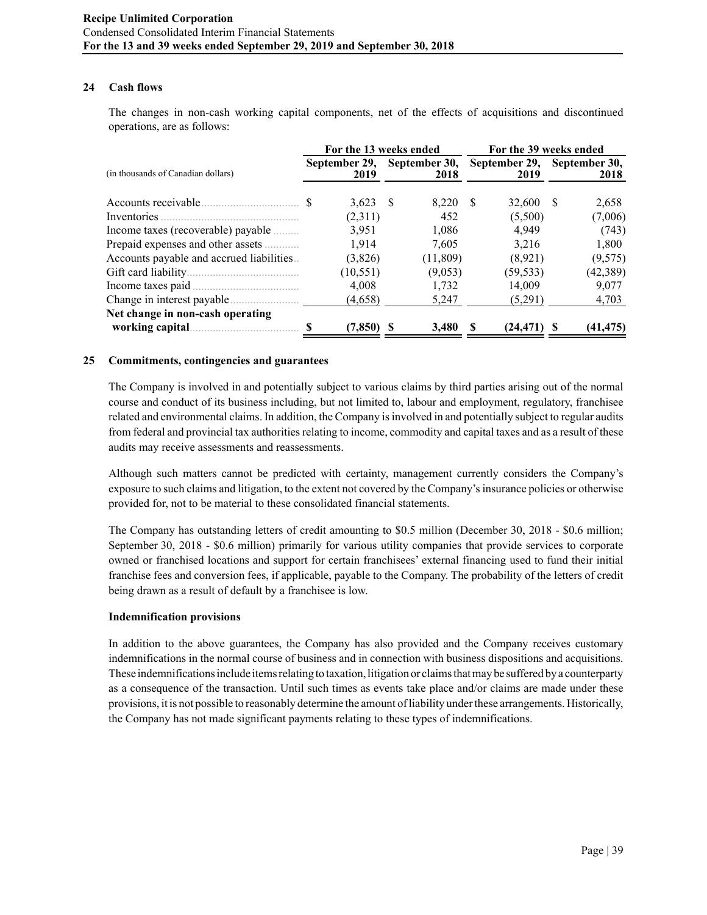## 24 Cash flows

The changes in non-cash working capital components, net of the effects of acquisitions and discontinued operations, are as follows:

| (in thousands of Canadian dollars) | For the 13 weeks ended | | For the 39 weeks ended | |
|---|---|---|---|---|
| | September 29, 2019 | September 30, 2018 | September 29, 2019 | September 30, 2018 |
| Accounts receivable | $ 3,623 | $ 8,220 | $ 32,600 | $ 2,658 |
| Inventories | (2,311) | 452 | (5,500) | (7,006) |
| Income taxes (recoverable) payable | 3,951 | 1,086 | 4,949 | (743) |
| Prepaid expenses and other assets | 1,914 | 7,605 | 3,216 | 1,800 |
| Accounts payable and accrued liabilities | (3,826) | (11,809) | (8,921) | (9,575) |
| Gift card liability | (10,551) | (9,053) | (59,533) | (42,389) |
| Income taxes paid | 4,008 | 1,732 | 14,009 | 9,077 |
| Change in interest payable | (4,658) | 5,247 | (5,291) | 4,703 |
| **Net change in non-cash operating working capital** | **$ (7,850)** | **$ 3,480** | **$ (24,471)** | **$ (41,475)** |

## 25 Commitments, contingencies and guarantees

The Company is involved in and potentially subject to various claims by third parties arising out of the normal course and conduct of its business including, but not limited to, labour and employment, regulatory, franchisee related and environmental claims. In addition, the Company is involved in and potentially subject to regular audits from federal and provincial tax authorities relating to income, commodity and capital taxes and as a result of these audits may receive assessments and reassessments.

Although such matters cannot be predicted with certainty, management currently considers the Company's exposure to such claims and litigation, to the extent not covered by the Company's insurance policies or otherwise provided for, not to be material to these consolidated financial statements.

The Company has outstanding letters of credit amounting to $0.5 million (December 30, 2018 - $0.6 million; September 30, 2018 - $0.6 million) primarily for various utility companies that provide services to corporate owned or franchised locations and support for certain franchisees' external financing used to fund their initial franchise fees and conversion fees, if applicable, payable to the Company. The probability of the letters of credit being drawn as a result of default by a franchisee is low.

### Indemnification provisions

In addition to the above guarantees, the Company has also provided and the Company receives customary indemnifications in the normal course of business and in connection with business dispositions and acquisitions. These indemnifications include items relating to taxation, litigation or claims that may be suffered by a counterparty as a consequence of the transaction. Until such times as events take place and/or claims are made under these provisions, it is not possible to reasonably determine the amount of liability under these arrangements. Historically, the Company has not made significant payments relating to these types of indemnifications.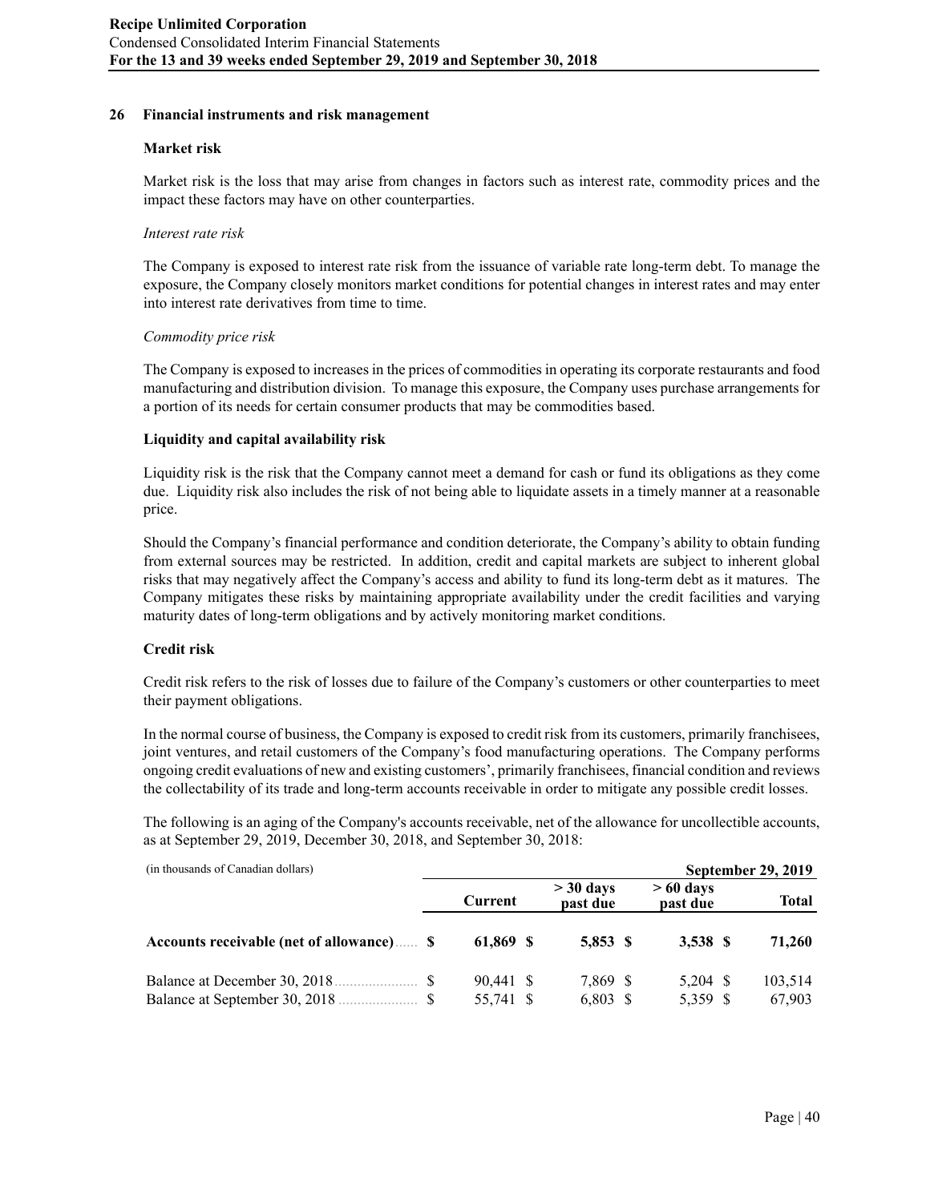## 26 Financial instruments and risk management

### Market risk

Market risk is the loss that may arise from changes in factors such as interest rate, commodity prices and the impact these factors may have on other counterparties.

*Interest rate risk*

The Company is exposed to interest rate risk from the issuance of variable rate long-term debt. To manage the exposure, the Company closely monitors market conditions for potential changes in interest rates and may enter into interest rate derivatives from time to time.

*Commodity price risk*

The Company is exposed to increases in the prices of commodities in operating its corporate restaurants and food manufacturing and distribution division. To manage this exposure, the Company uses purchase arrangements for a portion of its needs for certain consumer products that may be commodities based.

### Liquidity and capital availability risk

Liquidity risk is the risk that the Company cannot meet a demand for cash or fund its obligations as they come due. Liquidity risk also includes the risk of not being able to liquidate assets in a timely manner at a reasonable price.

Should the Company's financial performance and condition deteriorate, the Company's ability to obtain funding from external sources may be restricted. In addition, credit and capital markets are subject to inherent global risks that may negatively affect the Company's access and ability to fund its long-term debt as it matures. The Company mitigates these risks by maintaining appropriate availability under the credit facilities and varying maturity dates of long-term obligations and by actively monitoring market conditions.

### Credit risk

Credit risk refers to the risk of losses due to failure of the Company's customers or other counterparties to meet their payment obligations.

In the normal course of business, the Company is exposed to credit risk from its customers, primarily franchisees, joint ventures, and retail customers of the Company's food manufacturing operations. The Company performs ongoing credit evaluations of new and existing customers', primarily franchisees, financial condition and reviews the collectability of its trade and long-term accounts receivable in order to mitigate any possible credit losses.

The following is an aging of the Company's accounts receivable, net of the allowance for uncollectible accounts, as at September 29, 2019, December 30, 2018, and September 30, 2018:

| (in thousands of Canadian dollars) | | | | **September 29, 2019** |
|---|---|---|---|---|
| | **Current** | **> 30 days past due** | **> 60 days past due** | **Total** |
| **Accounts receivable (net of allowance)** | **$ 61,869** | **$ 5,853** | **$ 3,538** | **$ 71,260** |
| Balance at December 30, 2018 | $ 90,441 | $ 7,869 | $ 5,204 | $ 103,514 |
| Balance at September 30, 2018 | $ 55,741 | $ 6,803 | $ 5,359 | $ 67,903 |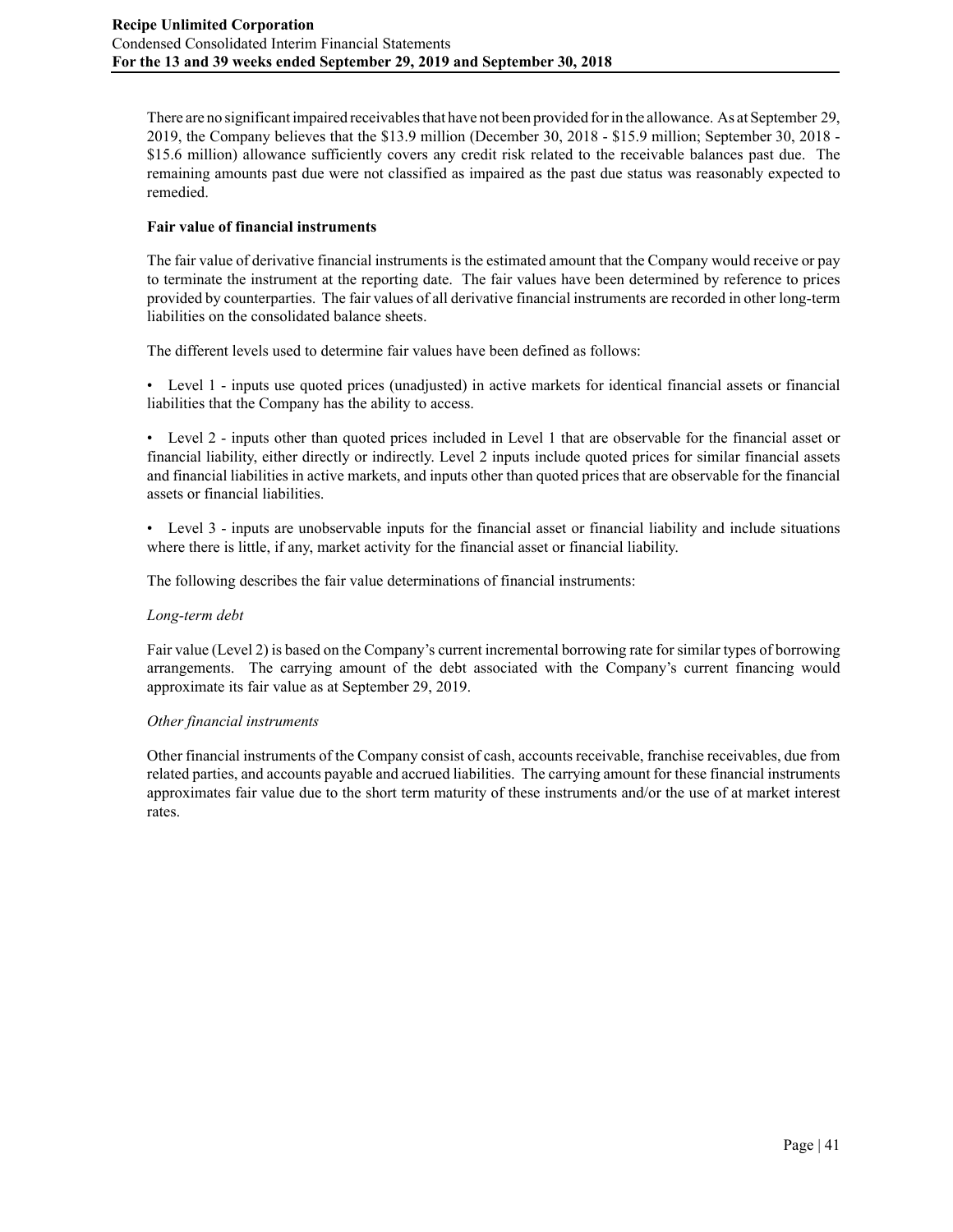There are no significant impaired receivables that have not been provided for in the allowance. As at September 29, 2019, the Company believes that the $13.9 million (December 30, 2018 - $15.9 million; September 30, 2018 - $15.6 million) allowance sufficiently covers any credit risk related to the receivable balances past due. The remaining amounts past due were not classified as impaired as the past due status was reasonably expected to remedied.

**Fair value of financial instruments**

The fair value of derivative financial instruments is the estimated amount that the Company would receive or pay to terminate the instrument at the reporting date. The fair values have been determined by reference to prices provided by counterparties. The fair values of all derivative financial instruments are recorded in other long-term liabilities on the consolidated balance sheets.

The different levels used to determine fair values have been defined as follows:

- Level 1 - inputs use quoted prices (unadjusted) in active markets for identical financial assets or financial liabilities that the Company has the ability to access.

- Level 2 - inputs other than quoted prices included in Level 1 that are observable for the financial asset or financial liability, either directly or indirectly. Level 2 inputs include quoted prices for similar financial assets and financial liabilities in active markets, and inputs other than quoted prices that are observable for the financial assets or financial liabilities.

- Level 3 - inputs are unobservable inputs for the financial asset or financial liability and include situations where there is little, if any, market activity for the financial asset or financial liability.

The following describes the fair value determinations of financial instruments:

*Long-term debt*

Fair value (Level 2) is based on the Company's current incremental borrowing rate for similar types of borrowing arrangements. The carrying amount of the debt associated with the Company's current financing would approximate its fair value as at September 29, 2019.

*Other financial instruments*

Other financial instruments of the Company consist of cash, accounts receivable, franchise receivables, due from related parties, and accounts payable and accrued liabilities. The carrying amount for these financial instruments approximates fair value due to the short term maturity of these instruments and/or the use of at market interest rates.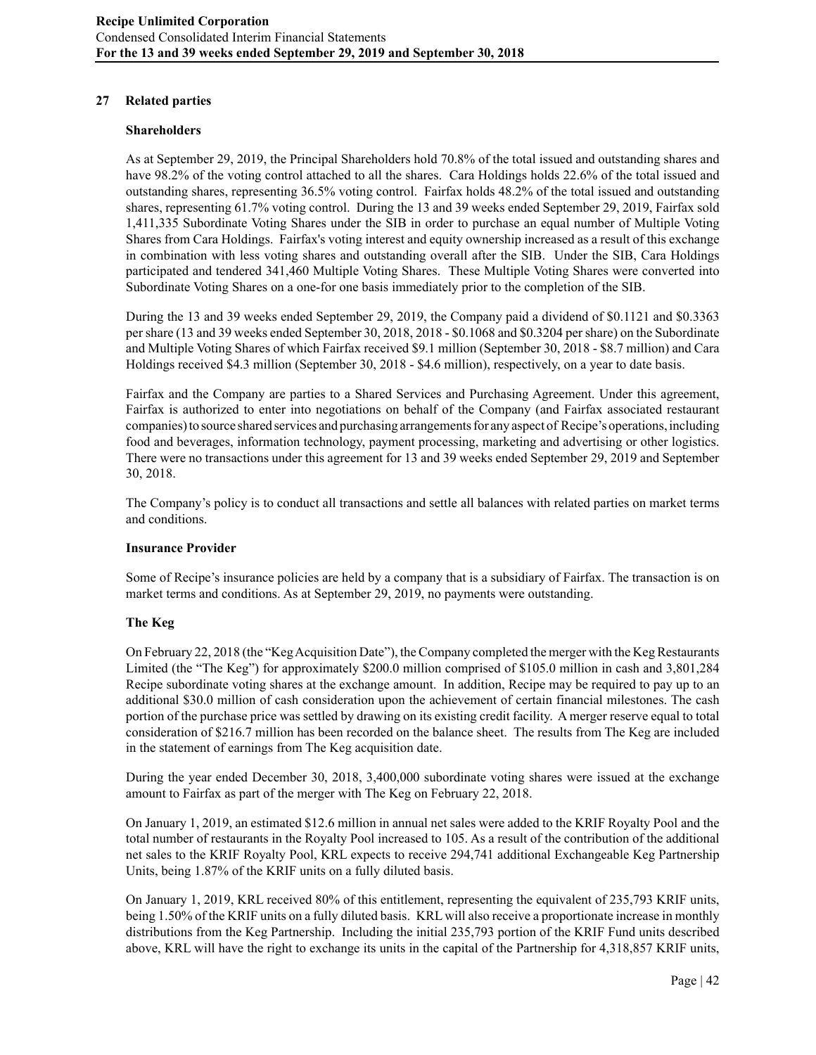## 27 Related parties

### Shareholders

As at September 29, 2019, the Principal Shareholders hold 70.8% of the total issued and outstanding shares and have 98.2% of the voting control attached to all the shares. Cara Holdings holds 22.6% of the total issued and outstanding shares, representing 36.5% voting control. Fairfax holds 48.2% of the total issued and outstanding shares, representing 61.7% voting control. During the 13 and 39 weeks ended September 29, 2019, Fairfax sold 1,411,335 Subordinate Voting Shares under the SIB in order to purchase an equal number of Multiple Voting Shares from Cara Holdings. Fairfax's voting interest and equity ownership increased as a result of this exchange in combination with less voting shares and outstanding overall after the SIB. Under the SIB, Cara Holdings participated and tendered 341,460 Multiple Voting Shares. These Multiple Voting Shares were converted into Subordinate Voting Shares on a one-for one basis immediately prior to the completion of the SIB.

During the 13 and 39 weeks ended September 29, 2019, the Company paid a dividend of $0.1121 and $0.3363 per share (13 and 39 weeks ended September 30, 2018, 2018 - $0.1068 and $0.3204 per share) on the Subordinate and Multiple Voting Shares of which Fairfax received $9.1 million (September 30, 2018 - $8.7 million) and Cara Holdings received $4.3 million (September 30, 2018 - $4.6 million), respectively, on a year to date basis.

Fairfax and the Company are parties to a Shared Services and Purchasing Agreement. Under this agreement, Fairfax is authorized to enter into negotiations on behalf of the Company (and Fairfax associated restaurant companies) to source shared services and purchasing arrangements for any aspect of Recipe's operations, including food and beverages, information technology, payment processing, marketing and advertising or other logistics. There were no transactions under this agreement for 13 and 39 weeks ended September 29, 2019 and September 30, 2018.

The Company's policy is to conduct all transactions and settle all balances with related parties on market terms and conditions.

### Insurance Provider

Some of Recipe's insurance policies are held by a company that is a subsidiary of Fairfax. The transaction is on market terms and conditions. As at September 29, 2019, no payments were outstanding.

### The Keg

On February 22, 2018 (the "Keg Acquisition Date"), the Company completed the merger with the Keg Restaurants Limited (the "The Keg") for approximately $200.0 million comprised of $105.0 million in cash and 3,801,284 Recipe subordinate voting shares at the exchange amount. In addition, Recipe may be required to pay up to an additional $30.0 million of cash consideration upon the achievement of certain financial milestones. The cash portion of the purchase price was settled by drawing on its existing credit facility. A merger reserve equal to total consideration of $216.7 million has been recorded on the balance sheet. The results from The Keg are included in the statement of earnings from The Keg acquisition date.

During the year ended December 30, 2018, 3,400,000 subordinate voting shares were issued at the exchange amount to Fairfax as part of the merger with The Keg on February 22, 2018.

On January 1, 2019, an estimated $12.6 million in annual net sales were added to the KRIF Royalty Pool and the total number of restaurants in the Royalty Pool increased to 105. As a result of the contribution of the additional net sales to the KRIF Royalty Pool, KRL expects to receive 294,741 additional Exchangeable Keg Partnership Units, being 1.87% of the KRIF units on a fully diluted basis.

On January 1, 2019, KRL received 80% of this entitlement, representing the equivalent of 235,793 KRIF units, being 1.50% of the KRIF units on a fully diluted basis. KRL will also receive a proportionate increase in monthly distributions from the Keg Partnership. Including the initial 235,793 portion of the KRIF Fund units described above, KRL will have the right to exchange its units in the capital of the Partnership for 4,318,857 KRIF units,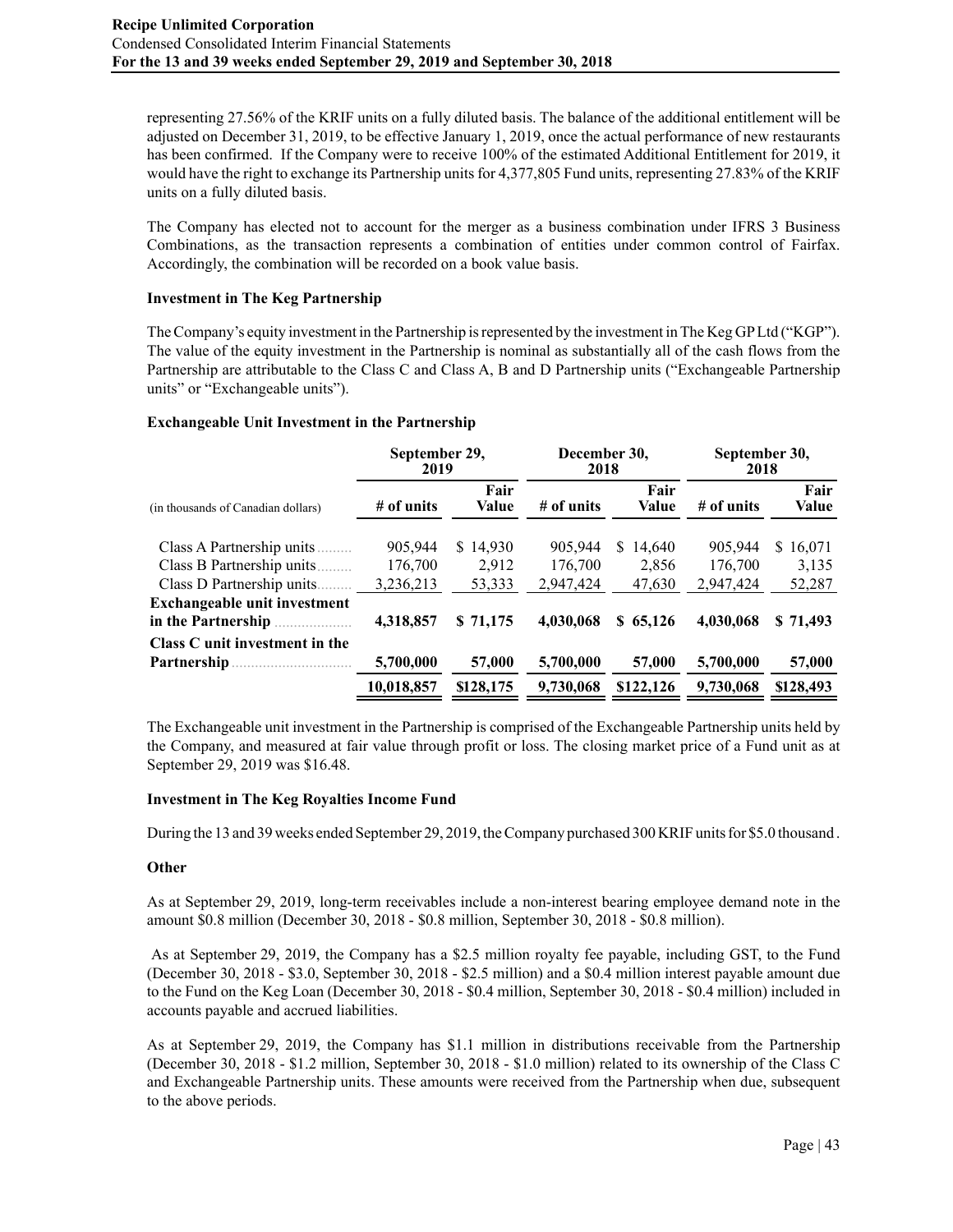representing 27.56% of the KRIF units on a fully diluted basis. The balance of the additional entitlement will be adjusted on December 31, 2019, to be effective January 1, 2019, once the actual performance of new restaurants has been confirmed. If the Company were to receive 100% of the estimated Additional Entitlement for 2019, it would have the right to exchange its Partnership units for 4,377,805 Fund units, representing 27.83% of the KRIF units on a fully diluted basis.

The Company has elected not to account for the merger as a business combination under IFRS 3 Business Combinations, as the transaction represents a combination of entities under common control of Fairfax. Accordingly, the combination will be recorded on a book value basis.

**Investment in The Keg Partnership**

The Company's equity investment in the Partnership is represented by the investment in The Keg GP Ltd ("KGP"). The value of the equity investment in the Partnership is nominal as substantially all of the cash flows from the Partnership are attributable to the Class C and Class A, B and D Partnership units ("Exchangeable Partnership units" or "Exchangeable units").

**Exchangeable Unit Investment in the Partnership**

| | September 29, 2019 | | December 30, 2018 | | September 30, 2018 | |
|---|---|---|---|---|---|---|
| (in thousands of Canadian dollars) | # of units | Fair Value | # of units | Fair Value | # of units | Fair Value |
| Class A Partnership units | 905,944 | $ 14,930 | 905,944 | $ 14,640 | 905,944 | $ 16,071 |
| Class B Partnership units | 176,700 | 2,912 | 176,700 | 2,856 | 176,700 | 3,135 |
| Class D Partnership units | 3,236,213 | 53,333 | 2,947,424 | 47,630 | 2,947,424 | 52,287 |
| **Exchangeable unit investment in the Partnership** | **4,318,857** | **$ 71,175** | **4,030,068** | **$ 65,126** | **4,030,068** | **$ 71,493** |
| **Class C unit investment in the Partnership** | **5,700,000** | **57,000** | **5,700,000** | **57,000** | **5,700,000** | **57,000** |
| | **10,018,857** | **$128,175** | **9,730,068** | **$122,126** | **9,730,068** | **$128,493** |

The Exchangeable unit investment in the Partnership is comprised of the Exchangeable Partnership units held by the Company, and measured at fair value through profit or loss. The closing market price of a Fund unit as at September 29, 2019 was $16.48.

**Investment in The Keg Royalties Income Fund**

During the 13 and 39 weeks ended September 29, 2019, the Company purchased 300 KRIF units for $5.0 thousand.

**Other**

As at September 29, 2019, long-term receivables include a non-interest bearing employee demand note in the amount $0.8 million (December 30, 2018 - $0.8 million, September 30, 2018 - $0.8 million).

As at September 29, 2019, the Company has a $2.5 million royalty fee payable, including GST, to the Fund (December 30, 2018 - $3.0, September 30, 2018 - $2.5 million) and a $0.4 million interest payable amount due to the Fund on the Keg Loan (December 30, 2018 - $0.4 million, September 30, 2018 - $0.4 million) included in accounts payable and accrued liabilities.

As at September 29, 2019, the Company has $1.1 million in distributions receivable from the Partnership (December 30, 2018 - $1.2 million, September 30, 2018 - $1.0 million) related to its ownership of the Class C and Exchangeable Partnership units. These amounts were received from the Partnership when due, subsequent to the above periods.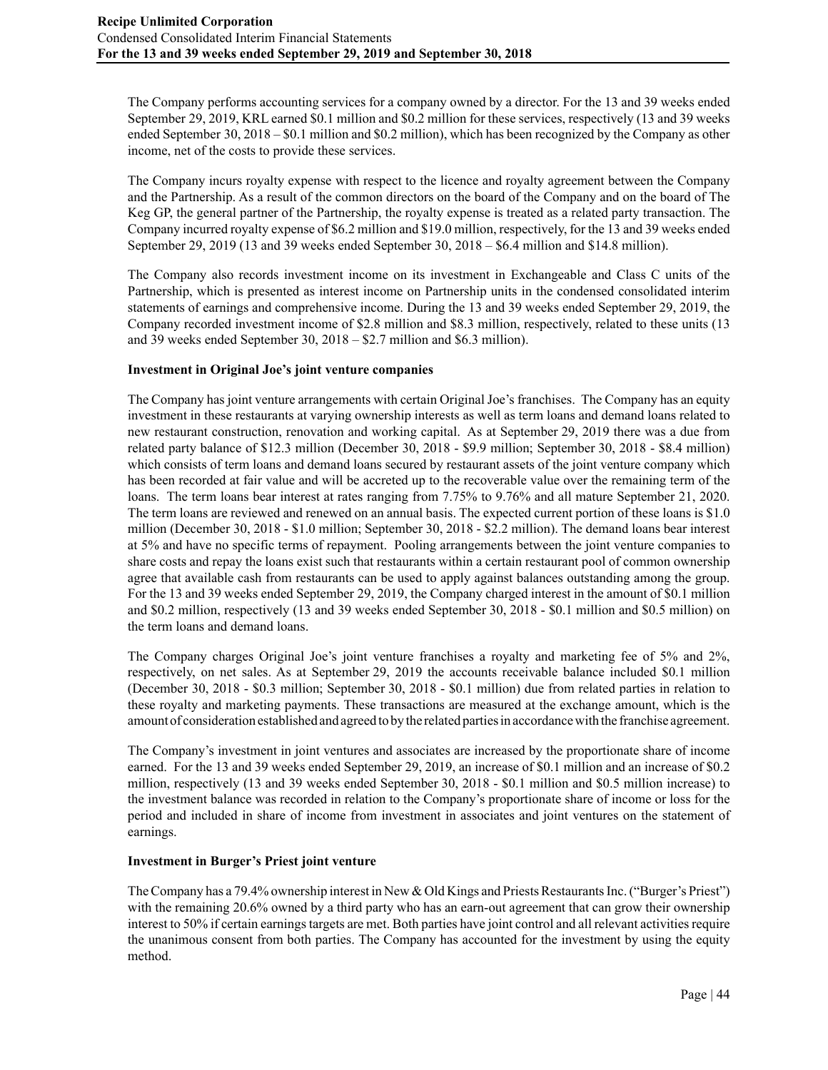The Company performs accounting services for a company owned by a director. For the 13 and 39 weeks ended September 29, 2019, KRL earned $0.1 million and $0.2 million for these services, respectively (13 and 39 weeks ended September 30, 2018 – $0.1 million and $0.2 million), which has been recognized by the Company as other income, net of the costs to provide these services.

The Company incurs royalty expense with respect to the licence and royalty agreement between the Company and the Partnership. As a result of the common directors on the board of the Company and on the board of The Keg GP, the general partner of the Partnership, the royalty expense is treated as a related party transaction. The Company incurred royalty expense of $6.2 million and $19.0 million, respectively, for the 13 and 39 weeks ended September 29, 2019 (13 and 39 weeks ended September 30, 2018 – $6.4 million and $14.8 million).

The Company also records investment income on its investment in Exchangeable and Class C units of the Partnership, which is presented as interest income on Partnership units in the condensed consolidated interim statements of earnings and comprehensive income. During the 13 and 39 weeks ended September 29, 2019, the Company recorded investment income of $2.8 million and $8.3 million, respectively, related to these units (13 and 39 weeks ended September 30, 2018 – $2.7 million and $6.3 million).

**Investment in Original Joe's joint venture companies**

The Company has joint venture arrangements with certain Original Joe's franchises. The Company has an equity investment in these restaurants at varying ownership interests as well as term loans and demand loans related to new restaurant construction, renovation and working capital. As at September 29, 2019 there was a due from related party balance of $12.3 million (December 30, 2018 - $9.9 million; September 30, 2018 - $8.4 million) which consists of term loans and demand loans secured by restaurant assets of the joint venture company which has been recorded at fair value and will be accreted up to the recoverable value over the remaining term of the loans. The term loans bear interest at rates ranging from 7.75% to 9.76% and all mature September 21, 2020. The term loans are reviewed and renewed on an annual basis. The expected current portion of these loans is $1.0 million (December 30, 2018 - $1.0 million; September 30, 2018 - $2.2 million). The demand loans bear interest at 5% and have no specific terms of repayment. Pooling arrangements between the joint venture companies to share costs and repay the loans exist such that restaurants within a certain restaurant pool of common ownership agree that available cash from restaurants can be used to apply against balances outstanding among the group. For the 13 and 39 weeks ended September 29, 2019, the Company charged interest in the amount of $0.1 million and $0.2 million, respectively (13 and 39 weeks ended September 30, 2018 - $0.1 million and $0.5 million) on the term loans and demand loans.

The Company charges Original Joe's joint venture franchises a royalty and marketing fee of 5% and 2%, respectively, on net sales. As at September 29, 2019 the accounts receivable balance included $0.1 million (December 30, 2018 - $0.3 million; September 30, 2018 - $0.1 million) due from related parties in relation to these royalty and marketing payments. These transactions are measured at the exchange amount, which is the amount of consideration established and agreed to by the related parties in accordance with the franchise agreement.

The Company's investment in joint ventures and associates are increased by the proportionate share of income earned. For the 13 and 39 weeks ended September 29, 2019, an increase of $0.1 million and an increase of $0.2 million, respectively (13 and 39 weeks ended September 30, 2018 - $0.1 million and $0.5 million increase) to the investment balance was recorded in relation to the Company's proportionate share of income or loss for the period and included in share of income from investment in associates and joint ventures on the statement of earnings.

**Investment in Burger's Priest joint venture**

The Company has a 79.4% ownership interest in New & Old Kings and Priests Restaurants Inc. ("Burger's Priest") with the remaining 20.6% owned by a third party who has an earn-out agreement that can grow their ownership interest to 50% if certain earnings targets are met. Both parties have joint control and all relevant activities require the unanimous consent from both parties. The Company has accounted for the investment by using the equity method.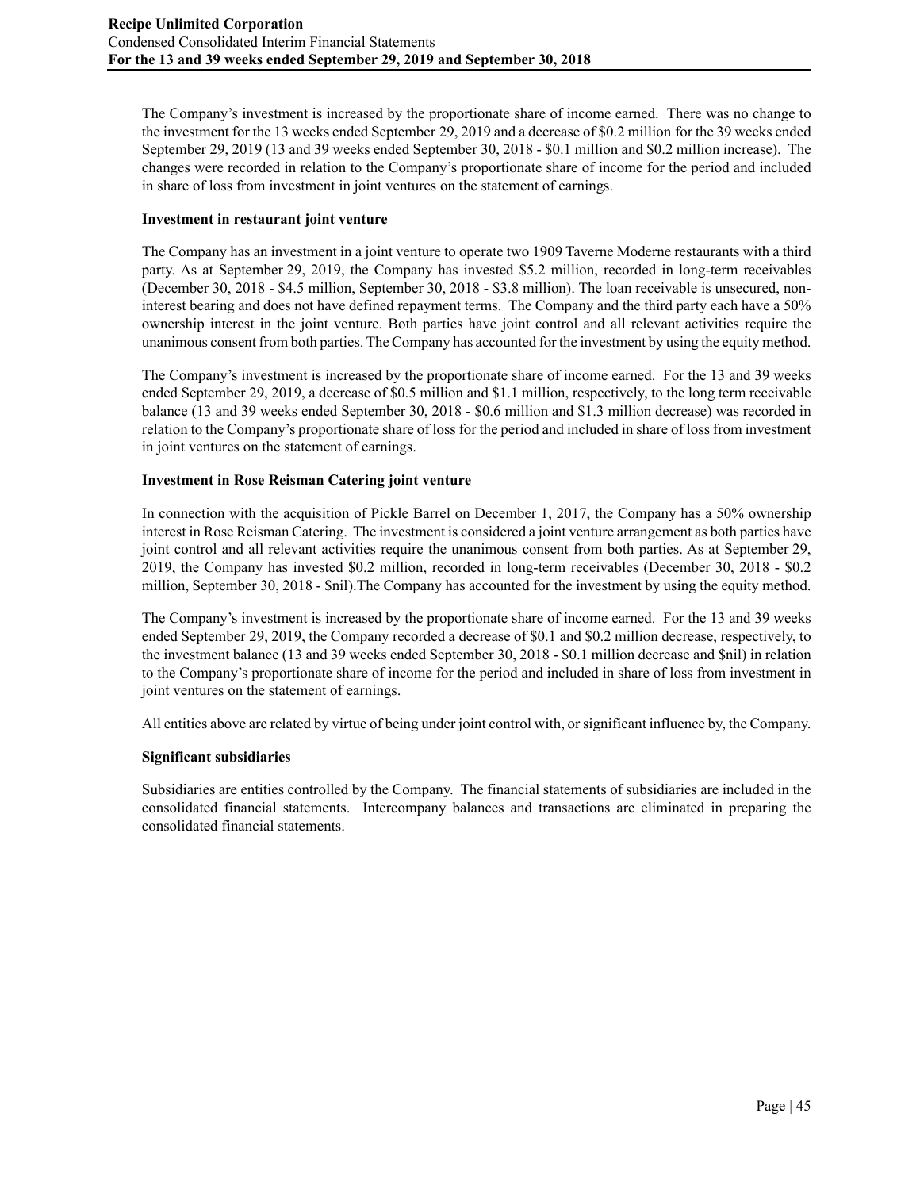The Company's investment is increased by the proportionate share of income earned. There was no change to the investment for the 13 weeks ended September 29, 2019 and a decrease of $0.2 million for the 39 weeks ended September 29, 2019 (13 and 39 weeks ended September 30, 2018 - $0.1 million and $0.2 million increase). The changes were recorded in relation to the Company's proportionate share of income for the period and included in share of loss from investment in joint ventures on the statement of earnings.

**Investment in restaurant joint venture**

The Company has an investment in a joint venture to operate two 1909 Taverne Moderne restaurants with a third party. As at September 29, 2019, the Company has invested $5.2 million, recorded in long-term receivables (December 30, 2018 - $4.5 million, September 30, 2018 - $3.8 million). The loan receivable is unsecured, non-interest bearing and does not have defined repayment terms. The Company and the third party each have a 50% ownership interest in the joint venture. Both parties have joint control and all relevant activities require the unanimous consent from both parties. The Company has accounted for the investment by using the equity method.

The Company's investment is increased by the proportionate share of income earned. For the 13 and 39 weeks ended September 29, 2019, a decrease of $0.5 million and $1.1 million, respectively, to the long term receivable balance (13 and 39 weeks ended September 30, 2018 - $0.6 million and $1.3 million decrease) was recorded in relation to the Company's proportionate share of loss for the period and included in share of loss from investment in joint ventures on the statement of earnings.

**Investment in Rose Reisman Catering joint venture**

In connection with the acquisition of Pickle Barrel on December 1, 2017, the Company has a 50% ownership interest in Rose Reisman Catering. The investment is considered a joint venture arrangement as both parties have joint control and all relevant activities require the unanimous consent from both parties. As at September 29, 2019, the Company has invested $0.2 million, recorded in long-term receivables (December 30, 2018 - $0.2 million, September 30, 2018 - $nil).The Company has accounted for the investment by using the equity method.

The Company's investment is increased by the proportionate share of income earned. For the 13 and 39 weeks ended September 29, 2019, the Company recorded a decrease of $0.1 and $0.2 million decrease, respectively, to the investment balance (13 and 39 weeks ended September 30, 2018 - $0.1 million decrease and $nil) in relation to the Company's proportionate share of income for the period and included in share of loss from investment in joint ventures on the statement of earnings.

All entities above are related by virtue of being under joint control with, or significant influence by, the Company.

**Significant subsidiaries**

Subsidiaries are entities controlled by the Company. The financial statements of subsidiaries are included in the consolidated financial statements. Intercompany balances and transactions are eliminated in preparing the consolidated financial statements.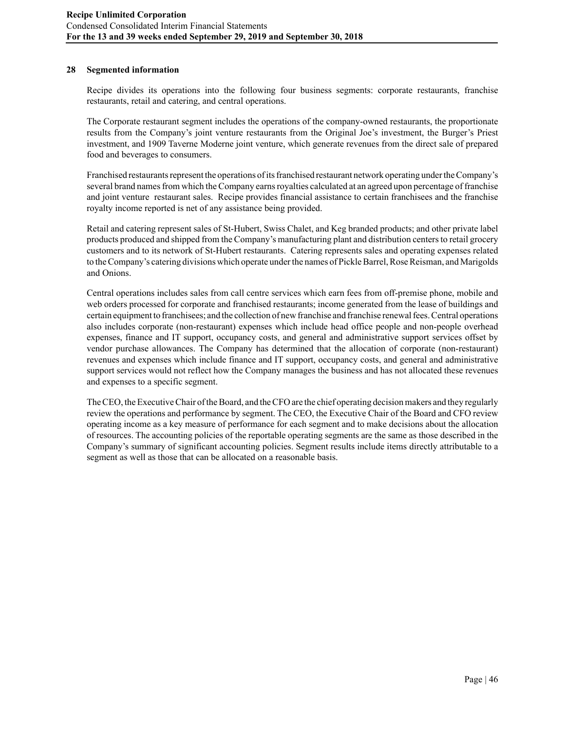## 28 Segmented information

Recipe divides its operations into the following four business segments: corporate restaurants, franchise restaurants, retail and catering, and central operations.

The Corporate restaurant segment includes the operations of the company-owned restaurants, the proportionate results from the Company's joint venture restaurants from the Original Joe's investment, the Burger's Priest investment, and 1909 Taverne Moderne joint venture, which generate revenues from the direct sale of prepared food and beverages to consumers.

Franchised restaurants represent the operations of its franchised restaurant network operating under the Company's several brand names from which the Company earns royalties calculated at an agreed upon percentage of franchise and joint venture restaurant sales. Recipe provides financial assistance to certain franchisees and the franchise royalty income reported is net of any assistance being provided.

Retail and catering represent sales of St-Hubert, Swiss Chalet, and Keg branded products; and other private label products produced and shipped from the Company's manufacturing plant and distribution centers to retail grocery customers and to its network of St-Hubert restaurants. Catering represents sales and operating expenses related to the Company's catering divisions which operate under the names of Pickle Barrel, Rose Reisman, and Marigolds and Onions.

Central operations includes sales from call centre services which earn fees from off-premise phone, mobile and web orders processed for corporate and franchised restaurants; income generated from the lease of buildings and certain equipment to franchisees; and the collection of new franchise and franchise renewal fees. Central operations also includes corporate (non-restaurant) expenses which include head office people and non-people overhead expenses, finance and IT support, occupancy costs, and general and administrative support services offset by vendor purchase allowances. The Company has determined that the allocation of corporate (non-restaurant) revenues and expenses which include finance and IT support, occupancy costs, and general and administrative support services would not reflect how the Company manages the business and has not allocated these revenues and expenses to a specific segment.

The CEO, the Executive Chair of the Board, and the CFO are the chief operating decision makers and they regularly review the operations and performance by segment. The CEO, the Executive Chair of the Board and CFO review operating income as a key measure of performance for each segment and to make decisions about the allocation of resources. The accounting policies of the reportable operating segments are the same as those described in the Company's summary of significant accounting policies. Segment results include items directly attributable to a segment as well as those that can be allocated on a reasonable basis.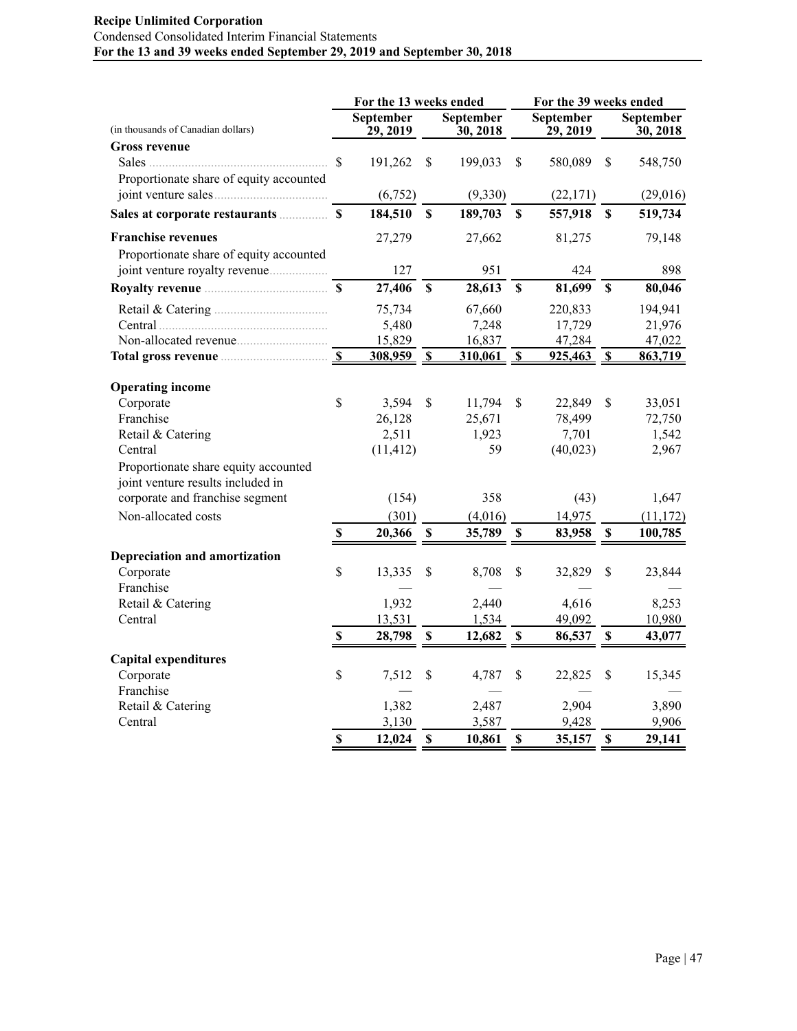**Recipe Unlimited Corporation**
Condensed Consolidated Interim Financial Statements
**For the 13 and 39 weeks ended September 29, 2019 and September 30, 2018**

| (in thousands of Canadian dollars) | For the 13 weeks ended September 29, 2019 | For the 13 weeks ended September 30, 2018 | For the 39 weeks ended September 29, 2019 | For the 39 weeks ended September 30, 2018 |
|---|---|---|---|---|
| **Gross revenue** | | | | |
| Sales | $ 191,262 | $ 199,033 | $ 580,089 | $ 548,750 |
| Proportionate share of equity accounted joint venture sales | (6,752) | (9,330) | (22,171) | (29,016) |
| **Sales at corporate restaurants** | **$ 184,510** | **$ 189,703** | **$ 557,918** | **$ 519,734** |
| **Franchise revenues** | 27,279 | 27,662 | 81,275 | 79,148 |
| Proportionate share of equity accounted joint venture royalty revenue | 127 | 951 | 424 | 898 |
| **Royalty revenue** | **$ 27,406** | **$ 28,613** | **$ 81,699** | **$ 80,046** |
| Retail & Catering | 75,734 | 67,660 | 220,833 | 194,941 |
| Central | 5,480 | 7,248 | 17,729 | 21,976 |
| Non-allocated revenue | 15,829 | 16,837 | 47,284 | 47,022 |
| **Total gross revenue** | **$ 308,959** | **$ 310,061** | **$ 925,463** | **$ 863,719** |
| **Operating income** | | | | |
| Corporate | $ 3,594 | $ 11,794 | $ 22,849 | $ 33,051 |
| Franchise | 26,128 | 25,671 | 78,499 | 72,750 |
| Retail & Catering | 2,511 | 1,923 | 7,701 | 1,542 |
| Central | (11,412) | 59 | (40,023) | 2,967 |
| Proportionate share equity accounted joint venture results included in corporate and franchise segment | (154) | 358 | (43) | 1,647 |
| Non-allocated costs | (301) | (4,016) | 14,975 | (11,172) |
| | **$ 20,366** | **$ 35,789** | **$ 83,958** | **$ 100,785** |
| **Depreciation and amortization** | | | | |
| Corporate | $ 13,335 | $ 8,708 | $ 32,829 | $ 23,844 |
| Franchise | — | — | — | — |
| Retail & Catering | 1,932 | 2,440 | 4,616 | 8,253 |
| Central | 13,531 | 1,534 | 49,092 | 10,980 |
| | **$ 28,798** | **$ 12,682** | **$ 86,537** | **$ 43,077** |
| **Capital expenditures** | | | | |
| Corporate | $ 7,512 | $ 4,787 | $ 22,825 | $ 15,345 |
| Franchise | — | — | — | — |
| Retail & Catering | 1,382 | 2,487 | 2,904 | 3,890 |
| Central | 3,130 | 3,587 | 9,428 | 9,906 |
| | **$ 12,024** | **$ 10,861** | **$ 35,157** | **$ 29,141** |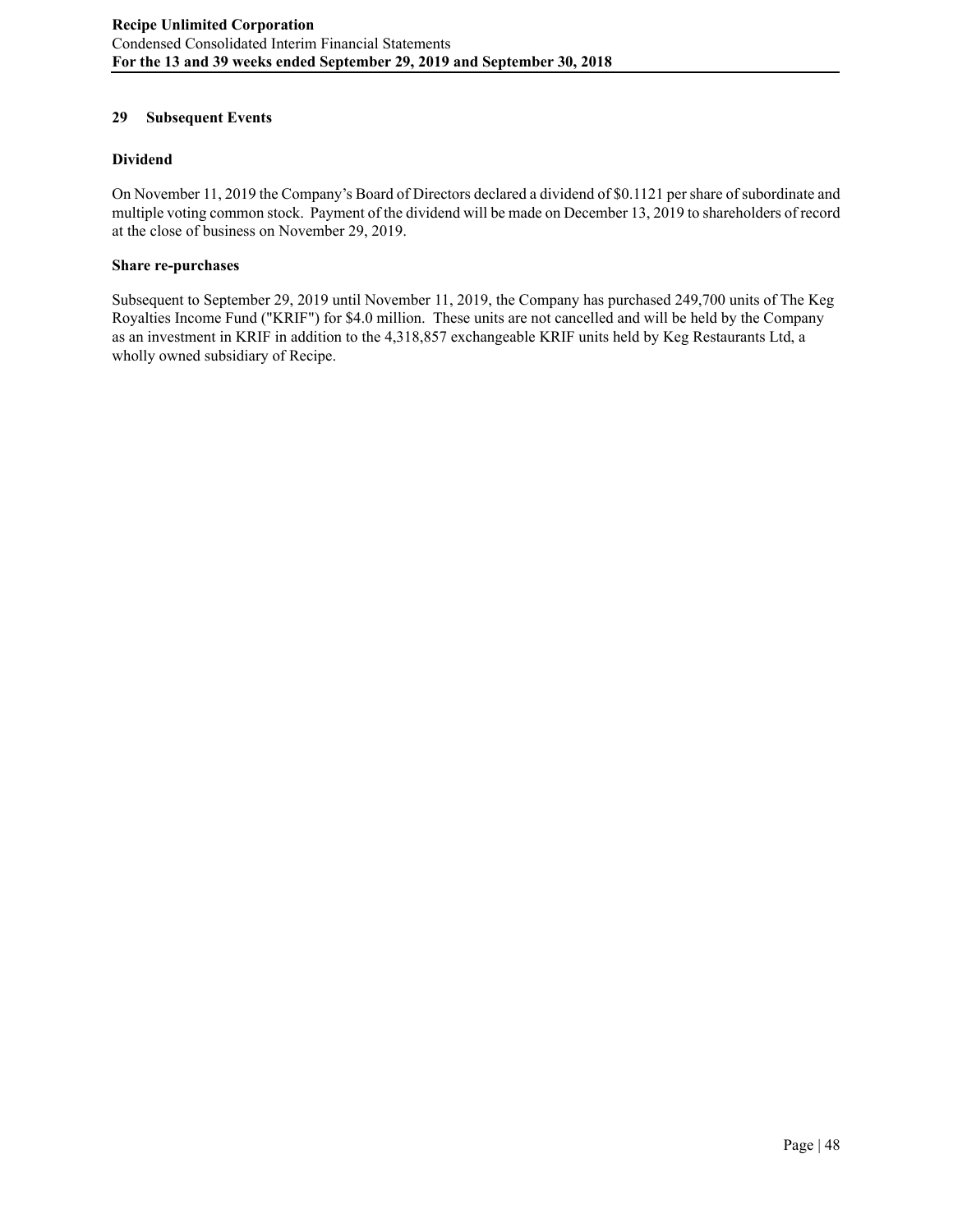## 29 Subsequent Events

### Dividend

On November 11, 2019 the Company's Board of Directors declared a dividend of $0.1121 per share of subordinate and multiple voting common stock. Payment of the dividend will be made on December 13, 2019 to shareholders of record at the close of business on November 29, 2019.

### Share re-purchases

Subsequent to September 29, 2019 until November 11, 2019, the Company has purchased 249,700 units of The Keg Royalties Income Fund ("KRIF") for $4.0 million. These units are not cancelled and will be held by the Company as an investment in KRIF in addition to the 4,318,857 exchangeable KRIF units held by Keg Restaurants Ltd, a wholly owned subsidiary of Recipe.